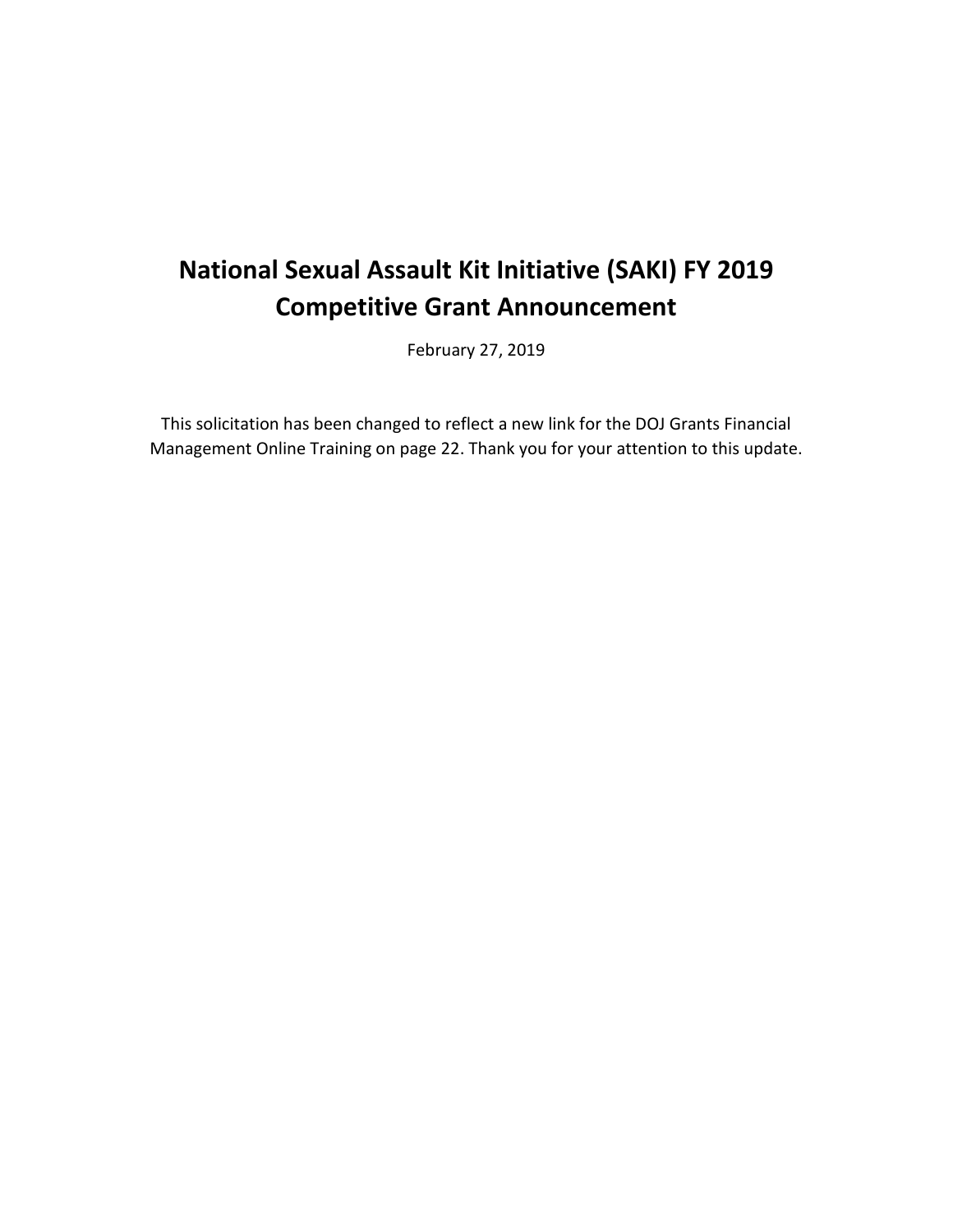# National Sexual Assault Kit Initiative (SAKI) FY 2019 Competitive Grant Announcement

February 27, 2019

This solicitation has been changed to reflect a new link for the DOJ Grants Financial Management Online Training on page 22. Thank you for your attention to this update.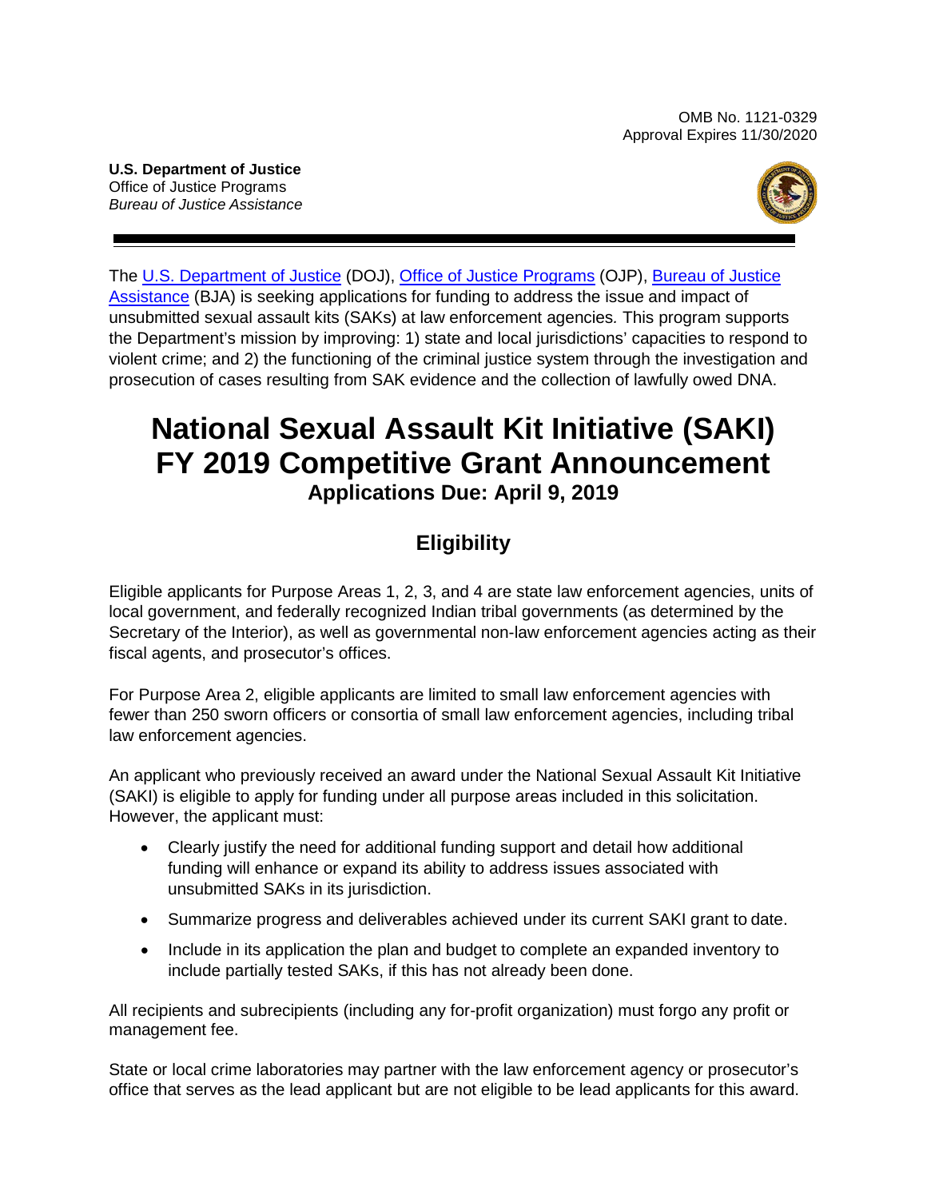OMB No. 1121-0329
Approval Expires 11/30/2020

**U.S. Department of Justice**
Office of Justice Programs
*Bureau of Justice Assistance*

The U.S. Department of Justice (DOJ), Office of Justice Programs (OJP), Bureau of Justice Assistance (BJA) is seeking applications for funding to address the issue and impact of unsubmitted sexual assault kits (SAKs) at law enforcement agencies. This program supports the Department's mission by improving: 1) state and local jurisdictions' capacities to respond to violent crime; and 2) the functioning of the criminal justice system through the investigation and prosecution of cases resulting from SAK evidence and the collection of lawfully owed DNA.

# National Sexual Assault Kit Initiative (SAKI) FY 2019 Competitive Grant Announcement

**Applications Due: April 9, 2019**

## Eligibility

Eligible applicants for Purpose Areas 1, 2, 3, and 4 are state law enforcement agencies, units of local government, and federally recognized Indian tribal governments (as determined by the Secretary of the Interior), as well as governmental non-law enforcement agencies acting as their fiscal agents, and prosecutor's offices.

For Purpose Area 2, eligible applicants are limited to small law enforcement agencies with fewer than 250 sworn officers or consortia of small law enforcement agencies, including tribal law enforcement agencies.

An applicant who previously received an award under the National Sexual Assault Kit Initiative (SAKI) is eligible to apply for funding under all purpose areas included in this solicitation. However, the applicant must:

- Clearly justify the need for additional funding support and detail how additional funding will enhance or expand its ability to address issues associated with unsubmitted SAKs in its jurisdiction.
- Summarize progress and deliverables achieved under its current SAKI grant to date.
- Include in its application the plan and budget to complete an expanded inventory to include partially tested SAKs, if this has not already been done.

All recipients and subrecipients (including any for-profit organization) must forgo any profit or management fee.

State or local crime laboratories may partner with the law enforcement agency or prosecutor's office that serves as the lead applicant but are not eligible to be lead applicants for this award.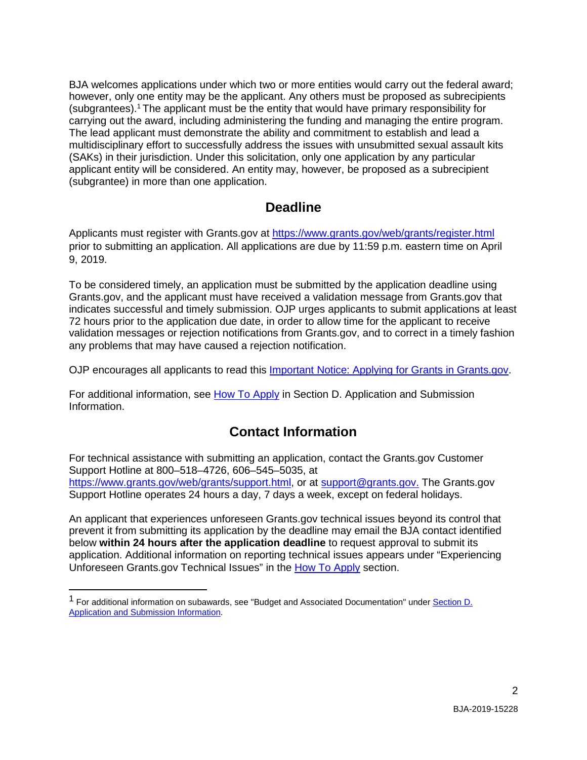BJA welcomes applications under which two or more entities would carry out the federal award; however, only one entity may be the applicant. Any others must be proposed as subrecipients (subgrantees).[1] The applicant must be the entity that would have primary responsibility for carrying out the award, including administering the funding and managing the entire program. The lead applicant must demonstrate the ability and commitment to establish and lead a multidisciplinary effort to successfully address the issues with unsubmitted sexual assault kits (SAKs) in their jurisdiction. Under this solicitation, only one application by any particular applicant entity will be considered. An entity may, however, be proposed as a subrecipient (subgrantee) in more than one application.

## Deadline

Applicants must register with Grants.gov at [https://www.grants.gov/web/grants/register.html](https://www.grants.gov/web/grants/register.html) prior to submitting an application. All applications are due by 11:59 p.m. eastern time on April 9, 2019.

To be considered timely, an application must be submitted by the application deadline using Grants.gov, and the applicant must have received a validation message from Grants.gov that indicates successful and timely submission. OJP urges applicants to submit applications at least 72 hours prior to the application due date, in order to allow time for the applicant to receive validation messages or rejection notifications from Grants.gov, and to correct in a timely fashion any problems that may have caused a rejection notification.

OJP encourages all applicants to read this Important Notice: Applying for Grants in Grants.gov.

For additional information, see How To Apply in Section D. Application and Submission Information.

## Contact Information

For technical assistance with submitting an application, contact the Grants.gov Customer Support Hotline at 800–518–4726, 606–545–5035, at [https://www.grants.gov/web/grants/support.html](https://www.grants.gov/web/grants/support.html), or at support@grants.gov. The Grants.gov Support Hotline operates 24 hours a day, 7 days a week, except on federal holidays.

An applicant that experiences unforeseen Grants.gov technical issues beyond its control that prevent it from submitting its application by the deadline may email the BJA contact identified below **within 24 hours after the application deadline** to request approval to submit its application. Additional information on reporting technical issues appears under "Experiencing Unforeseen Grants.gov Technical Issues" in the How To Apply section.

---

[1] For additional information on subawards, see "Budget and Associated Documentation" under Section D. Application and Submission Information.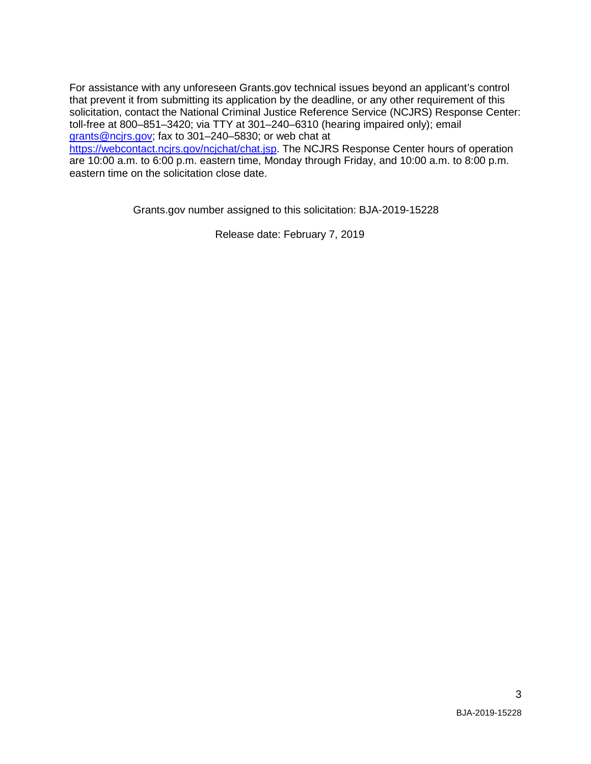For assistance with any unforeseen Grants.gov technical issues beyond an applicant's control that prevent it from submitting its application by the deadline, or any other requirement of this solicitation, contact the National Criminal Justice Reference Service (NCJRS) Response Center: toll-free at 800–851–3420; via TTY at 301–240–6310 (hearing impaired only); email [grants@ncjrs.gov](mailto:grants@ncjrs.gov); fax to 301–240–5830; or web chat at [https://webcontact.ncjrs.gov/ncjchat/chat.jsp](https://webcontact.ncjrs.gov/ncjchat/chat.jsp). The NCJRS Response Center hours of operation are 10:00 a.m. to 6:00 p.m. eastern time, Monday through Friday, and 10:00 a.m. to 8:00 p.m. eastern time on the solicitation close date.

Grants.gov number assigned to this solicitation: BJA-2019-15228

Release date: February 7, 2019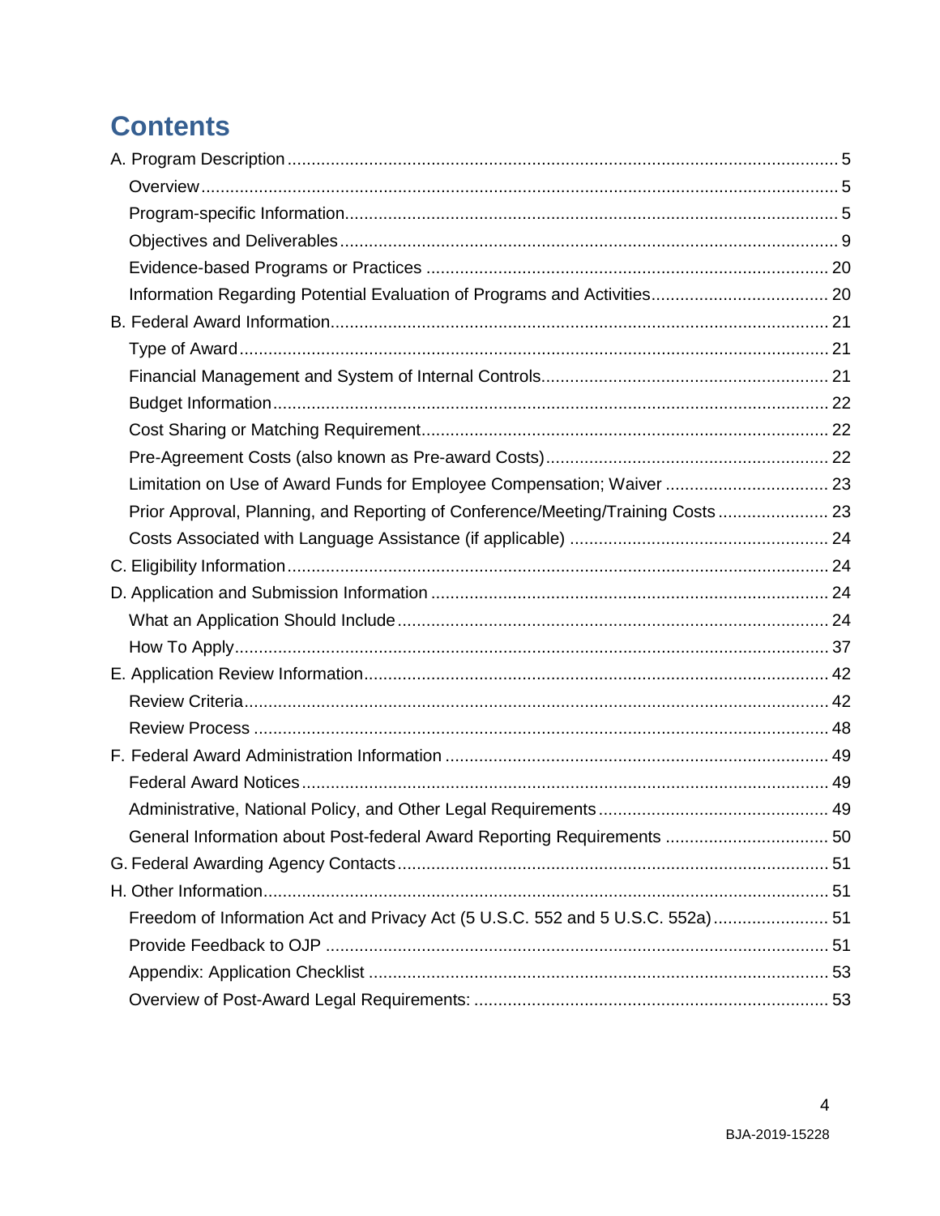# Contents

A. Program Description .......... 5
- Overview .......... 5
- Program-specific Information .......... 5
- Objectives and Deliverables .......... 9
- Evidence-based Programs or Practices .......... 20
- Information Regarding Potential Evaluation of Programs and Activities .......... 20

B. Federal Award Information .......... 21
- Type of Award .......... 21
- Financial Management and System of Internal Controls .......... 21
- Budget Information .......... 22
- Cost Sharing or Matching Requirement .......... 22
- Pre-Agreement Costs (also known as Pre-award Costs) .......... 22
- Limitation on Use of Award Funds for Employee Compensation; Waiver .......... 23
- Prior Approval, Planning, and Reporting of Conference/Meeting/Training Costs .......... 23
- Costs Associated with Language Assistance (if applicable) .......... 24

C. Eligibility Information .......... 24

D. Application and Submission Information .......... 24
- What an Application Should Include .......... 24
- How To Apply .......... 37

E. Application Review Information .......... 42
- Review Criteria .......... 42
- Review Process .......... 48

F. Federal Award Administration Information .......... 49
- Federal Award Notices .......... 49
- Administrative, National Policy, and Other Legal Requirements .......... 49
- General Information about Post-federal Award Reporting Requirements .......... 50

G. Federal Awarding Agency Contacts .......... 51

H. Other Information .......... 51
- Freedom of Information Act and Privacy Act (5 U.S.C. 552 and 5 U.S.C. 552a) .......... 51
- Provide Feedback to OJP .......... 51
- Appendix: Application Checklist .......... 53
- Overview of Post-Award Legal Requirements: .......... 53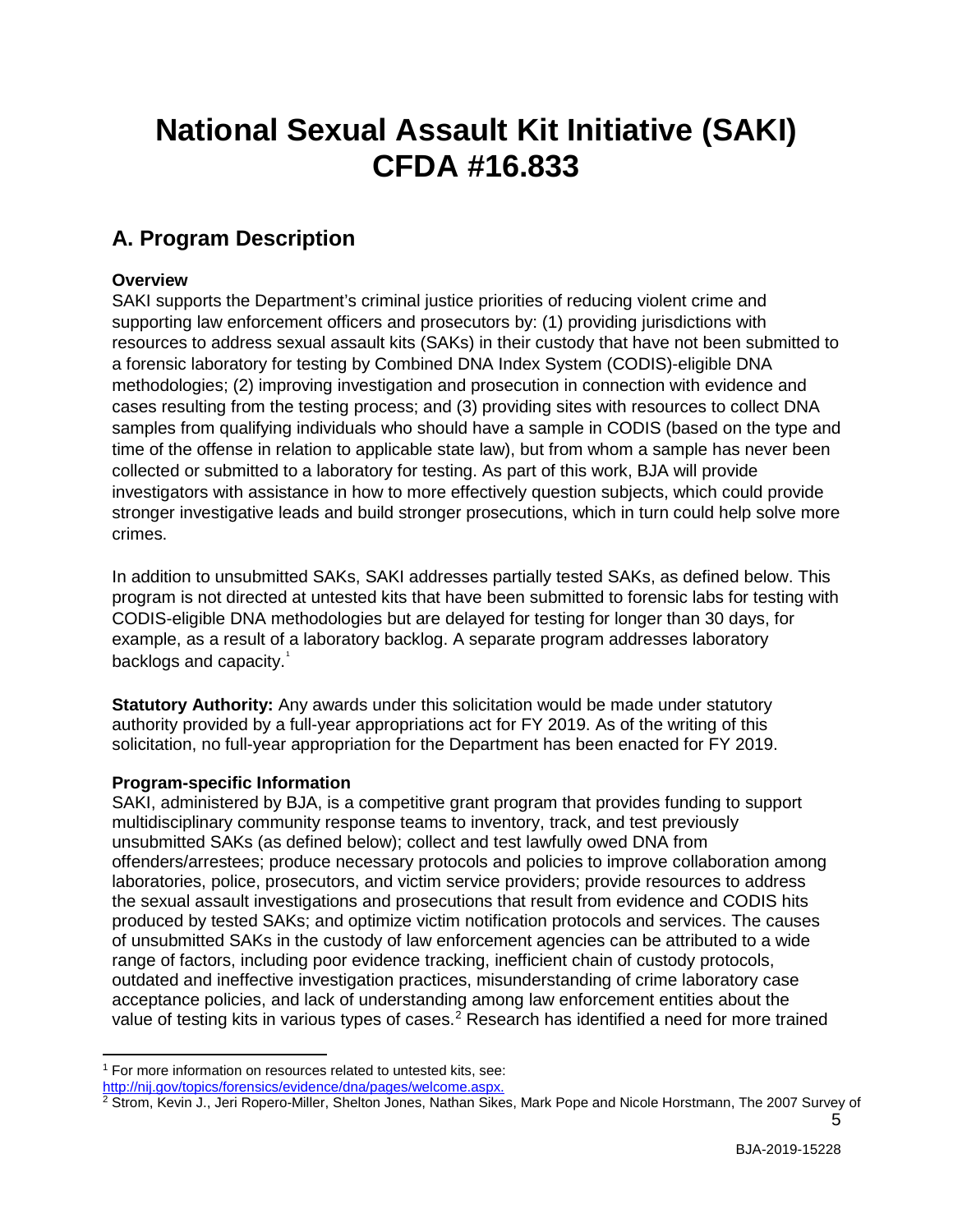# National Sexual Assault Kit Initiative (SAKI) CFDA #16.833

## A. Program Description

**Overview**

SAKI supports the Department's criminal justice priorities of reducing violent crime and supporting law enforcement officers and prosecutors by: (1) providing jurisdictions with resources to address sexual assault kits (SAKs) in their custody that have not been submitted to a forensic laboratory for testing by Combined DNA Index System (CODIS)-eligible DNA methodologies; (2) improving investigation and prosecution in connection with evidence and cases resulting from the testing process; and (3) providing sites with resources to collect DNA samples from qualifying individuals who should have a sample in CODIS (based on the type and time of the offense in relation to applicable state law), but from whom a sample has never been collected or submitted to a laboratory for testing. As part of this work, BJA will provide investigators with assistance in how to more effectively question subjects, which could provide stronger investigative leads and build stronger prosecutions, which in turn could help solve more crimes.

In addition to unsubmitted SAKs, SAKI addresses partially tested SAKs, as defined below. This program is not directed at untested kits that have been submitted to forensic labs for testing with CODIS-eligible DNA methodologies but are delayed for testing for longer than 30 days, for example, as a result of a laboratory backlog. A separate program addresses laboratory backlogs and capacity.[1]

**Statutory Authority:** Any awards under this solicitation would be made under statutory authority provided by a full-year appropriations act for FY 2019. As of the writing of this solicitation, no full-year appropriation for the Department has been enacted for FY 2019.

**Program-specific Information**

SAKI, administered by BJA, is a competitive grant program that provides funding to support multidisciplinary community response teams to inventory, track, and test previously unsubmitted SAKs (as defined below); collect and test lawfully owed DNA from offenders/arrestees; produce necessary protocols and policies to improve collaboration among laboratories, police, prosecutors, and victim service providers; provide resources to address the sexual assault investigations and prosecutions that result from evidence and CODIS hits produced by tested SAKs; and optimize victim notification protocols and services. The causes of unsubmitted SAKs in the custody of law enforcement agencies can be attributed to a wide range of factors, including poor evidence tracking, inefficient chain of custody protocols, outdated and ineffective investigation practices, misunderstanding of crime laboratory case acceptance policies, and lack of understanding among law enforcement entities about the value of testing kits in various types of cases.[2] Research has identified a need for more trained

---

[1] For more information on resources related to untested kits, see: http://nij.gov/topics/forensics/evidence/dna/pages/welcome.aspx.

[2] Strom, Kevin J., Jeri Ropero-Miller, Shelton Jones, Nathan Sikes, Mark Pope and Nicole Horstmann, The 2007 Survey of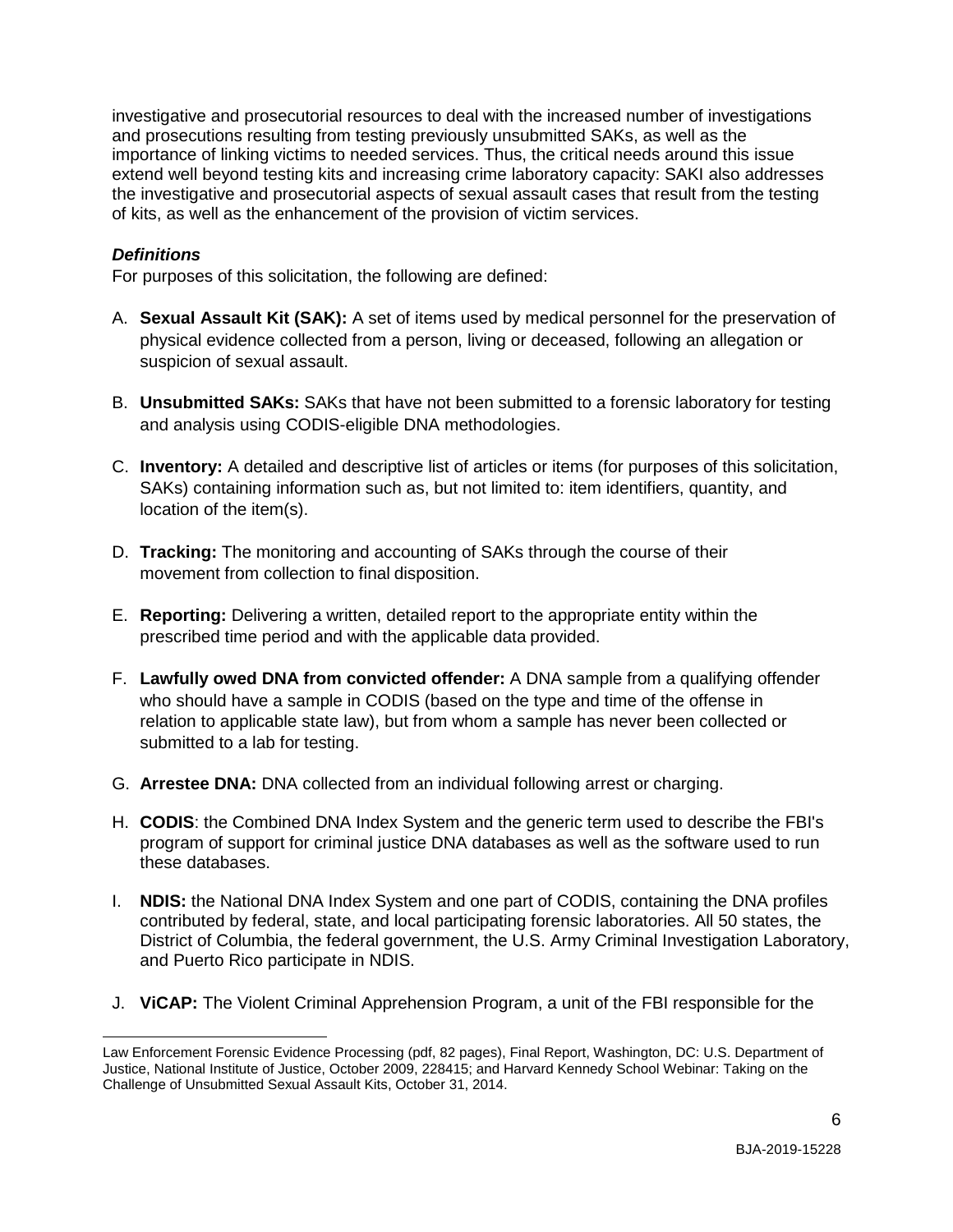investigative and prosecutorial resources to deal with the increased number of investigations and prosecutions resulting from testing previously unsubmitted SAKs, as well as the importance of linking victims to needed services. Thus, the critical needs around this issue extend well beyond testing kits and increasing crime laboratory capacity: SAKI also addresses the investigative and prosecutorial aspects of sexual assault cases that result from the testing of kits, as well as the enhancement of the provision of victim services.

***Definitions***

For purposes of this solicitation, the following are defined:

A. **Sexual Assault Kit (SAK):** A set of items used by medical personnel for the preservation of physical evidence collected from a person, living or deceased, following an allegation or suspicion of sexual assault.

B. **Unsubmitted SAKs:** SAKs that have not been submitted to a forensic laboratory for testing and analysis using CODIS-eligible DNA methodologies.

C. **Inventory:** A detailed and descriptive list of articles or items (for purposes of this solicitation, SAKs) containing information such as, but not limited to: item identifiers, quantity, and location of the item(s).

D. **Tracking:** The monitoring and accounting of SAKs through the course of their movement from collection to final disposition.

E. **Reporting:** Delivering a written, detailed report to the appropriate entity within the prescribed time period and with the applicable data provided.

F. **Lawfully owed DNA from convicted offender:** A DNA sample from a qualifying offender who should have a sample in CODIS (based on the type and time of the offense in relation to applicable state law), but from whom a sample has never been collected or submitted to a lab for testing.

G. **Arrestee DNA:** DNA collected from an individual following arrest or charging.

H. **CODIS**: the Combined DNA Index System and the generic term used to describe the FBI's program of support for criminal justice DNA databases as well as the software used to run these databases.

I. **NDIS:** the National DNA Index System and one part of CODIS, containing the DNA profiles contributed by federal, state, and local participating forensic laboratories. All 50 states, the District of Columbia, the federal government, the U.S. Army Criminal Investigation Laboratory, and Puerto Rico participate in NDIS.

J. **ViCAP:** The Violent Criminal Apprehension Program, a unit of the FBI responsible for the

Law Enforcement Forensic Evidence Processing (pdf, 82 pages), Final Report, Washington, DC: U.S. Department of Justice, National Institute of Justice, October 2009, 228415; and Harvard Kennedy School Webinar: Taking on the Challenge of Unsubmitted Sexual Assault Kits, October 31, 2014.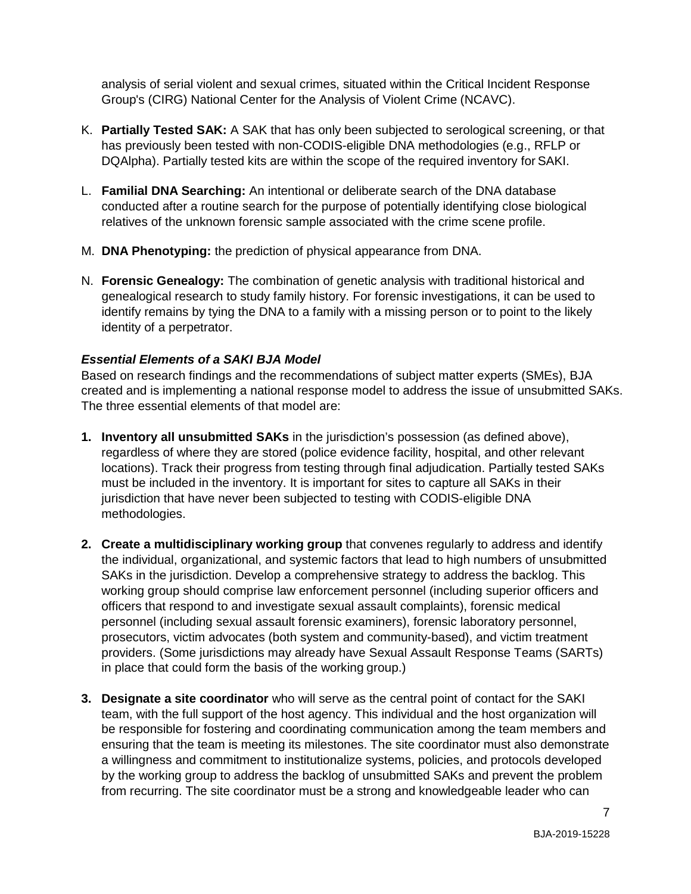analysis of serial violent and sexual crimes, situated within the Critical Incident Response Group's (CIRG) National Center for the Analysis of Violent Crime (NCAVC).

K. **Partially Tested SAK:** A SAK that has only been subjected to serological screening, or that has previously been tested with non-CODIS-eligible DNA methodologies (e.g., RFLP or DQAlpha). Partially tested kits are within the scope of the required inventory for SAKI.

L. **Familial DNA Searching:** An intentional or deliberate search of the DNA database conducted after a routine search for the purpose of potentially identifying close biological relatives of the unknown forensic sample associated with the crime scene profile.

M. **DNA Phenotyping:** the prediction of physical appearance from DNA.

N. **Forensic Genealogy:** The combination of genetic analysis with traditional historical and genealogical research to study family history. For forensic investigations, it can be used to identify remains by tying the DNA to a family with a missing person or to point to the likely identity of a perpetrator.

### *Essential Elements of a SAKI BJA Model*

Based on research findings and the recommendations of subject matter experts (SMEs), BJA created and is implementing a national response model to address the issue of unsubmitted SAKs. The three essential elements of that model are:

1. **Inventory all unsubmitted SAKs** in the jurisdiction's possession (as defined above), regardless of where they are stored (police evidence facility, hospital, and other relevant locations). Track their progress from testing through final adjudication. Partially tested SAKs must be included in the inventory. It is important for sites to capture all SAKs in their jurisdiction that have never been subjected to testing with CODIS-eligible DNA methodologies.

2. **Create a multidisciplinary working group** that convenes regularly to address and identify the individual, organizational, and systemic factors that lead to high numbers of unsubmitted SAKs in the jurisdiction. Develop a comprehensive strategy to address the backlog. This working group should comprise law enforcement personnel (including superior officers and officers that respond to and investigate sexual assault complaints), forensic medical personnel (including sexual assault forensic examiners), forensic laboratory personnel, prosecutors, victim advocates (both system and community-based), and victim treatment providers. (Some jurisdictions may already have Sexual Assault Response Teams (SARTs) in place that could form the basis of the working group.)

3. **Designate a site coordinator** who will serve as the central point of contact for the SAKI team, with the full support of the host agency. This individual and the host organization will be responsible for fostering and coordinating communication among the team members and ensuring that the team is meeting its milestones. The site coordinator must also demonstrate a willingness and commitment to institutionalize systems, policies, and protocols developed by the working group to address the backlog of unsubmitted SAKs and prevent the problem from recurring. The site coordinator must be a strong and knowledgeable leader who can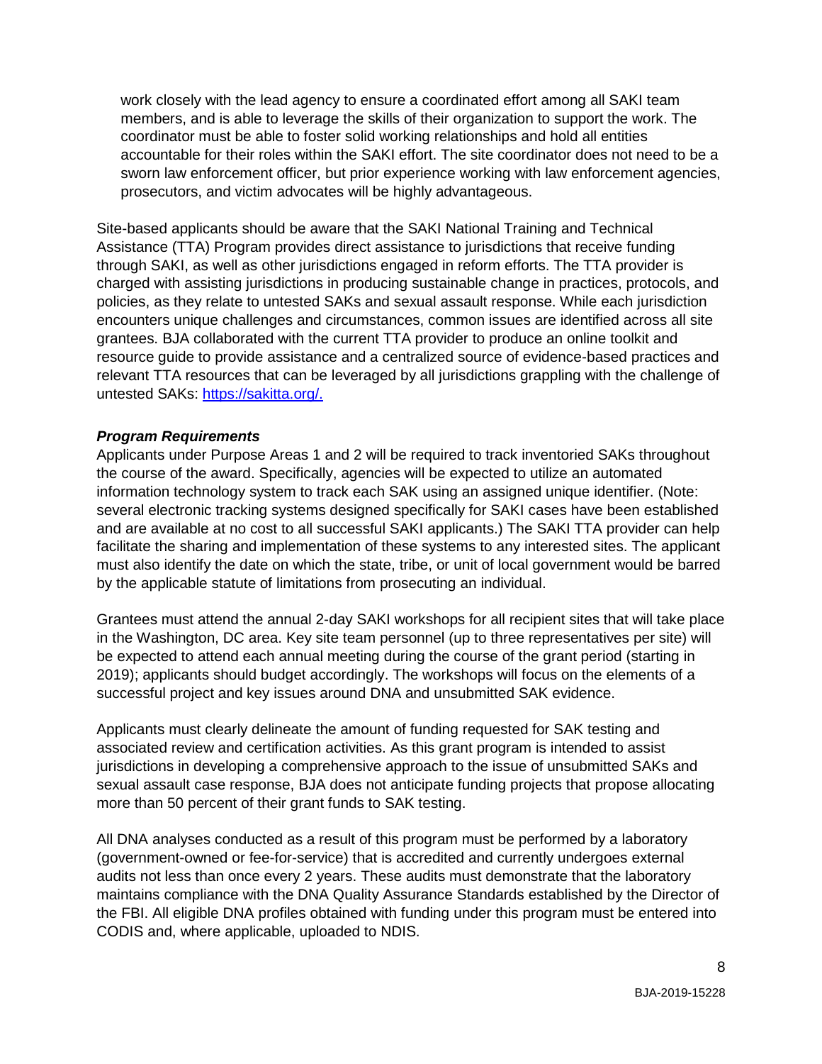work closely with the lead agency to ensure a coordinated effort among all SAKI team members, and is able to leverage the skills of their organization to support the work. The coordinator must be able to foster solid working relationships and hold all entities accountable for their roles within the SAKI effort. The site coordinator does not need to be a sworn law enforcement officer, but prior experience working with law enforcement agencies, prosecutors, and victim advocates will be highly advantageous.

Site-based applicants should be aware that the SAKI National Training and Technical Assistance (TTA) Program provides direct assistance to jurisdictions that receive funding through SAKI, as well as other jurisdictions engaged in reform efforts. The TTA provider is charged with assisting jurisdictions in producing sustainable change in practices, protocols, and policies, as they relate to untested SAKs and sexual assault response. While each jurisdiction encounters unique challenges and circumstances, common issues are identified across all site grantees. BJA collaborated with the current TTA provider to produce an online toolkit and resource guide to provide assistance and a centralized source of evidence-based practices and relevant TTA resources that can be leveraged by all jurisdictions grappling with the challenge of untested SAKs: [https://sakitta.org/.](https://sakitta.org/)

***Program Requirements***

Applicants under Purpose Areas 1 and 2 will be required to track inventoried SAKs throughout the course of the award. Specifically, agencies will be expected to utilize an automated information technology system to track each SAK using an assigned unique identifier. (Note: several electronic tracking systems designed specifically for SAKI cases have been established and are available at no cost to all successful SAKI applicants.) The SAKI TTA provider can help facilitate the sharing and implementation of these systems to any interested sites. The applicant must also identify the date on which the state, tribe, or unit of local government would be barred by the applicable statute of limitations from prosecuting an individual.

Grantees must attend the annual 2-day SAKI workshops for all recipient sites that will take place in the Washington, DC area. Key site team personnel (up to three representatives per site) will be expected to attend each annual meeting during the course of the grant period (starting in 2019); applicants should budget accordingly. The workshops will focus on the elements of a successful project and key issues around DNA and unsubmitted SAK evidence.

Applicants must clearly delineate the amount of funding requested for SAK testing and associated review and certification activities. As this grant program is intended to assist jurisdictions in developing a comprehensive approach to the issue of unsubmitted SAKs and sexual assault case response, BJA does not anticipate funding projects that propose allocating more than 50 percent of their grant funds to SAK testing.

All DNA analyses conducted as a result of this program must be performed by a laboratory (government-owned or fee-for-service) that is accredited and currently undergoes external audits not less than once every 2 years. These audits must demonstrate that the laboratory maintains compliance with the DNA Quality Assurance Standards established by the Director of the FBI. All eligible DNA profiles obtained with funding under this program must be entered into CODIS and, where applicable, uploaded to NDIS.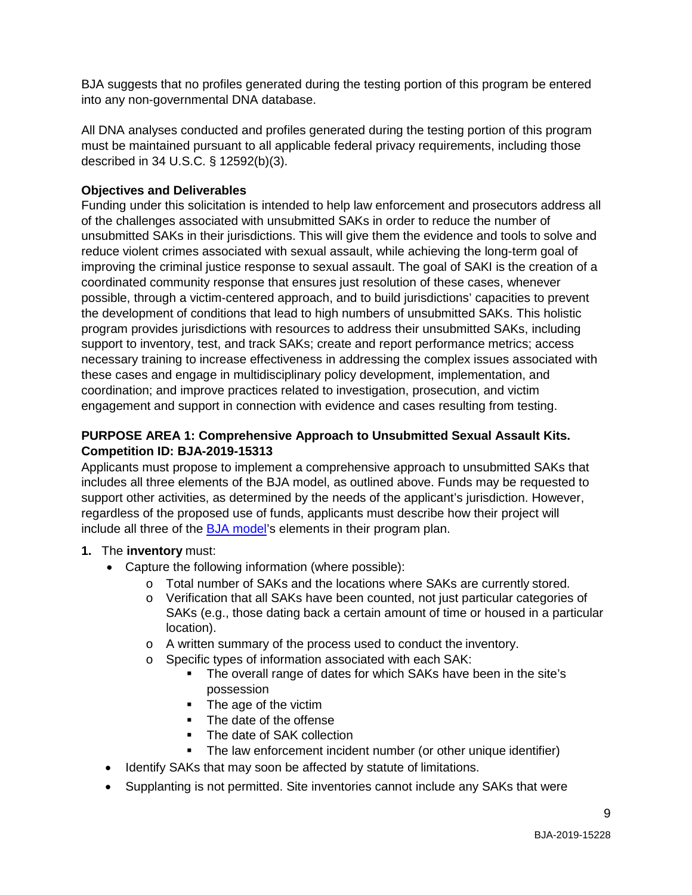BJA suggests that no profiles generated during the testing portion of this program be entered into any non-governmental DNA database.

All DNA analyses conducted and profiles generated during the testing portion of this program must be maintained pursuant to all applicable federal privacy requirements, including those described in 34 U.S.C. § 12592(b)(3).

**Objectives and Deliverables**

Funding under this solicitation is intended to help law enforcement and prosecutors address all of the challenges associated with unsubmitted SAKs in order to reduce the number of unsubmitted SAKs in their jurisdictions. This will give them the evidence and tools to solve and reduce violent crimes associated with sexual assault, while achieving the long-term goal of improving the criminal justice response to sexual assault. The goal of SAKI is the creation of a coordinated community response that ensures just resolution of these cases, whenever possible, through a victim-centered approach, and to build jurisdictions' capacities to prevent the development of conditions that lead to high numbers of unsubmitted SAKs. This holistic program provides jurisdictions with resources to address their unsubmitted SAKs, including support to inventory, test, and track SAKs; create and report performance metrics; access necessary training to increase effectiveness in addressing the complex issues associated with these cases and engage in multidisciplinary policy development, implementation, and coordination; and improve practices related to investigation, prosecution, and victim engagement and support in connection with evidence and cases resulting from testing.

**PURPOSE AREA 1: Comprehensive Approach to Unsubmitted Sexual Assault Kits. Competition ID: BJA-2019-15313**

Applicants must propose to implement a comprehensive approach to unsubmitted SAKs that includes all three elements of the BJA model, as outlined above. Funds may be requested to support other activities, as determined by the needs of the applicant's jurisdiction. However, regardless of the proposed use of funds, applicants must describe how their project will include all three of the BJA model's elements in their program plan.

**1.** The **inventory** must:

- Capture the following information (where possible):
  - Total number of SAKs and the locations where SAKs are currently stored.
  - Verification that all SAKs have been counted, not just particular categories of SAKs (e.g., those dating back a certain amount of time or housed in a particular location).
  - A written summary of the process used to conduct the inventory.
  - Specific types of information associated with each SAK:
    - The overall range of dates for which SAKs have been in the site's possession
    - The age of the victim
    - The date of the offense
    - The date of SAK collection
    - The law enforcement incident number (or other unique identifier)
- Identify SAKs that may soon be affected by statute of limitations.
- Supplanting is not permitted. Site inventories cannot include any SAKs that were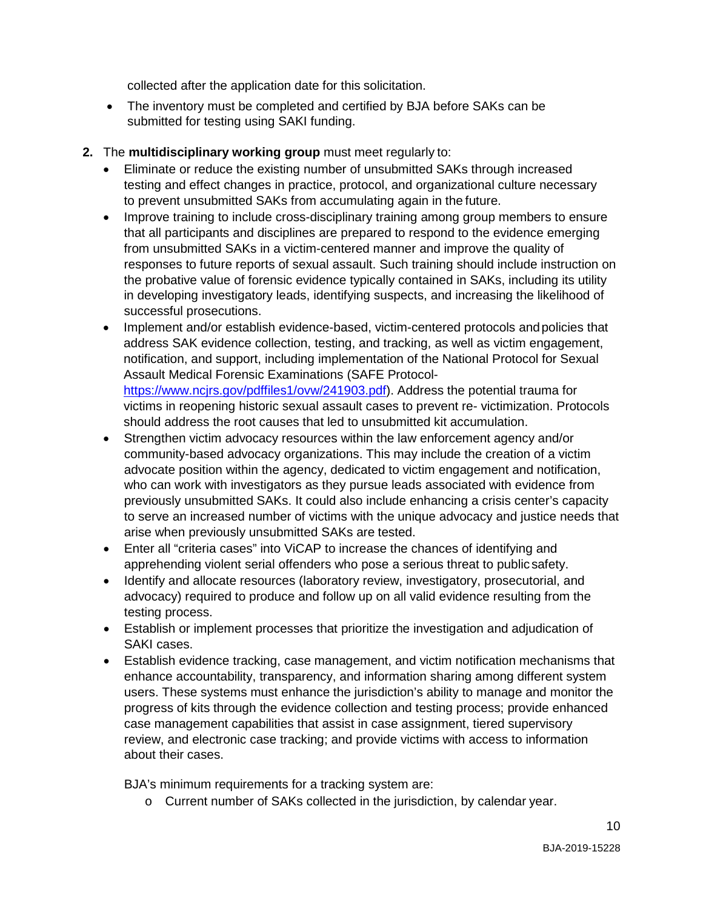collected after the application date for this solicitation.

- The inventory must be completed and certified by BJA before SAKs can be submitted for testing using SAKI funding.

2. The **multidisciplinary working group** must meet regularly to:
   - Eliminate or reduce the existing number of unsubmitted SAKs through increased testing and effect changes in practice, protocol, and organizational culture necessary to prevent unsubmitted SAKs from accumulating again in the future.
   - Improve training to include cross-disciplinary training among group members to ensure that all participants and disciplines are prepared to respond to the evidence emerging from unsubmitted SAKs in a victim-centered manner and improve the quality of responses to future reports of sexual assault. Such training should include instruction on the probative value of forensic evidence typically contained in SAKs, including its utility in developing investigatory leads, identifying suspects, and increasing the likelihood of successful prosecutions.
   - Implement and/or establish evidence-based, victim-centered protocols and policies that address SAK evidence collection, testing, and tracking, as well as victim engagement, notification, and support, including implementation of the National Protocol for Sexual Assault Medical Forensic Examinations (SAFE Protocol- [https://www.ncjrs.gov/pdffiles1/ovw/241903.pdf](https://www.ncjrs.gov/pdffiles1/ovw/241903.pdf)). Address the potential trauma for victims in reopening historic sexual assault cases to prevent re- victimization. Protocols should address the root causes that led to unsubmitted kit accumulation.
   - Strengthen victim advocacy resources within the law enforcement agency and/or community-based advocacy organizations. This may include the creation of a victim advocate position within the agency, dedicated to victim engagement and notification, who can work with investigators as they pursue leads associated with evidence from previously unsubmitted SAKs. It could also include enhancing a crisis center's capacity to serve an increased number of victims with the unique advocacy and justice needs that arise when previously unsubmitted SAKs are tested.
   - Enter all "criteria cases" into ViCAP to increase the chances of identifying and apprehending violent serial offenders who pose a serious threat to public safety.
   - Identify and allocate resources (laboratory review, investigatory, prosecutorial, and advocacy) required to produce and follow up on all valid evidence resulting from the testing process.
   - Establish or implement processes that prioritize the investigation and adjudication of SAKI cases.
   - Establish evidence tracking, case management, and victim notification mechanisms that enhance accountability, transparency, and information sharing among different system users. These systems must enhance the jurisdiction's ability to manage and monitor the progress of kits through the evidence collection and testing process; provide enhanced case management capabilities that assist in case assignment, tiered supervisory review, and electronic case tracking; and provide victims with access to information about their cases.

   BJA's minimum requirements for a tracking system are:

     - Current number of SAKs collected in the jurisdiction, by calendar year.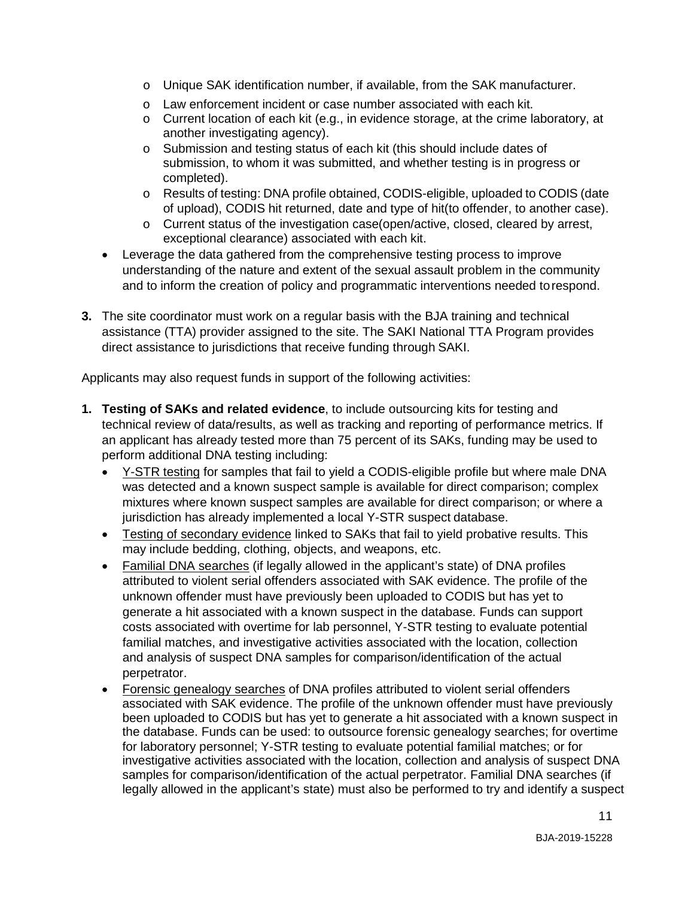- Unique SAK identification number, if available, from the SAK manufacturer.
  - Law enforcement incident or case number associated with each kit.
  - Current location of each kit (e.g., in evidence storage, at the crime laboratory, at another investigating agency).
  - Submission and testing status of each kit (this should include dates of submission, to whom it was submitted, and whether testing is in progress or completed).
  - Results of testing: DNA profile obtained, CODIS-eligible, uploaded to CODIS (date of upload), CODIS hit returned, date and type of hit(to offender, to another case).
  - Current status of the investigation case(open/active, closed, cleared by arrest, exceptional clearance) associated with each kit.
- Leverage the data gathered from the comprehensive testing process to improve understanding of the nature and extent of the sexual assault problem in the community and to inform the creation of policy and programmatic interventions needed to respond.

**3.** The site coordinator must work on a regular basis with the BJA training and technical assistance (TTA) provider assigned to the site. The SAKI National TTA Program provides direct assistance to jurisdictions that receive funding through SAKI.

Applicants may also request funds in support of the following activities:

1. **Testing of SAKs and related evidence**, to include outsourcing kits for testing and technical review of data/results, as well as tracking and reporting of performance metrics. If an applicant has already tested more than 75 percent of its SAKs, funding may be used to perform additional DNA testing including:
   - Y-STR testing for samples that fail to yield a CODIS-eligible profile but where male DNA was detected and a known suspect sample is available for direct comparison; complex mixtures where known suspect samples are available for direct comparison; or where a jurisdiction has already implemented a local Y-STR suspect database.
   - Testing of secondary evidence linked to SAKs that fail to yield probative results. This may include bedding, clothing, objects, and weapons, etc.
   - Familial DNA searches (if legally allowed in the applicant's state) of DNA profiles attributed to violent serial offenders associated with SAK evidence. The profile of the unknown offender must have previously been uploaded to CODIS but has yet to generate a hit associated with a known suspect in the database. Funds can support costs associated with overtime for lab personnel, Y-STR testing to evaluate potential familial matches, and investigative activities associated with the location, collection and analysis of suspect DNA samples for comparison/identification of the actual perpetrator.
   - Forensic genealogy searches of DNA profiles attributed to violent serial offenders associated with SAK evidence. The profile of the unknown offender must have previously been uploaded to CODIS but has yet to generate a hit associated with a known suspect in the database. Funds can be used: to outsource forensic genealogy searches; for overtime for laboratory personnel; Y-STR testing to evaluate potential familial matches; or for investigative activities associated with the location, collection and analysis of suspect DNA samples for comparison/identification of the actual perpetrator. Familial DNA searches (if legally allowed in the applicant's state) must also be performed to try and identify a suspect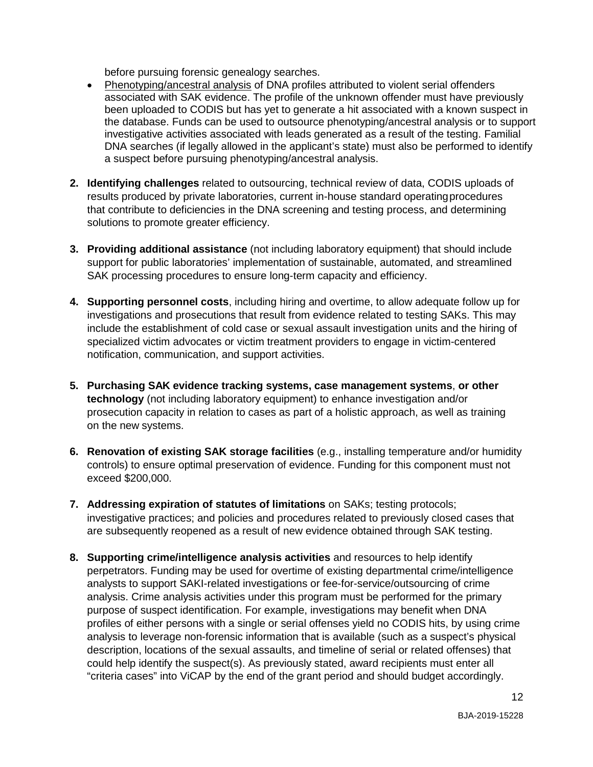before pursuing forensic genealogy searches.

- Phenotyping/ancestral analysis of DNA profiles attributed to violent serial offenders associated with SAK evidence. The profile of the unknown offender must have previously been uploaded to CODIS but has yet to generate a hit associated with a known suspect in the database. Funds can be used to outsource phenotyping/ancestral analysis or to support investigative activities associated with leads generated as a result of the testing. Familial DNA searches (if legally allowed in the applicant's state) must also be performed to identify a suspect before pursuing phenotyping/ancestral analysis.

2. **Identifying challenges** related to outsourcing, technical review of data, CODIS uploads of results produced by private laboratories, current in-house standard operating procedures that contribute to deficiencies in the DNA screening and testing process, and determining solutions to promote greater efficiency.

3. **Providing additional assistance** (not including laboratory equipment) that should include support for public laboratories' implementation of sustainable, automated, and streamlined SAK processing procedures to ensure long-term capacity and efficiency.

4. **Supporting personnel costs**, including hiring and overtime, to allow adequate follow up for investigations and prosecutions that result from evidence related to testing SAKs. This may include the establishment of cold case or sexual assault investigation units and the hiring of specialized victim advocates or victim treatment providers to engage in victim-centered notification, communication, and support activities.

5. **Purchasing SAK evidence tracking systems, case management systems**, **or other technology** (not including laboratory equipment) to enhance investigation and/or prosecution capacity in relation to cases as part of a holistic approach, as well as training on the new systems.

6. **Renovation of existing SAK storage facilities** (e.g., installing temperature and/or humidity controls) to ensure optimal preservation of evidence. Funding for this component must not exceed $200,000.

7. **Addressing expiration of statutes of limitations** on SAKs; testing protocols; investigative practices; and policies and procedures related to previously closed cases that are subsequently reopened as a result of new evidence obtained through SAK testing.

8. **Supporting crime/intelligence analysis activities** and resources to help identify perpetrators. Funding may be used for overtime of existing departmental crime/intelligence analysts to support SAKI-related investigations or fee-for-service/outsourcing of crime analysis. Crime analysis activities under this program must be performed for the primary purpose of suspect identification. For example, investigations may benefit when DNA profiles of either persons with a single or serial offenses yield no CODIS hits, by using crime analysis to leverage non-forensic information that is available (such as a suspect's physical description, locations of the sexual assaults, and timeline of serial or related offenses) that could help identify the suspect(s). As previously stated, award recipients must enter all "criteria cases" into ViCAP by the end of the grant period and should budget accordingly.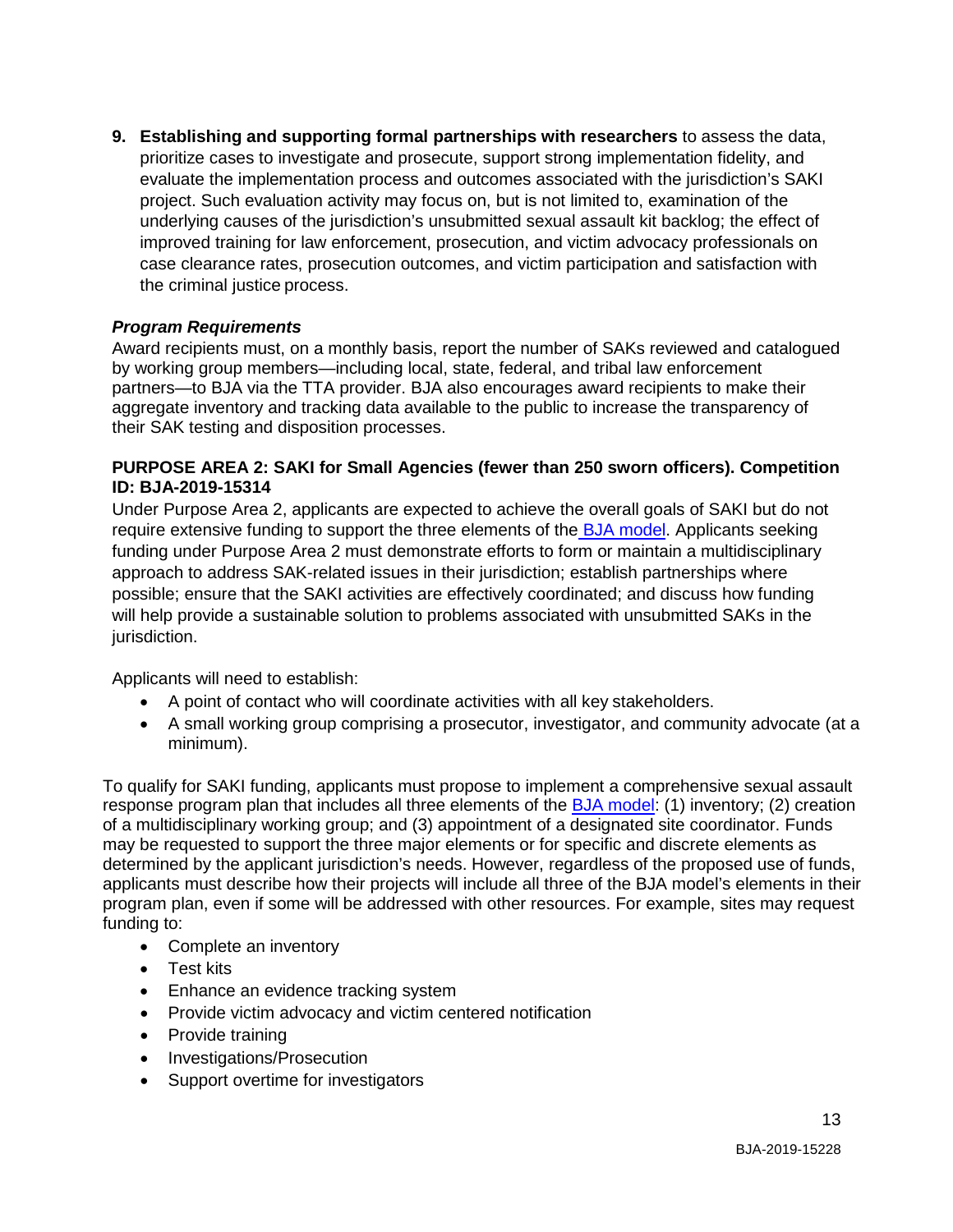9. **Establishing and supporting formal partnerships with researchers** to assess the data, prioritize cases to investigate and prosecute, support strong implementation fidelity, and evaluate the implementation process and outcomes associated with the jurisdiction's SAKI project. Such evaluation activity may focus on, but is not limited to, examination of the underlying causes of the jurisdiction's unsubmitted sexual assault kit backlog; the effect of improved training for law enforcement, prosecution, and victim advocacy professionals on case clearance rates, prosecution outcomes, and victim participation and satisfaction with the criminal justice process.

***Program Requirements***

Award recipients must, on a monthly basis, report the number of SAKs reviewed and catalogued by working group members—including local, state, federal, and tribal law enforcement partners—to BJA via the TTA provider. BJA also encourages award recipients to make their aggregate inventory and tracking data available to the public to increase the transparency of their SAK testing and disposition processes.

**PURPOSE AREA 2: SAKI for Small Agencies (fewer than 250 sworn officers). Competition ID: BJA-2019-15314**

Under Purpose Area 2, applicants are expected to achieve the overall goals of SAKI but do not require extensive funding to support the three elements of the BJA model. Applicants seeking funding under Purpose Area 2 must demonstrate efforts to form or maintain a multidisciplinary approach to address SAK-related issues in their jurisdiction; establish partnerships where possible; ensure that the SAKI activities are effectively coordinated; and discuss how funding will help provide a sustainable solution to problems associated with unsubmitted SAKs in the jurisdiction.

Applicants will need to establish:

- A point of contact who will coordinate activities with all key stakeholders.
- A small working group comprising a prosecutor, investigator, and community advocate (at a minimum).

To qualify for SAKI funding, applicants must propose to implement a comprehensive sexual assault response program plan that includes all three elements of the BJA model: (1) inventory; (2) creation of a multidisciplinary working group; and (3) appointment of a designated site coordinator. Funds may be requested to support the three major elements or for specific and discrete elements as determined by the applicant jurisdiction's needs. However, regardless of the proposed use of funds, applicants must describe how their projects will include all three of the BJA model's elements in their program plan, even if some will be addressed with other resources. For example, sites may request funding to:

- Complete an inventory
- Test kits
- Enhance an evidence tracking system
- Provide victim advocacy and victim centered notification
- Provide training
- Investigations/Prosecution
- Support overtime for investigators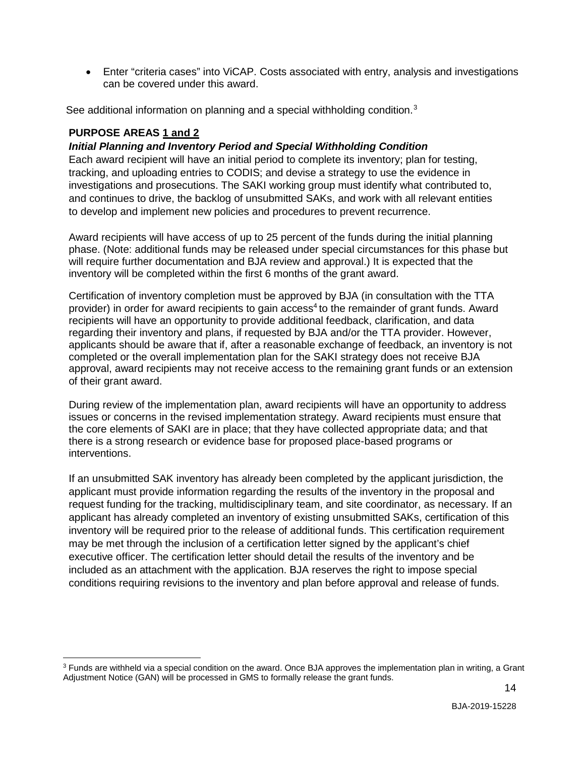- Enter "criteria cases" into ViCAP. Costs associated with entry, analysis and investigations can be covered under this award.

See additional information on planning and a special withholding condition.[3]

**PURPOSE AREAS 1 and 2**

***Initial Planning and Inventory Period and Special Withholding Condition***

Each award recipient will have an initial period to complete its inventory; plan for testing, tracking, and uploading entries to CODIS; and devise a strategy to use the evidence in investigations and prosecutions. The SAKI working group must identify what contributed to, and continues to drive, the backlog of unsubmitted SAKs, and work with all relevant entities to develop and implement new policies and procedures to prevent recurrence.

Award recipients will have access of up to 25 percent of the funds during the initial planning phase. (Note: additional funds may be released under special circumstances for this phase but will require further documentation and BJA review and approval.) It is expected that the inventory will be completed within the first 6 months of the grant award.

Certification of inventory completion must be approved by BJA (in consultation with the TTA provider) in order for award recipients to gain access[4] to the remainder of grant funds. Award recipients will have an opportunity to provide additional feedback, clarification, and data regarding their inventory and plans, if requested by BJA and/or the TTA provider. However, applicants should be aware that if, after a reasonable exchange of feedback, an inventory is not completed or the overall implementation plan for the SAKI strategy does not receive BJA approval, award recipients may not receive access to the remaining grant funds or an extension of their grant award.

During review of the implementation plan, award recipients will have an opportunity to address issues or concerns in the revised implementation strategy. Award recipients must ensure that the core elements of SAKI are in place; that they have collected appropriate data; and that there is a strong research or evidence base for proposed place-based programs or interventions.

If an unsubmitted SAK inventory has already been completed by the applicant jurisdiction, the applicant must provide information regarding the results of the inventory in the proposal and request funding for the tracking, multidisciplinary team, and site coordinator, as necessary. If an applicant has already completed an inventory of existing unsubmitted SAKs, certification of this inventory will be required prior to the release of additional funds. This certification requirement may be met through the inclusion of a certification letter signed by the applicant's chief executive officer. The certification letter should detail the results of the inventory and be included as an attachment with the application. BJA reserves the right to impose special conditions requiring revisions to the inventory and plan before approval and release of funds.

---

[3] Funds are withheld via a special condition on the award. Once BJA approves the implementation plan in writing, a Grant Adjustment Notice (GAN) will be processed in GMS to formally release the grant funds.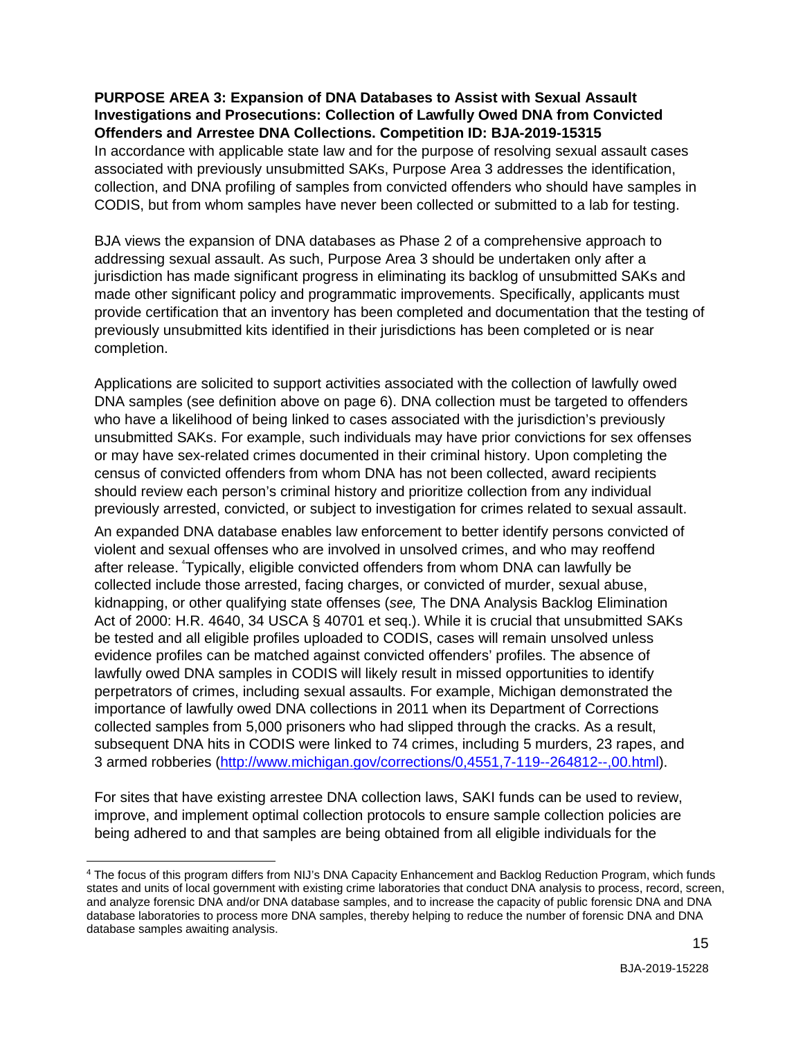**PURPOSE AREA 3: Expansion of DNA Databases to Assist with Sexual Assault Investigations and Prosecutions: Collection of Lawfully Owed DNA from Convicted Offenders and Arrestee DNA Collections. Competition ID: BJA-2019-15315**

In accordance with applicable state law and for the purpose of resolving sexual assault cases associated with previously unsubmitted SAKs, Purpose Area 3 addresses the identification, collection, and DNA profiling of samples from convicted offenders who should have samples in CODIS, but from whom samples have never been collected or submitted to a lab for testing.

BJA views the expansion of DNA databases as Phase 2 of a comprehensive approach to addressing sexual assault. As such, Purpose Area 3 should be undertaken only after a jurisdiction has made significant progress in eliminating its backlog of unsubmitted SAKs and made other significant policy and programmatic improvements. Specifically, applicants must provide certification that an inventory has been completed and documentation that the testing of previously unsubmitted kits identified in their jurisdictions has been completed or is near completion.

Applications are solicited to support activities associated with the collection of lawfully owed DNA samples (see definition above on page 6). DNA collection must be targeted to offenders who have a likelihood of being linked to cases associated with the jurisdiction's previously unsubmitted SAKs. For example, such individuals may have prior convictions for sex offenses or may have sex-related crimes documented in their criminal history. Upon completing the census of convicted offenders from whom DNA has not been collected, award recipients should review each person's criminal history and prioritize collection from any individual previously arrested, convicted, or subject to investigation for crimes related to sexual assault.

An expanded DNA database enables law enforcement to better identify persons convicted of violent and sexual offenses who are involved in unsolved crimes, and who may reoffend after release. [4]Typically, eligible convicted offenders from whom DNA can lawfully be collected include those arrested, facing charges, or convicted of murder, sexual abuse, kidnapping, or other qualifying state offenses (*see,* The DNA Analysis Backlog Elimination Act of 2000: H.R. 4640, 34 USCA § 40701 et seq.). While it is crucial that unsubmitted SAKs be tested and all eligible profiles uploaded to CODIS, cases will remain unsolved unless evidence profiles can be matched against convicted offenders' profiles. The absence of lawfully owed DNA samples in CODIS will likely result in missed opportunities to identify perpetrators of crimes, including sexual assaults. For example, Michigan demonstrated the importance of lawfully owed DNA collections in 2011 when its Department of Corrections collected samples from 5,000 prisoners who had slipped through the cracks. As a result, subsequent DNA hits in CODIS were linked to 74 crimes, including 5 murders, 23 rapes, and 3 armed robberies (http://www.michigan.gov/corrections/0,4551,7-119--264812--,00.html).

For sites that have existing arrestee DNA collection laws, SAKI funds can be used to review, improve, and implement optimal collection protocols to ensure sample collection policies are being adhered to and that samples are being obtained from all eligible individuals for the

[4] The focus of this program differs from NIJ's DNA Capacity Enhancement and Backlog Reduction Program, which funds states and units of local government with existing crime laboratories that conduct DNA analysis to process, record, screen, and analyze forensic DNA and/or DNA database samples, and to increase the capacity of public forensic DNA and DNA database laboratories to process more DNA samples, thereby helping to reduce the number of forensic DNA and DNA database samples awaiting analysis.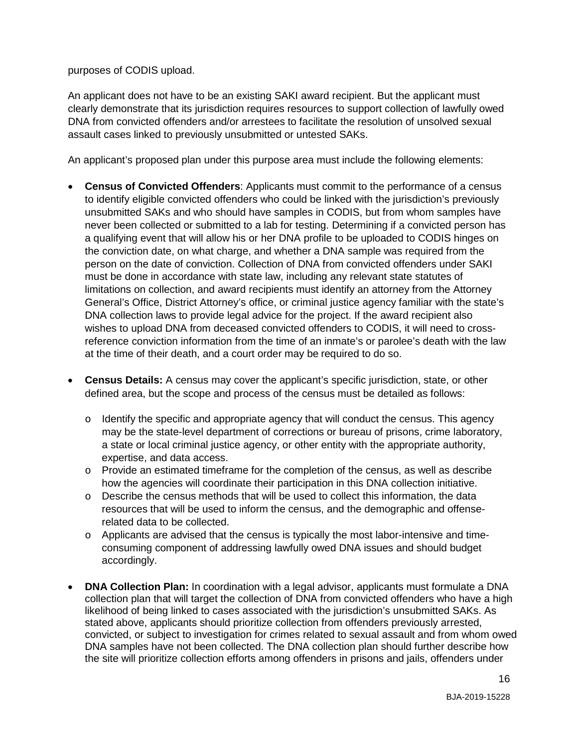purposes of CODIS upload.

An applicant does not have to be an existing SAKI award recipient. But the applicant must clearly demonstrate that its jurisdiction requires resources to support collection of lawfully owed DNA from convicted offenders and/or arrestees to facilitate the resolution of unsolved sexual assault cases linked to previously unsubmitted or untested SAKs.

An applicant's proposed plan under this purpose area must include the following elements:

- **Census of Convicted Offenders**: Applicants must commit to the performance of a census to identify eligible convicted offenders who could be linked with the jurisdiction's previously unsubmitted SAKs and who should have samples in CODIS, but from whom samples have never been collected or submitted to a lab for testing. Determining if a convicted person has a qualifying event that will allow his or her DNA profile to be uploaded to CODIS hinges on the conviction date, on what charge, and whether a DNA sample was required from the person on the date of conviction. Collection of DNA from convicted offenders under SAKI must be done in accordance with state law, including any relevant state statutes of limitations on collection, and award recipients must identify an attorney from the Attorney General's Office, District Attorney's office, or criminal justice agency familiar with the state's DNA collection laws to provide legal advice for the project. If the award recipient also wishes to upload DNA from deceased convicted offenders to CODIS, it will need to cross-reference conviction information from the time of an inmate's or parolee's death with the law at the time of their death, and a court order may be required to do so.

- **Census Details:** A census may cover the applicant's specific jurisdiction, state, or other defined area, but the scope and process of the census must be detailed as follows:
  - Identify the specific and appropriate agency that will conduct the census. This agency may be the state-level department of corrections or bureau of prisons, crime laboratory, a state or local criminal justice agency, or other entity with the appropriate authority, expertise, and data access.
  - Provide an estimated timeframe for the completion of the census, as well as describe how the agencies will coordinate their participation in this DNA collection initiative.
  - Describe the census methods that will be used to collect this information, the data resources that will be used to inform the census, and the demographic and offense-related data to be collected.
  - Applicants are advised that the census is typically the most labor-intensive and time-consuming component of addressing lawfully owed DNA issues and should budget accordingly.

- **DNA Collection Plan:** In coordination with a legal advisor, applicants must formulate a DNA collection plan that will target the collection of DNA from convicted offenders who have a high likelihood of being linked to cases associated with the jurisdiction's unsubmitted SAKs. As stated above, applicants should prioritize collection from offenders previously arrested, convicted, or subject to investigation for crimes related to sexual assault and from whom owed DNA samples have not been collected. The DNA collection plan should further describe how the site will prioritize collection efforts among offenders in prisons and jails, offenders under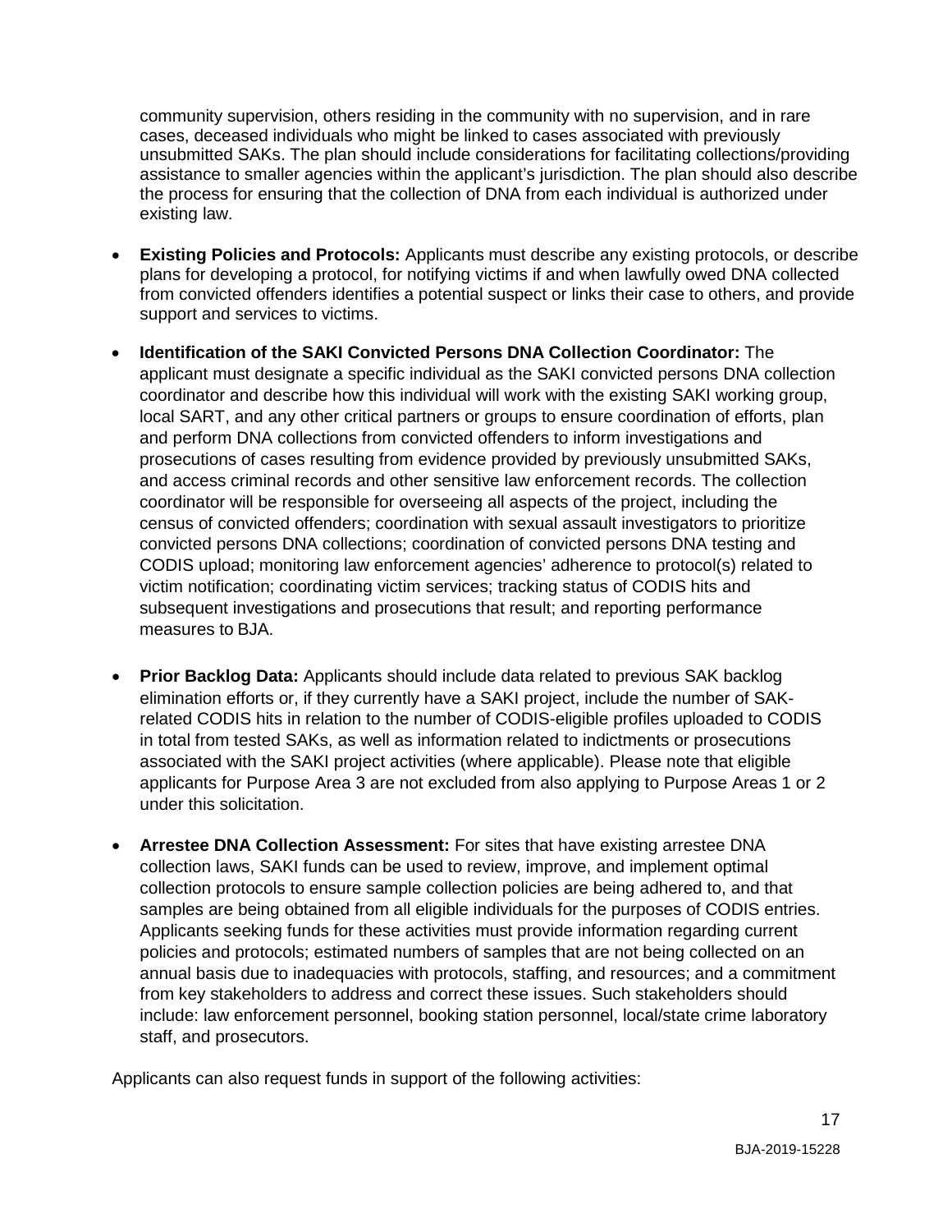community supervision, others residing in the community with no supervision, and in rare cases, deceased individuals who might be linked to cases associated with previously unsubmitted SAKs. The plan should include considerations for facilitating collections/providing assistance to smaller agencies within the applicant's jurisdiction. The plan should also describe the process for ensuring that the collection of DNA from each individual is authorized under existing law.

- **Existing Policies and Protocols:** Applicants must describe any existing protocols, or describe plans for developing a protocol, for notifying victims if and when lawfully owed DNA collected from convicted offenders identifies a potential suspect or links their case to others, and provide support and services to victims.

- **Identification of the SAKI Convicted Persons DNA Collection Coordinator:** The applicant must designate a specific individual as the SAKI convicted persons DNA collection coordinator and describe how this individual will work with the existing SAKI working group, local SART, and any other critical partners or groups to ensure coordination of efforts, plan and perform DNA collections from convicted offenders to inform investigations and prosecutions of cases resulting from evidence provided by previously unsubmitted SAKs, and access criminal records and other sensitive law enforcement records. The collection coordinator will be responsible for overseeing all aspects of the project, including the census of convicted offenders; coordination with sexual assault investigators to prioritize convicted persons DNA collections; coordination of convicted persons DNA testing and CODIS upload; monitoring law enforcement agencies' adherence to protocol(s) related to victim notification; coordinating victim services; tracking status of CODIS hits and subsequent investigations and prosecutions that result; and reporting performance measures to BJA.

- **Prior Backlog Data:** Applicants should include data related to previous SAK backlog elimination efforts or, if they currently have a SAKI project, include the number of SAK-related CODIS hits in relation to the number of CODIS-eligible profiles uploaded to CODIS in total from tested SAKs, as well as information related to indictments or prosecutions associated with the SAKI project activities (where applicable). Please note that eligible applicants for Purpose Area 3 are not excluded from also applying to Purpose Areas 1 or 2 under this solicitation.

- **Arrestee DNA Collection Assessment:** For sites that have existing arrestee DNA collection laws, SAKI funds can be used to review, improve, and implement optimal collection protocols to ensure sample collection policies are being adhered to, and that samples are being obtained from all eligible individuals for the purposes of CODIS entries. Applicants seeking funds for these activities must provide information regarding current policies and protocols; estimated numbers of samples that are not being collected on an annual basis due to inadequacies with protocols, staffing, and resources; and a commitment from key stakeholders to address and correct these issues. Such stakeholders should include: law enforcement personnel, booking station personnel, local/state crime laboratory staff, and prosecutors.

Applicants can also request funds in support of the following activities: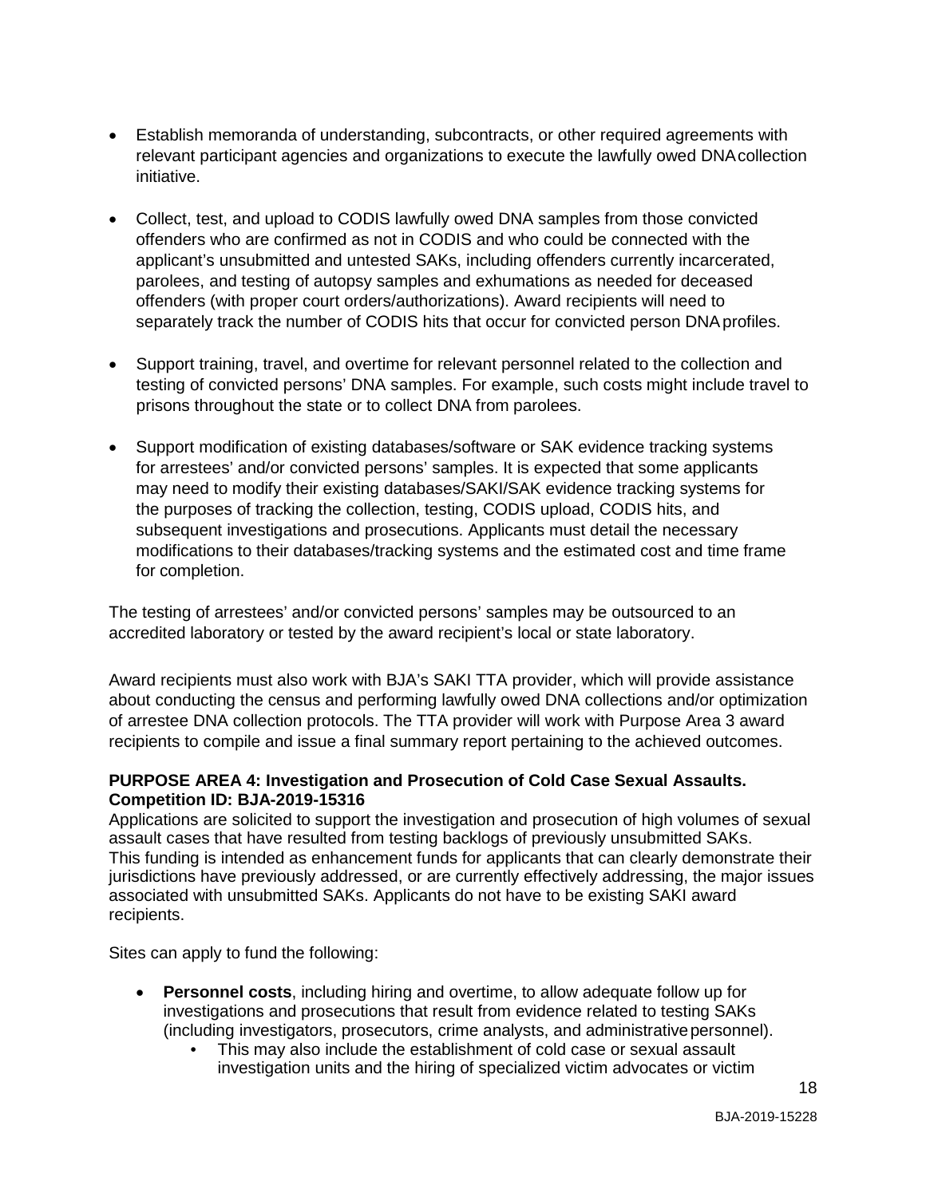- Establish memoranda of understanding, subcontracts, or other required agreements with relevant participant agencies and organizations to execute the lawfully owed DNA collection initiative.
- Collect, test, and upload to CODIS lawfully owed DNA samples from those convicted offenders who are confirmed as not in CODIS and who could be connected with the applicant's unsubmitted and untested SAKs, including offenders currently incarcerated, parolees, and testing of autopsy samples and exhumations as needed for deceased offenders (with proper court orders/authorizations). Award recipients will need to separately track the number of CODIS hits that occur for convicted person DNA profiles.
- Support training, travel, and overtime for relevant personnel related to the collection and testing of convicted persons' DNA samples. For example, such costs might include travel to prisons throughout the state or to collect DNA from parolees.
- Support modification of existing databases/software or SAK evidence tracking systems for arrestees' and/or convicted persons' samples. It is expected that some applicants may need to modify their existing databases/SAKI/SAK evidence tracking systems for the purposes of tracking the collection, testing, CODIS upload, CODIS hits, and subsequent investigations and prosecutions. Applicants must detail the necessary modifications to their databases/tracking systems and the estimated cost and time frame for completion.

The testing of arrestees' and/or convicted persons' samples may be outsourced to an accredited laboratory or tested by the award recipient's local or state laboratory.

Award recipients must also work with BJA's SAKI TTA provider, which will provide assistance about conducting the census and performing lawfully owed DNA collections and/or optimization of arrestee DNA collection protocols. The TTA provider will work with Purpose Area 3 award recipients to compile and issue a final summary report pertaining to the achieved outcomes.

**PURPOSE AREA 4: Investigation and Prosecution of Cold Case Sexual Assaults. Competition ID: BJA-2019-15316**

Applications are solicited to support the investigation and prosecution of high volumes of sexual assault cases that have resulted from testing backlogs of previously unsubmitted SAKs. This funding is intended as enhancement funds for applicants that can clearly demonstrate their jurisdictions have previously addressed, or are currently effectively addressing, the major issues associated with unsubmitted SAKs. Applicants do not have to be existing SAKI award recipients.

Sites can apply to fund the following:

- **Personnel costs**, including hiring and overtime, to allow adequate follow up for investigations and prosecutions that result from evidence related to testing SAKs (including investigators, prosecutors, crime analysts, and administrative personnel).
  - This may also include the establishment of cold case or sexual assault investigation units and the hiring of specialized victim advocates or victim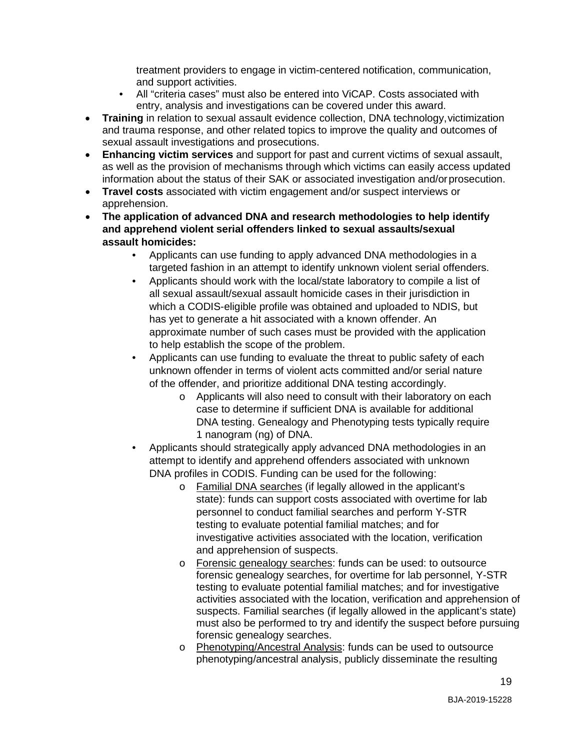treatment providers to engage in victim-centered notification, communication, and support activities.
  - All "criteria cases" must also be entered into ViCAP. Costs associated with entry, analysis and investigations can be covered under this award.
- **Training** in relation to sexual assault evidence collection, DNA technology, victimization and trauma response, and other related topics to improve the quality and outcomes of sexual assault investigations and prosecutions.
- **Enhancing victim services** and support for past and current victims of sexual assault, as well as the provision of mechanisms through which victims can easily access updated information about the status of their SAK or associated investigation and/or prosecution.
- **Travel costs** associated with victim engagement and/or suspect interviews or apprehension.
- **The application of advanced DNA and research methodologies to help identify and apprehend violent serial offenders linked to sexual assaults/sexual assault homicides:**
  - Applicants can use funding to apply advanced DNA methodologies in a targeted fashion in an attempt to identify unknown violent serial offenders.
  - Applicants should work with the local/state laboratory to compile a list of all sexual assault/sexual assault homicide cases in their jurisdiction in which a CODIS-eligible profile was obtained and uploaded to NDIS, but has yet to generate a hit associated with a known offender. An approximate number of such cases must be provided with the application to help establish the scope of the problem.
  - Applicants can use funding to evaluate the threat to public safety of each unknown offender in terms of violent acts committed and/or serial nature of the offender, and prioritize additional DNA testing accordingly.
    - Applicants will also need to consult with their laboratory on each case to determine if sufficient DNA is available for additional DNA testing. Genealogy and Phenotyping tests typically require 1 nanogram (ng) of DNA.
  - Applicants should strategically apply advanced DNA methodologies in an attempt to identify and apprehend offenders associated with unknown DNA profiles in CODIS. Funding can be used for the following:
    - Familial DNA searches (if legally allowed in the applicant's state): funds can support costs associated with overtime for lab personnel to conduct familial searches and perform Y-STR testing to evaluate potential familial matches; and for investigative activities associated with the location, verification and apprehension of suspects.
    - Forensic genealogy searches: funds can be used: to outsource forensic genealogy searches, for overtime for lab personnel, Y-STR testing to evaluate potential familial matches; and for investigative activities associated with the location, verification and apprehension of suspects. Familial searches (if legally allowed in the applicant's state) must also be performed to try and identify the suspect before pursuing forensic genealogy searches.
    - Phenotyping/Ancestral Analysis: funds can be used to outsource phenotyping/ancestral analysis, publicly disseminate the resulting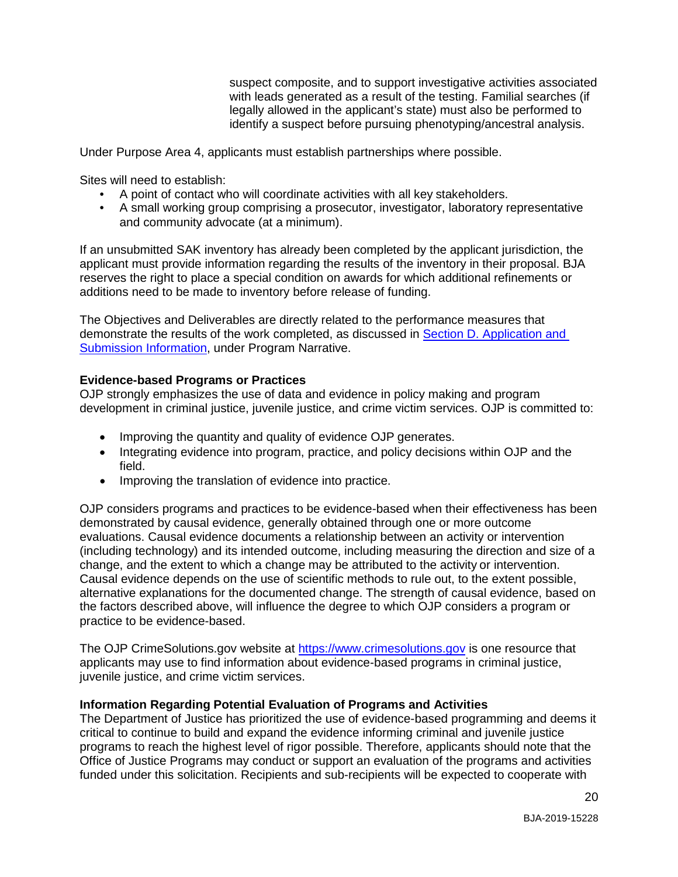suspect composite, and to support investigative activities associated with leads generated as a result of the testing. Familial searches (if legally allowed in the applicant's state) must also be performed to identify a suspect before pursuing phenotyping/ancestral analysis.

Under Purpose Area 4, applicants must establish partnerships where possible.

Sites will need to establish:

- A point of contact who will coordinate activities with all key stakeholders.
- A small working group comprising a prosecutor, investigator, laboratory representative and community advocate (at a minimum).

If an unsubmitted SAK inventory has already been completed by the applicant jurisdiction, the applicant must provide information regarding the results of the inventory in their proposal. BJA reserves the right to place a special condition on awards for which additional refinements or additions need to be made to inventory before release of funding.

The Objectives and Deliverables are directly related to the performance measures that demonstrate the results of the work completed, as discussed in Section D. Application and Submission Information, under Program Narrative.

**Evidence-based Programs or Practices**

OJP strongly emphasizes the use of data and evidence in policy making and program development in criminal justice, juvenile justice, and crime victim services. OJP is committed to:

- Improving the quantity and quality of evidence OJP generates.
- Integrating evidence into program, practice, and policy decisions within OJP and the field.
- Improving the translation of evidence into practice.

OJP considers programs and practices to be evidence-based when their effectiveness has been demonstrated by causal evidence, generally obtained through one or more outcome evaluations. Causal evidence documents a relationship between an activity or intervention (including technology) and its intended outcome, including measuring the direction and size of a change, and the extent to which a change may be attributed to the activity or intervention. Causal evidence depends on the use of scientific methods to rule out, to the extent possible, alternative explanations for the documented change. The strength of causal evidence, based on the factors described above, will influence the degree to which OJP considers a program or practice to be evidence-based.

The OJP CrimeSolutions.gov website at https://www.crimesolutions.gov is one resource that applicants may use to find information about evidence-based programs in criminal justice, juvenile justice, and crime victim services.

**Information Regarding Potential Evaluation of Programs and Activities**

The Department of Justice has prioritized the use of evidence-based programming and deems it critical to continue to build and expand the evidence informing criminal and juvenile justice programs to reach the highest level of rigor possible. Therefore, applicants should note that the Office of Justice Programs may conduct or support an evaluation of the programs and activities funded under this solicitation. Recipients and sub-recipients will be expected to cooperate with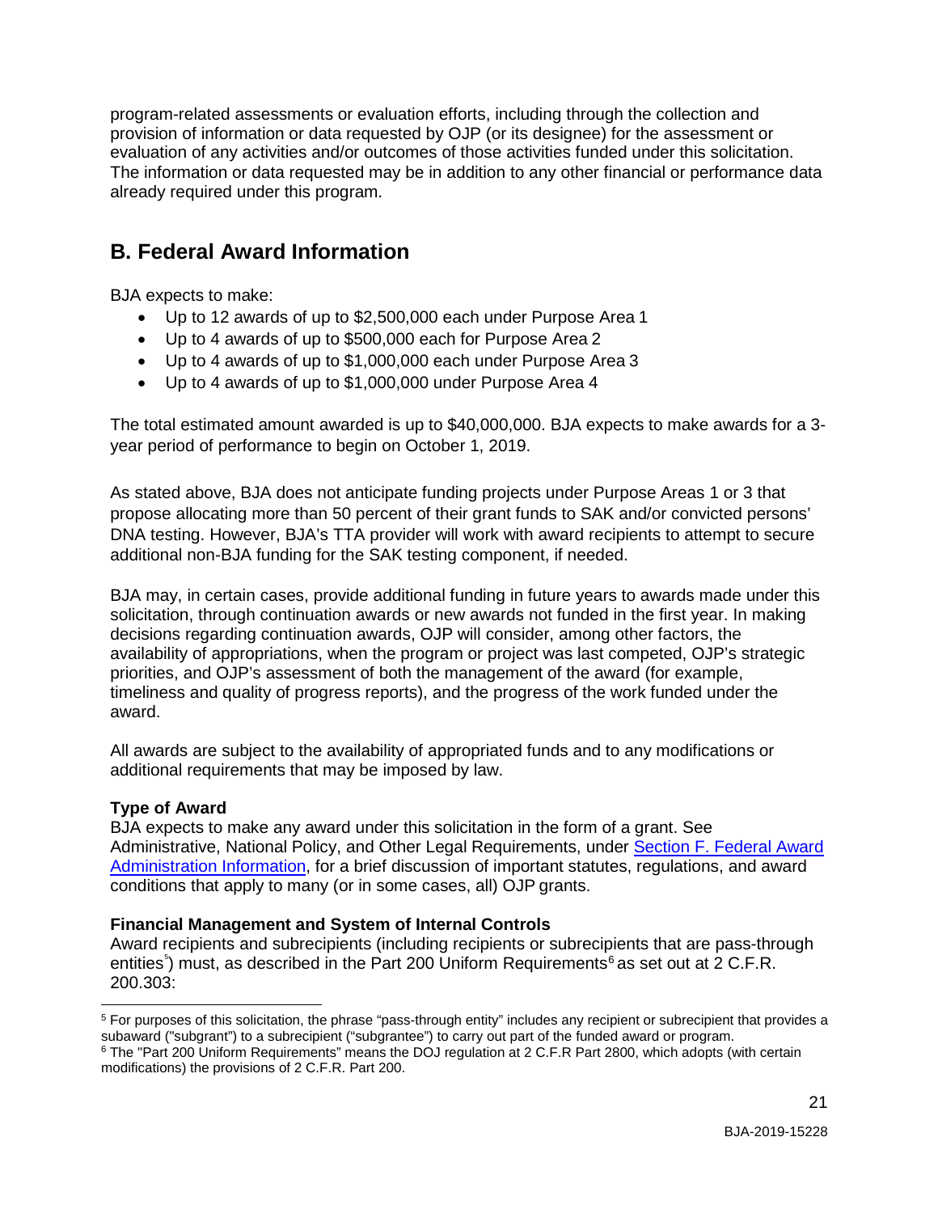program-related assessments or evaluation efforts, including through the collection and provision of information or data requested by OJP (or its designee) for the assessment or evaluation of any activities and/or outcomes of those activities funded under this solicitation. The information or data requested may be in addition to any other financial or performance data already required under this program.

## B. Federal Award Information

BJA expects to make:

- Up to 12 awards of up to $2,500,000 each under Purpose Area 1
- Up to 4 awards of up to $500,000 each for Purpose Area 2
- Up to 4 awards of up to $1,000,000 each under Purpose Area 3
- Up to 4 awards of up to $1,000,000 under Purpose Area 4

The total estimated amount awarded is up to $40,000,000. BJA expects to make awards for a 3-year period of performance to begin on October 1, 2019.

As stated above, BJA does not anticipate funding projects under Purpose Areas 1 or 3 that propose allocating more than 50 percent of their grant funds to SAK and/or convicted persons' DNA testing. However, BJA's TTA provider will work with award recipients to attempt to secure additional non-BJA funding for the SAK testing component, if needed.

BJA may, in certain cases, provide additional funding in future years to awards made under this solicitation, through continuation awards or new awards not funded in the first year. In making decisions regarding continuation awards, OJP will consider, among other factors, the availability of appropriations, when the program or project was last competed, OJP's strategic priorities, and OJP's assessment of both the management of the award (for example, timeliness and quality of progress reports), and the progress of the work funded under the award.

All awards are subject to the availability of appropriated funds and to any modifications or additional requirements that may be imposed by law.

**Type of Award**
BJA expects to make any award under this solicitation in the form of a grant. See Administrative, National Policy, and Other Legal Requirements, under Section F. Federal Award Administration Information, for a brief discussion of important statutes, regulations, and award conditions that apply to many (or in some cases, all) OJP grants.

**Financial Management and System of Internal Controls**
Award recipients and subrecipients (including recipients or subrecipients that are pass-through entities[5]) must, as described in the Part 200 Uniform Requirements[6] as set out at 2 C.F.R. 200.303:

[5] For purposes of this solicitation, the phrase "pass-through entity" includes any recipient or subrecipient that provides a subaward ("subgrant") to a subrecipient ("subgrantee") to carry out part of the funded award or program.
[6] The "Part 200 Uniform Requirements" means the DOJ regulation at 2 C.F.R Part 2800, which adopts (with certain modifications) the provisions of 2 C.F.R. Part 200.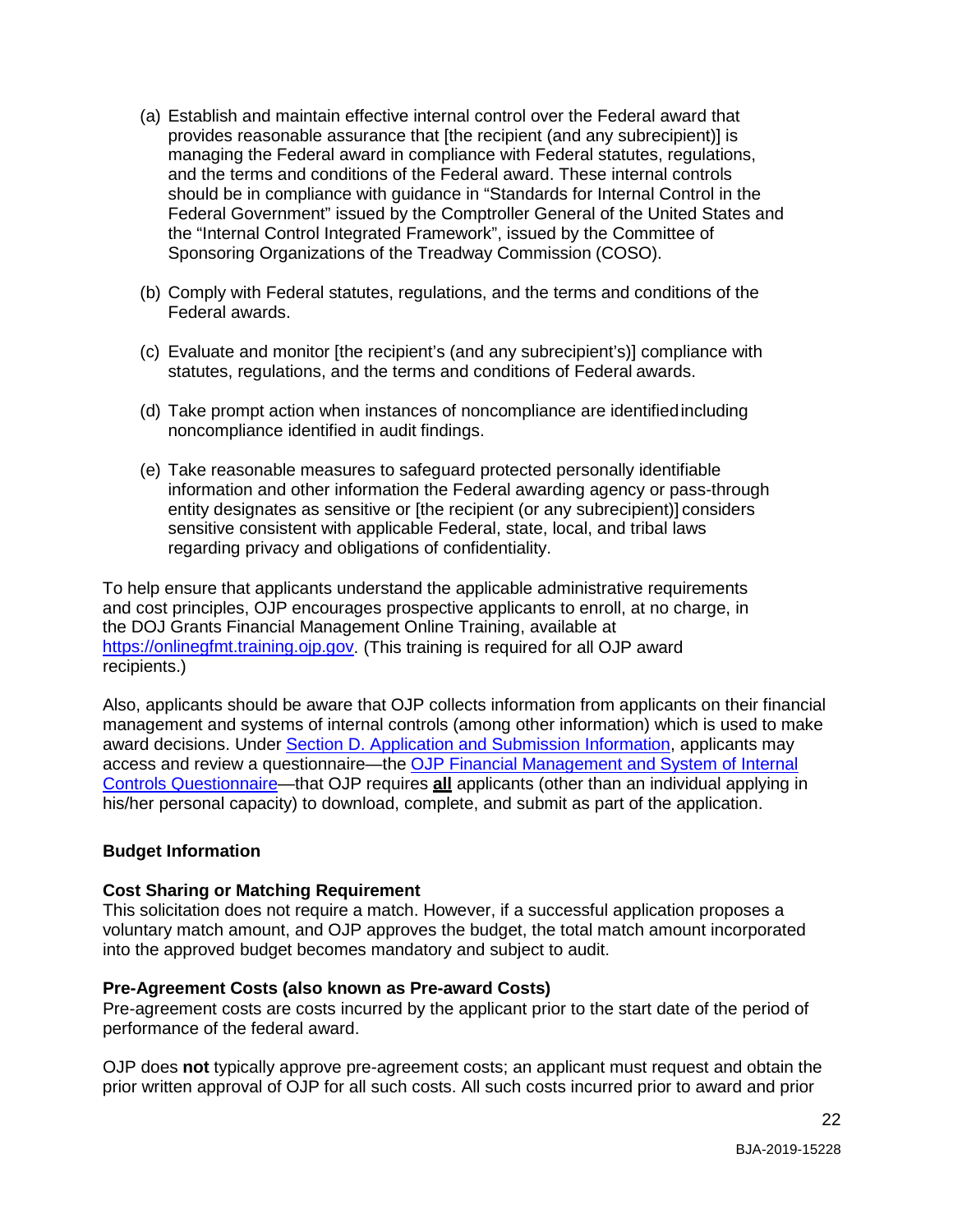(a) Establish and maintain effective internal control over the Federal award that provides reasonable assurance that [the recipient (and any subrecipient)] is managing the Federal award in compliance with Federal statutes, regulations, and the terms and conditions of the Federal award. These internal controls should be in compliance with guidance in "Standards for Internal Control in the Federal Government" issued by the Comptroller General of the United States and the "Internal Control Integrated Framework", issued by the Committee of Sponsoring Organizations of the Treadway Commission (COSO).

(b) Comply with Federal statutes, regulations, and the terms and conditions of the Federal awards.

(c) Evaluate and monitor [the recipient's (and any subrecipient's)] compliance with statutes, regulations, and the terms and conditions of Federal awards.

(d) Take prompt action when instances of noncompliance are identified including noncompliance identified in audit findings.

(e) Take reasonable measures to safeguard protected personally identifiable information and other information the Federal awarding agency or pass-through entity designates as sensitive or [the recipient (or any subrecipient)] considers sensitive consistent with applicable Federal, state, local, and tribal laws regarding privacy and obligations of confidentiality.

To help ensure that applicants understand the applicable administrative requirements and cost principles, OJP encourages prospective applicants to enroll, at no charge, in the DOJ Grants Financial Management Online Training, available at [https://onlinegfmt.training.ojp.gov](https://onlinegfmt.training.ojp.gov). (This training is required for all OJP award recipients.)

Also, applicants should be aware that OJP collects information from applicants on their financial management and systems of internal controls (among other information) which is used to make award decisions. Under Section D. Application and Submission Information, applicants may access and review a questionnaire—the OJP Financial Management and System of Internal Controls Questionnaire—that OJP requires **all** applicants (other than an individual applying in his/her personal capacity) to download, complete, and submit as part of the application.

**Budget Information**

**Cost Sharing or Matching Requirement**
This solicitation does not require a match. However, if a successful application proposes a voluntary match amount, and OJP approves the budget, the total match amount incorporated into the approved budget becomes mandatory and subject to audit.

**Pre-Agreement Costs (also known as Pre-award Costs)**
Pre-agreement costs are costs incurred by the applicant prior to the start date of the period of performance of the federal award.

OJP does **not** typically approve pre-agreement costs; an applicant must request and obtain the prior written approval of OJP for all such costs. All such costs incurred prior to award and prior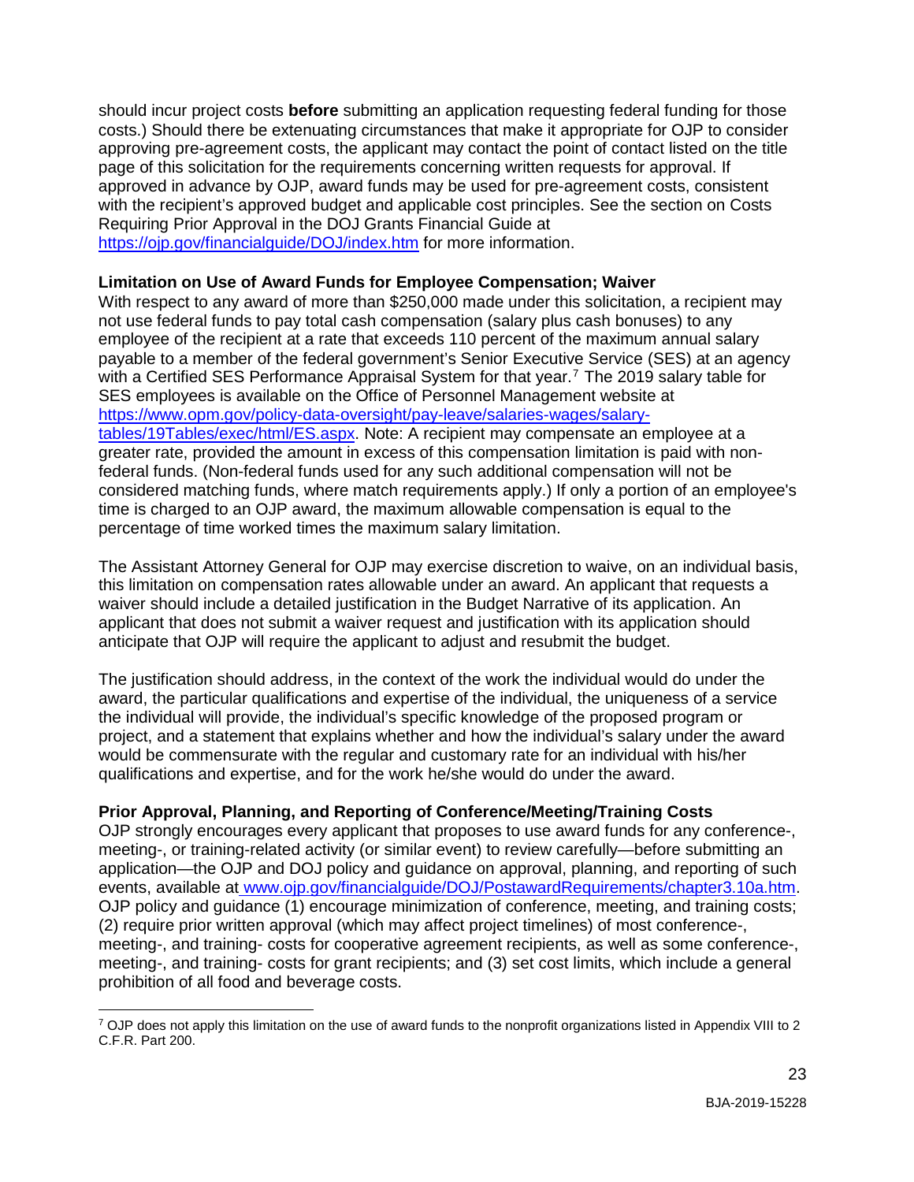should incur project costs **before** submitting an application requesting federal funding for those costs.) Should there be extenuating circumstances that make it appropriate for OJP to consider approving pre-agreement costs, the applicant may contact the point of contact listed on the title page of this solicitation for the requirements concerning written requests for approval. If approved in advance by OJP, award funds may be used for pre-agreement costs, consistent with the recipient's approved budget and applicable cost principles. See the section on Costs Requiring Prior Approval in the DOJ Grants Financial Guide at https://ojp.gov/financialguide/DOJ/index.htm for more information.

**Limitation on Use of Award Funds for Employee Compensation; Waiver**
With respect to any award of more than $250,000 made under this solicitation, a recipient may not use federal funds to pay total cash compensation (salary plus cash bonuses) to any employee of the recipient at a rate that exceeds 110 percent of the maximum annual salary payable to a member of the federal government's Senior Executive Service (SES) at an agency with a Certified SES Performance Appraisal System for that year.[7] The 2019 salary table for SES employees is available on the Office of Personnel Management website at https://www.opm.gov/policy-data-oversight/pay-leave/salaries-wages/salary-tables/19Tables/exec/html/ES.aspx. Note: A recipient may compensate an employee at a greater rate, provided the amount in excess of this compensation limitation is paid with non-federal funds. (Non-federal funds used for any such additional compensation will not be considered matching funds, where match requirements apply.) If only a portion of an employee's time is charged to an OJP award, the maximum allowable compensation is equal to the percentage of time worked times the maximum salary limitation.

The Assistant Attorney General for OJP may exercise discretion to waive, on an individual basis, this limitation on compensation rates allowable under an award. An applicant that requests a waiver should include a detailed justification in the Budget Narrative of its application. An applicant that does not submit a waiver request and justification with its application should anticipate that OJP will require the applicant to adjust and resubmit the budget.

The justification should address, in the context of the work the individual would do under the award, the particular qualifications and expertise of the individual, the uniqueness of a service the individual will provide, the individual's specific knowledge of the proposed program or project, and a statement that explains whether and how the individual's salary under the award would be commensurate with the regular and customary rate for an individual with his/her qualifications and expertise, and for the work he/she would do under the award.

**Prior Approval, Planning, and Reporting of Conference/Meeting/Training Costs**
OJP strongly encourages every applicant that proposes to use award funds for any conference-, meeting-, or training-related activity (or similar event) to review carefully—before submitting an application—the OJP and DOJ policy and guidance on approval, planning, and reporting of such events, available at www.ojp.gov/financialguide/DOJ/PostawardRequirements/chapter3.10a.htm. OJP policy and guidance (1) encourage minimization of conference, meeting, and training costs; (2) require prior written approval (which may affect project timelines) of most conference-, meeting-, and training- costs for cooperative agreement recipients, as well as some conference-, meeting-, and training- costs for grant recipients; and (3) set cost limits, which include a general prohibition of all food and beverage costs.

[7] OJP does not apply this limitation on the use of award funds to the nonprofit organizations listed in Appendix VIII to 2 C.F.R. Part 200.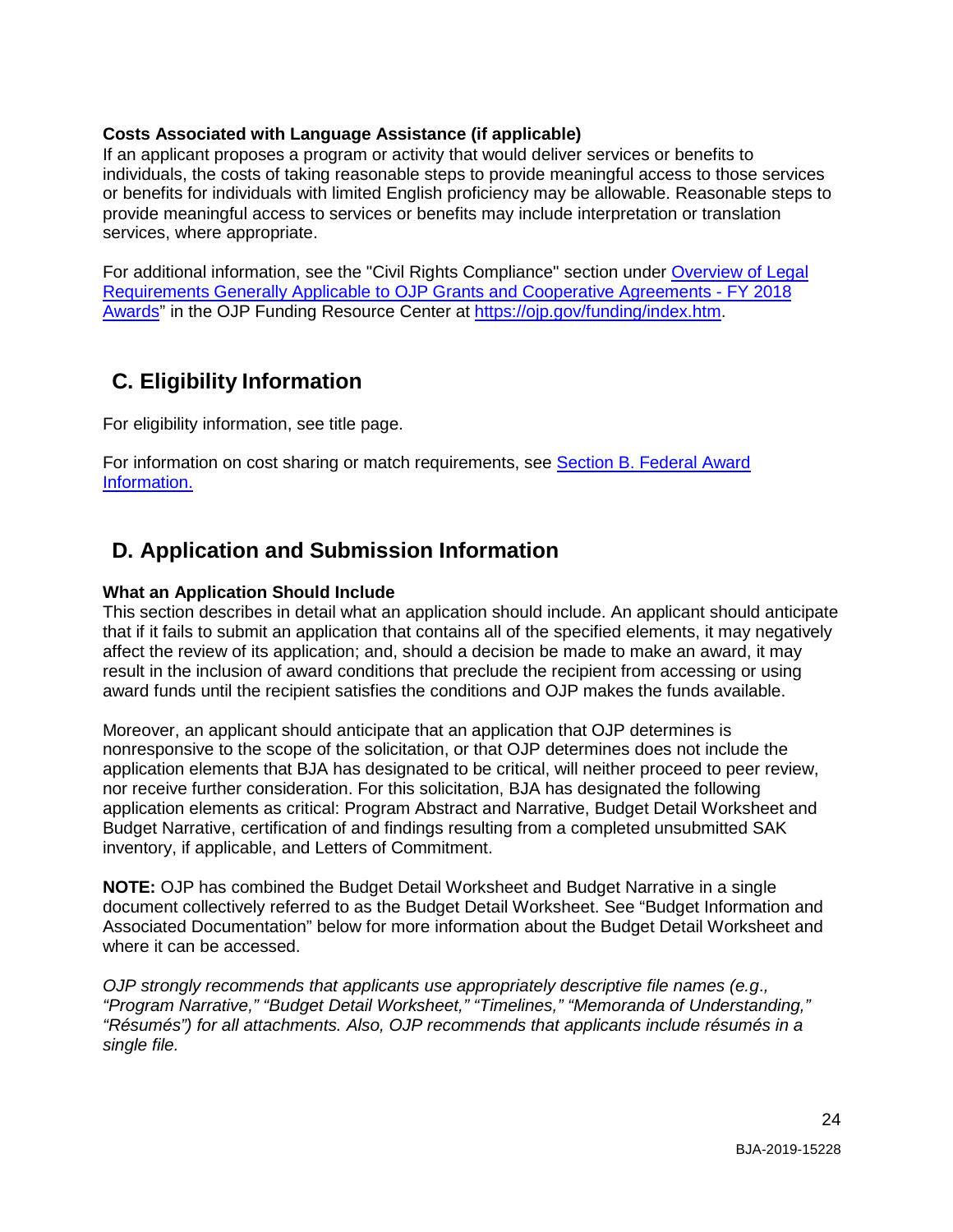**Costs Associated with Language Assistance (if applicable)**
If an applicant proposes a program or activity that would deliver services or benefits to individuals, the costs of taking reasonable steps to provide meaningful access to those services or benefits for individuals with limited English proficiency may be allowable. Reasonable steps to provide meaningful access to services or benefits may include interpretation or translation services, where appropriate.

For additional information, see the "Civil Rights Compliance" section under Overview of Legal Requirements Generally Applicable to OJP Grants and Cooperative Agreements - FY 2018 Awards" in the OJP Funding Resource Center at https://ojp.gov/funding/index.htm.

## C. Eligibility Information

For eligibility information, see title page.

For information on cost sharing or match requirements, see Section B. Federal Award Information.

## D. Application and Submission Information

**What an Application Should Include**
This section describes in detail what an application should include. An applicant should anticipate that if it fails to submit an application that contains all of the specified elements, it may negatively affect the review of its application; and, should a decision be made to make an award, it may result in the inclusion of award conditions that preclude the recipient from accessing or using award funds until the recipient satisfies the conditions and OJP makes the funds available.

Moreover, an applicant should anticipate that an application that OJP determines is nonresponsive to the scope of the solicitation, or that OJP determines does not include the application elements that BJA has designated to be critical, will neither proceed to peer review, nor receive further consideration. For this solicitation, BJA has designated the following application elements as critical: Program Abstract and Narrative, Budget Detail Worksheet and Budget Narrative, certification of and findings resulting from a completed unsubmitted SAK inventory, if applicable, and Letters of Commitment.

**NOTE:** OJP has combined the Budget Detail Worksheet and Budget Narrative in a single document collectively referred to as the Budget Detail Worksheet. See "Budget Information and Associated Documentation" below for more information about the Budget Detail Worksheet and where it can be accessed.

*OJP strongly recommends that applicants use appropriately descriptive file names (e.g., "Program Narrative," "Budget Detail Worksheet," "Timelines," "Memoranda of Understanding," "Résumés") for all attachments. Also, OJP recommends that applicants include résumés in a single file.*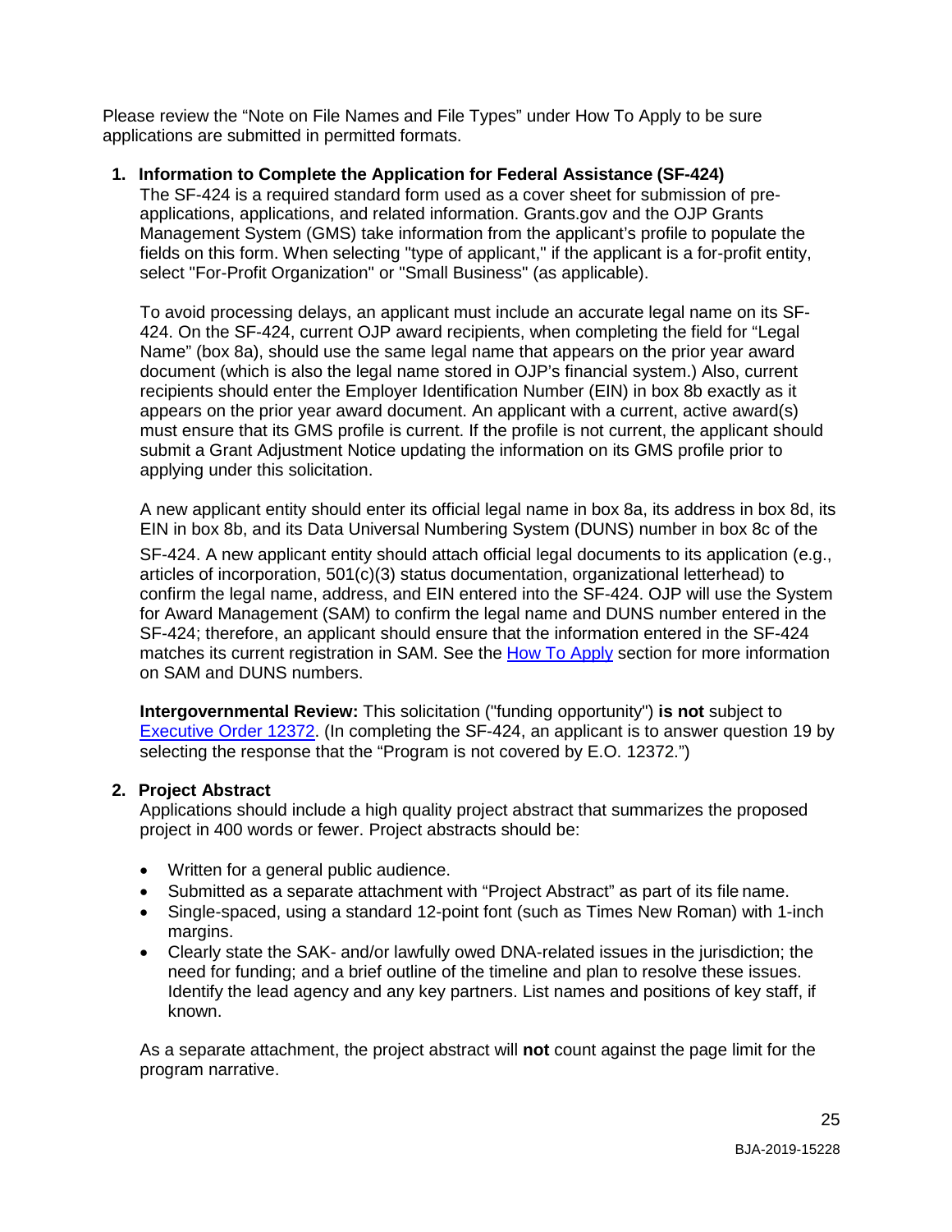Please review the "Note on File Names and File Types" under How To Apply to be sure applications are submitted in permitted formats.

1. **Information to Complete the Application for Federal Assistance (SF-424)**

   The SF-424 is a required standard form used as a cover sheet for submission of pre-applications, applications, and related information. Grants.gov and the OJP Grants Management System (GMS) take information from the applicant's profile to populate the fields on this form. When selecting "type of applicant," if the applicant is a for-profit entity, select "For-Profit Organization" or "Small Business" (as applicable).

   To avoid processing delays, an applicant must include an accurate legal name on its SF-424. On the SF-424, current OJP award recipients, when completing the field for "Legal Name" (box 8a), should use the same legal name that appears on the prior year award document (which is also the legal name stored in OJP's financial system.) Also, current recipients should enter the Employer Identification Number (EIN) in box 8b exactly as it appears on the prior year award document. An applicant with a current, active award(s) must ensure that its GMS profile is current. If the profile is not current, the applicant should submit a Grant Adjustment Notice updating the information on its GMS profile prior to applying under this solicitation.

   A new applicant entity should enter its official legal name in box 8a, its address in box 8d, its EIN in box 8b, and its Data Universal Numbering System (DUNS) number in box 8c of the SF-424. A new applicant entity should attach official legal documents to its application (e.g., articles of incorporation, 501(c)(3) status documentation, organizational letterhead) to confirm the legal name, address, and EIN entered into the SF-424. OJP will use the System for Award Management (SAM) to confirm the legal name and DUNS number entered in the SF-424; therefore, an applicant should ensure that the information entered in the SF-424 matches its current registration in SAM. See the [How To Apply] section for more information on SAM and DUNS numbers.

   **Intergovernmental Review:** This solicitation ("funding opportunity") **is not** subject to [Executive Order 12372]. (In completing the SF-424, an applicant is to answer question 19 by selecting the response that the "Program is not covered by E.O. 12372.")

2. **Project Abstract**

   Applications should include a high quality project abstract that summarizes the proposed project in 400 words or fewer. Project abstracts should be:

   - Written for a general public audience.
   - Submitted as a separate attachment with "Project Abstract" as part of its file name.
   - Single-spaced, using a standard 12-point font (such as Times New Roman) with 1-inch margins.
   - Clearly state the SAK- and/or lawfully owed DNA-related issues in the jurisdiction; the need for funding; and a brief outline of the timeline and plan to resolve these issues. Identify the lead agency and any key partners. List names and positions of key staff, if known.

   As a separate attachment, the project abstract will **not** count against the page limit for the program narrative.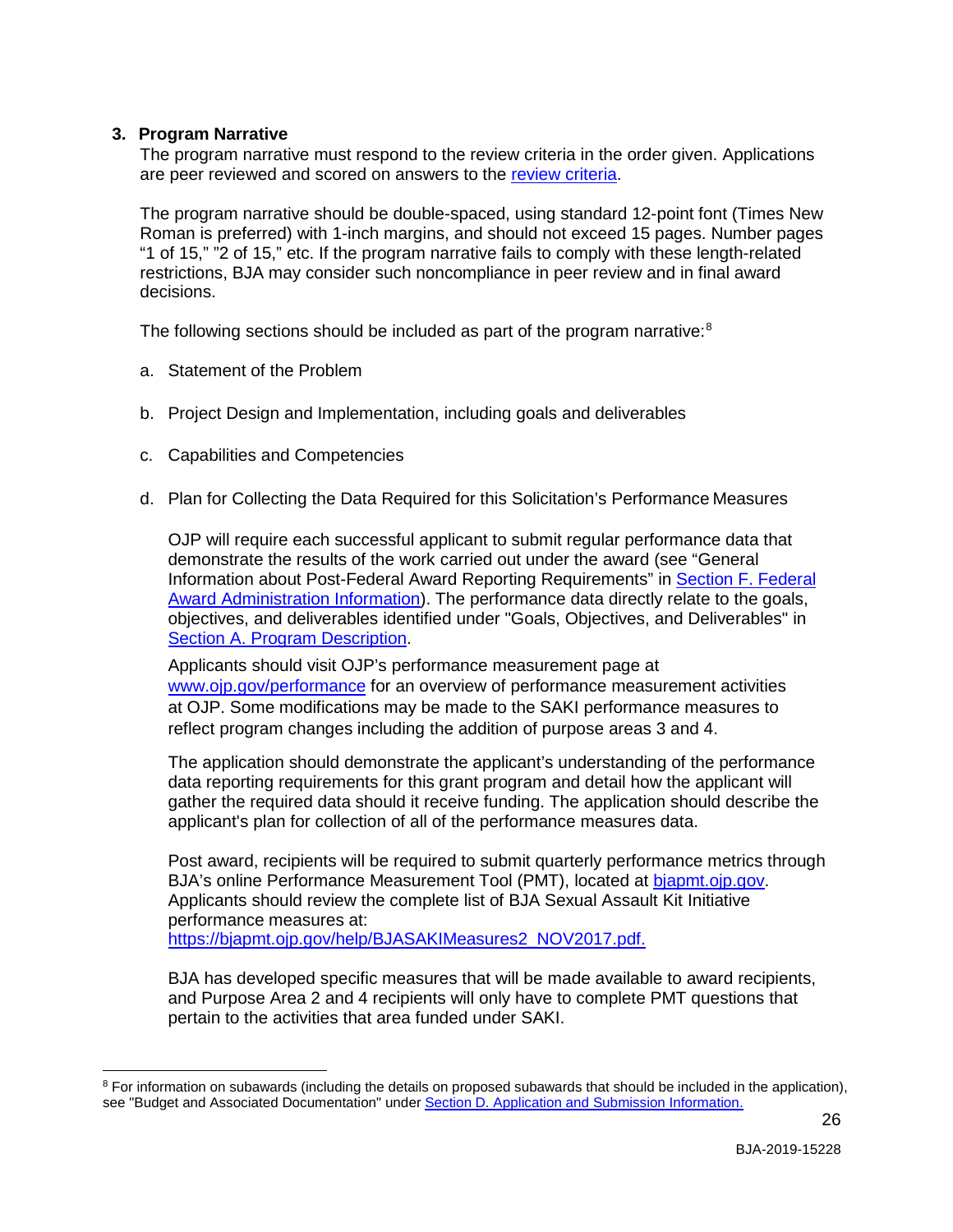### 3. Program Narrative

The program narrative must respond to the review criteria in the order given. Applications are peer reviewed and scored on answers to the [review criteria](#).

The program narrative should be double-spaced, using standard 12-point font (Times New Roman is preferred) with 1-inch margins, and should not exceed 15 pages. Number pages "1 of 15," "2 of 15," etc. If the program narrative fails to comply with these length-related restrictions, BJA may consider such noncompliance in peer review and in final award decisions.

The following sections should be included as part of the program narrative:[8]

a. Statement of the Problem

b. Project Design and Implementation, including goals and deliverables

c. Capabilities and Competencies

d. Plan for Collecting the Data Required for this Solicitation's Performance Measures

   OJP will require each successful applicant to submit regular performance data that demonstrate the results of the work carried out under the award (see "General Information about Post-Federal Award Reporting Requirements" in Section F. Federal Award Administration Information). The performance data directly relate to the goals, objectives, and deliverables identified under "Goals, Objectives, and Deliverables" in Section A. Program Description.

   Applicants should visit OJP's performance measurement page at www.ojp.gov/performance for an overview of performance measurement activities at OJP. Some modifications may be made to the SAKI performance measures to reflect program changes including the addition of purpose areas 3 and 4.

   The application should demonstrate the applicant's understanding of the performance data reporting requirements for this grant program and detail how the applicant will gather the required data should it receive funding. The application should describe the applicant's plan for collection of all of the performance measures data.

   Post award, recipients will be required to submit quarterly performance metrics through BJA's online Performance Measurement Tool (PMT), located at bjapmt.ojp.gov. Applicants should review the complete list of BJA Sexual Assault Kit Initiative performance measures at: https://bjapmt.ojp.gov/help/BJASAKIMeasures2_NOV2017.pdf.

   BJA has developed specific measures that will be made available to award recipients, and Purpose Area 2 and 4 recipients will only have to complete PMT questions that pertain to the activities that area funded under SAKI.

---

[8] For information on subawards (including the details on proposed subawards that should be included in the application), see "Budget and Associated Documentation" under Section D. Application and Submission Information.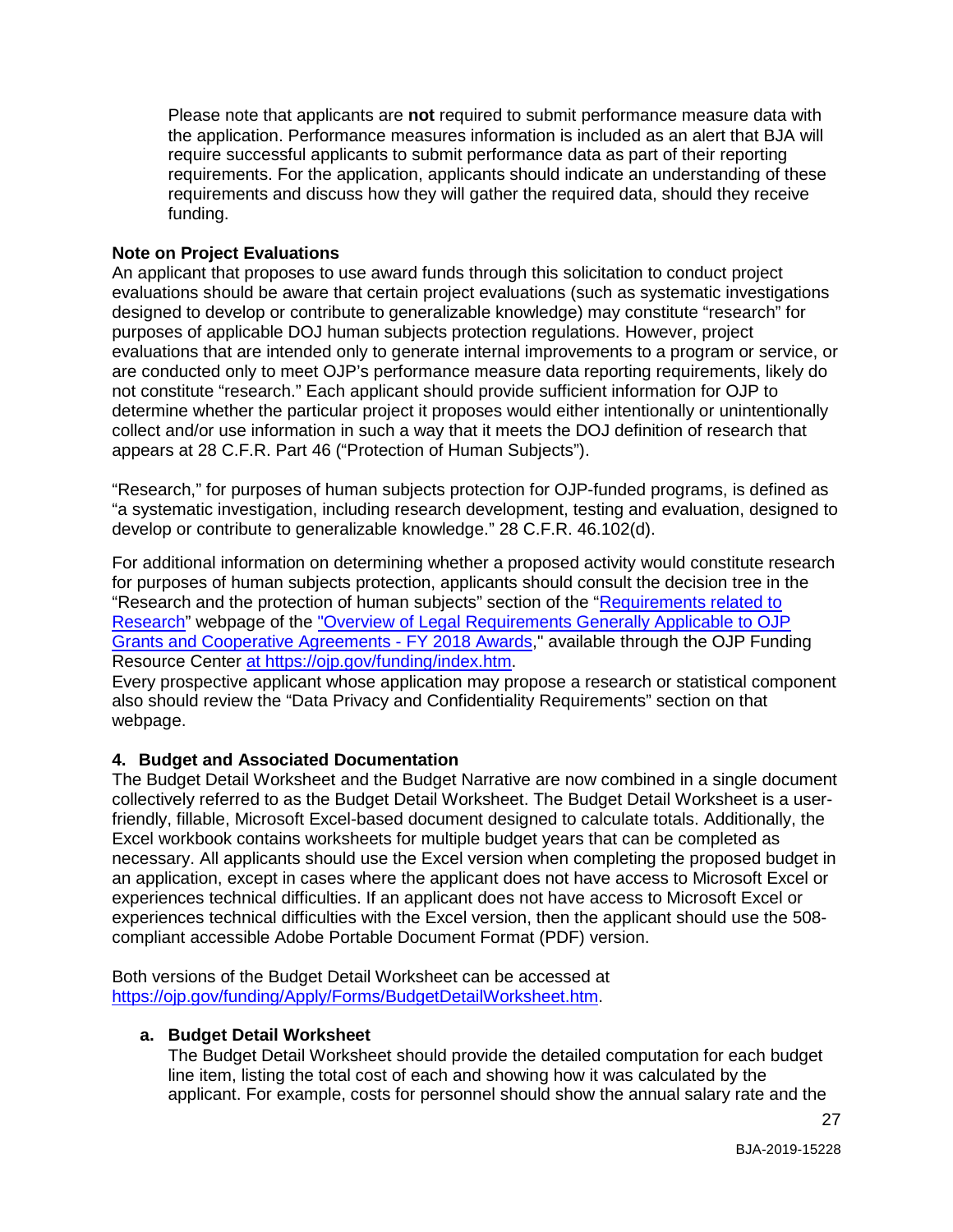Please note that applicants are **not** required to submit performance measure data with the application. Performance measures information is included as an alert that BJA will require successful applicants to submit performance data as part of their reporting requirements. For the application, applicants should indicate an understanding of these requirements and discuss how they will gather the required data, should they receive funding.

**Note on Project Evaluations**

An applicant that proposes to use award funds through this solicitation to conduct project evaluations should be aware that certain project evaluations (such as systematic investigations designed to develop or contribute to generalizable knowledge) may constitute "research" for purposes of applicable DOJ human subjects protection regulations. However, project evaluations that are intended only to generate internal improvements to a program or service, or are conducted only to meet OJP's performance measure data reporting requirements, likely do not constitute "research." Each applicant should provide sufficient information for OJP to determine whether the particular project it proposes would either intentionally or unintentionally collect and/or use information in such a way that it meets the DOJ definition of research that appears at 28 C.F.R. Part 46 ("Protection of Human Subjects").

"Research," for purposes of human subjects protection for OJP-funded programs, is defined as "a systematic investigation, including research development, testing and evaluation, designed to develop or contribute to generalizable knowledge." 28 C.F.R. 46.102(d).

For additional information on determining whether a proposed activity would constitute research for purposes of human subjects protection, applicants should consult the decision tree in the "Research and the protection of human subjects" section of the "Requirements related to Research" webpage of the "Overview of Legal Requirements Generally Applicable to OJP Grants and Cooperative Agreements - FY 2018 Awards," available through the OJP Funding Resource Center at https://ojp.gov/funding/index.htm.
Every prospective applicant whose application may propose a research or statistical component also should review the "Data Privacy and Confidentiality Requirements" section on that webpage.

**4. Budget and Associated Documentation**

The Budget Detail Worksheet and the Budget Narrative are now combined in a single document collectively referred to as the Budget Detail Worksheet. The Budget Detail Worksheet is a user-friendly, fillable, Microsoft Excel-based document designed to calculate totals. Additionally, the Excel workbook contains worksheets for multiple budget years that can be completed as necessary. All applicants should use the Excel version when completing the proposed budget in an application, except in cases where the applicant does not have access to Microsoft Excel or experiences technical difficulties. If an applicant does not have access to Microsoft Excel or experiences technical difficulties with the Excel version, then the applicant should use the 508-compliant accessible Adobe Portable Document Format (PDF) version.

Both versions of the Budget Detail Worksheet can be accessed at https://ojp.gov/funding/Apply/Forms/BudgetDetailWorksheet.htm.

**a. Budget Detail Worksheet**

The Budget Detail Worksheet should provide the detailed computation for each budget line item, listing the total cost of each and showing how it was calculated by the applicant. For example, costs for personnel should show the annual salary rate and the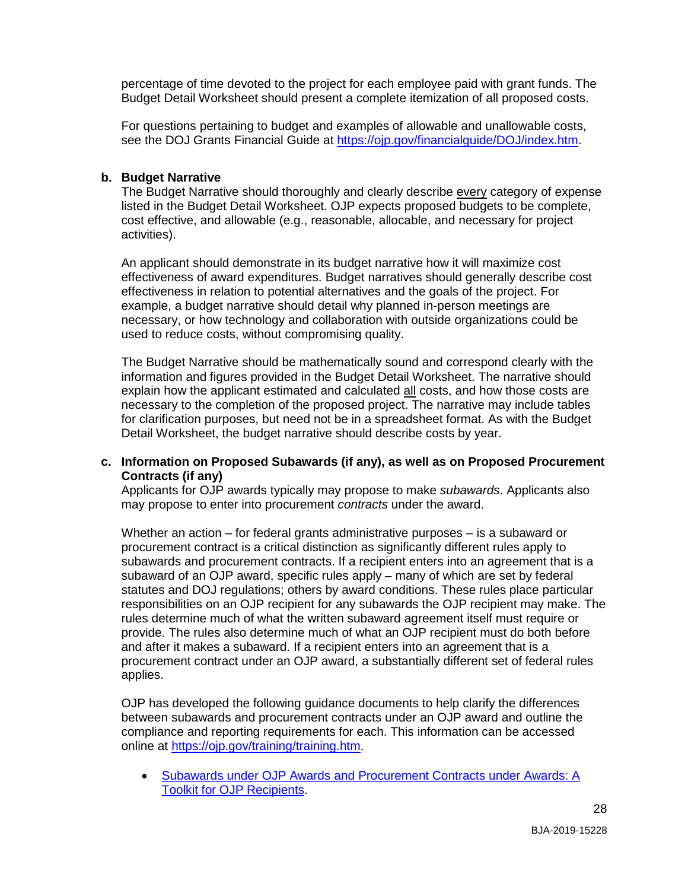percentage of time devoted to the project for each employee paid with grant funds. The Budget Detail Worksheet should present a complete itemization of all proposed costs.

For questions pertaining to budget and examples of allowable and unallowable costs, see the DOJ Grants Financial Guide at [https://ojp.gov/financialguide/DOJ/index.htm](https://ojp.gov/financialguide/DOJ/index.htm).

**b. Budget Narrative**

The Budget Narrative should thoroughly and clearly describe every category of expense listed in the Budget Detail Worksheet. OJP expects proposed budgets to be complete, cost effective, and allowable (e.g., reasonable, allocable, and necessary for project activities).

An applicant should demonstrate in its budget narrative how it will maximize cost effectiveness of award expenditures. Budget narratives should generally describe cost effectiveness in relation to potential alternatives and the goals of the project. For example, a budget narrative should detail why planned in-person meetings are necessary, or how technology and collaboration with outside organizations could be used to reduce costs, without compromising quality.

The Budget Narrative should be mathematically sound and correspond clearly with the information and figures provided in the Budget Detail Worksheet. The narrative should explain how the applicant estimated and calculated all costs, and how those costs are necessary to the completion of the proposed project. The narrative may include tables for clarification purposes, but need not be in a spreadsheet format. As with the Budget Detail Worksheet, the budget narrative should describe costs by year.

**c. Information on Proposed Subawards (if any), as well as on Proposed Procurement Contracts (if any)**

Applicants for OJP awards typically may propose to make *subawards*. Applicants also may propose to enter into procurement *contracts* under the award.

Whether an action – for federal grants administrative purposes – is a subaward or procurement contract is a critical distinction as significantly different rules apply to subawards and procurement contracts. If a recipient enters into an agreement that is a subaward of an OJP award, specific rules apply – many of which are set by federal statutes and DOJ regulations; others by award conditions. These rules place particular responsibilities on an OJP recipient for any subawards the OJP recipient may make. The rules determine much of what the written subaward agreement itself must require or provide. The rules also determine much of what an OJP recipient must do both before and after it makes a subaward. If a recipient enters into an agreement that is a procurement contract under an OJP award, a substantially different set of federal rules applies.

OJP has developed the following guidance documents to help clarify the differences between subawards and procurement contracts under an OJP award and outline the compliance and reporting requirements for each. This information can be accessed online at [https://ojp.gov/training/training.htm](https://ojp.gov/training/training.htm).

- [Subawards under OJP Awards and Procurement Contracts under Awards: A Toolkit for OJP Recipients](https://ojp.gov/training/training.htm).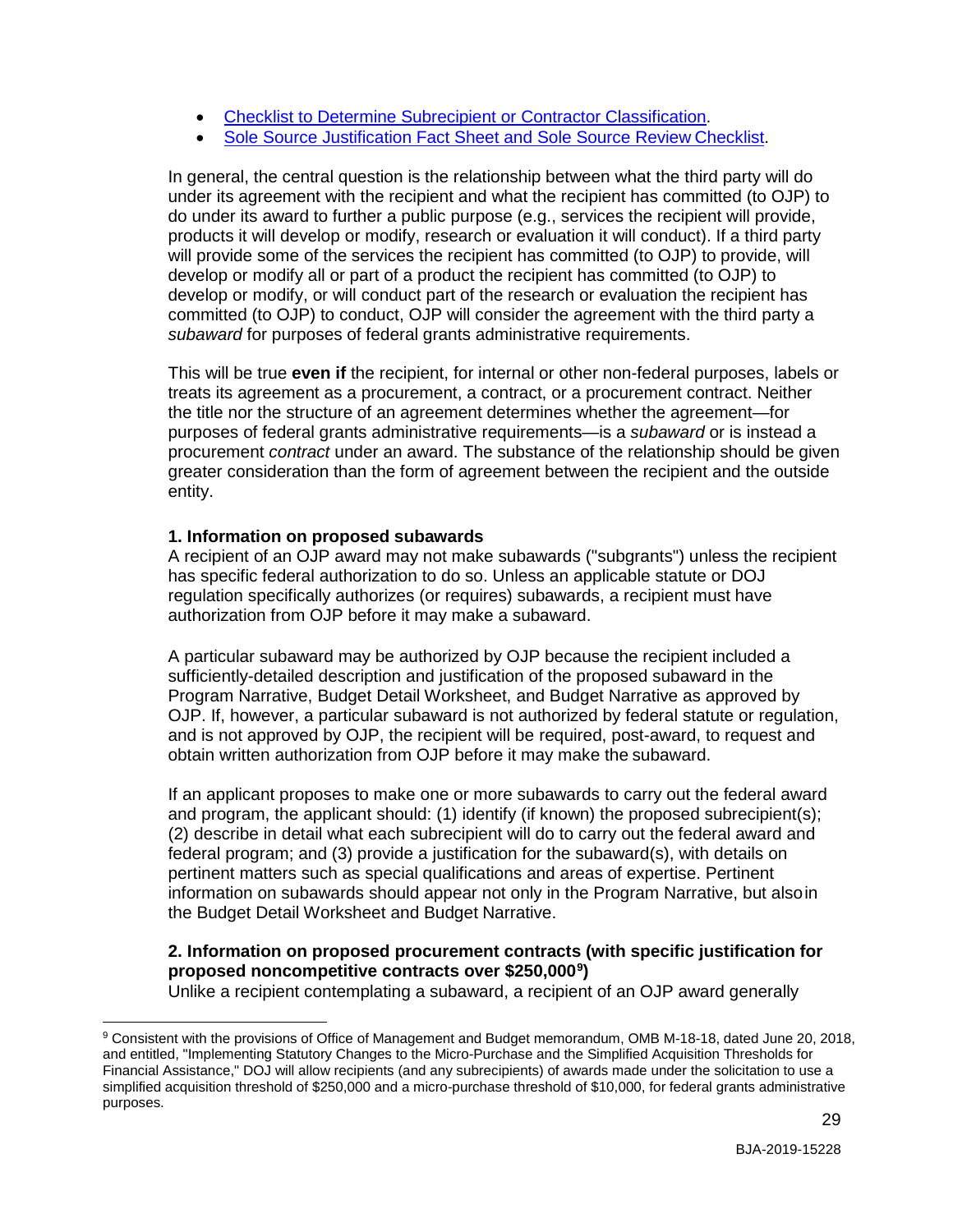- [Checklist to Determine Subrecipient or Contractor Classification](#).
- [Sole Source Justification Fact Sheet and Sole Source Review Checklist](#).

In general, the central question is the relationship between what the third party will do under its agreement with the recipient and what the recipient has committed (to OJP) to do under its award to further a public purpose (e.g., services the recipient will provide, products it will develop or modify, research or evaluation it will conduct). If a third party will provide some of the services the recipient has committed (to OJP) to provide, will develop or modify all or part of a product the recipient has committed (to OJP) to develop or modify, or will conduct part of the research or evaluation the recipient has committed (to OJP) to conduct, OJP will consider the agreement with the third party a *subaward* for purposes of federal grants administrative requirements.

This will be true **even if** the recipient, for internal or other non-federal purposes, labels or treats its agreement as a procurement, a contract, or a procurement contract. Neither the title nor the structure of an agreement determines whether the agreement—for purposes of federal grants administrative requirements—is a *subaward* or is instead a procurement *contract* under an award. The substance of the relationship should be given greater consideration than the form of agreement between the recipient and the outside entity.

**1. Information on proposed subawards**

A recipient of an OJP award may not make subawards ("subgrants") unless the recipient has specific federal authorization to do so. Unless an applicable statute or DOJ regulation specifically authorizes (or requires) subawards, a recipient must have authorization from OJP before it may make a subaward.

A particular subaward may be authorized by OJP because the recipient included a sufficiently-detailed description and justification of the proposed subaward in the Program Narrative, Budget Detail Worksheet, and Budget Narrative as approved by OJP. If, however, a particular subaward is not authorized by federal statute or regulation, and is not approved by OJP, the recipient will be required, post-award, to request and obtain written authorization from OJP before it may make the subaward.

If an applicant proposes to make one or more subawards to carry out the federal award and program, the applicant should: (1) identify (if known) the proposed subrecipient(s); (2) describe in detail what each subrecipient will do to carry out the federal award and federal program; and (3) provide a justification for the subaward(s), with details on pertinent matters such as special qualifications and areas of expertise. Pertinent information on subawards should appear not only in the Program Narrative, but also in the Budget Detail Worksheet and Budget Narrative.

**2. Information on proposed procurement contracts (with specific justification for proposed noncompetitive contracts over $250,000[9])**

Unlike a recipient contemplating a subaward, a recipient of an OJP award generally

[9] Consistent with the provisions of Office of Management and Budget memorandum, OMB M-18-18, dated June 20, 2018, and entitled, "Implementing Statutory Changes to the Micro-Purchase and the Simplified Acquisition Thresholds for Financial Assistance," DOJ will allow recipients (and any subrecipients) of awards made under the solicitation to use a simplified acquisition threshold of $250,000 and a micro-purchase threshold of $10,000, for federal grants administrative purposes.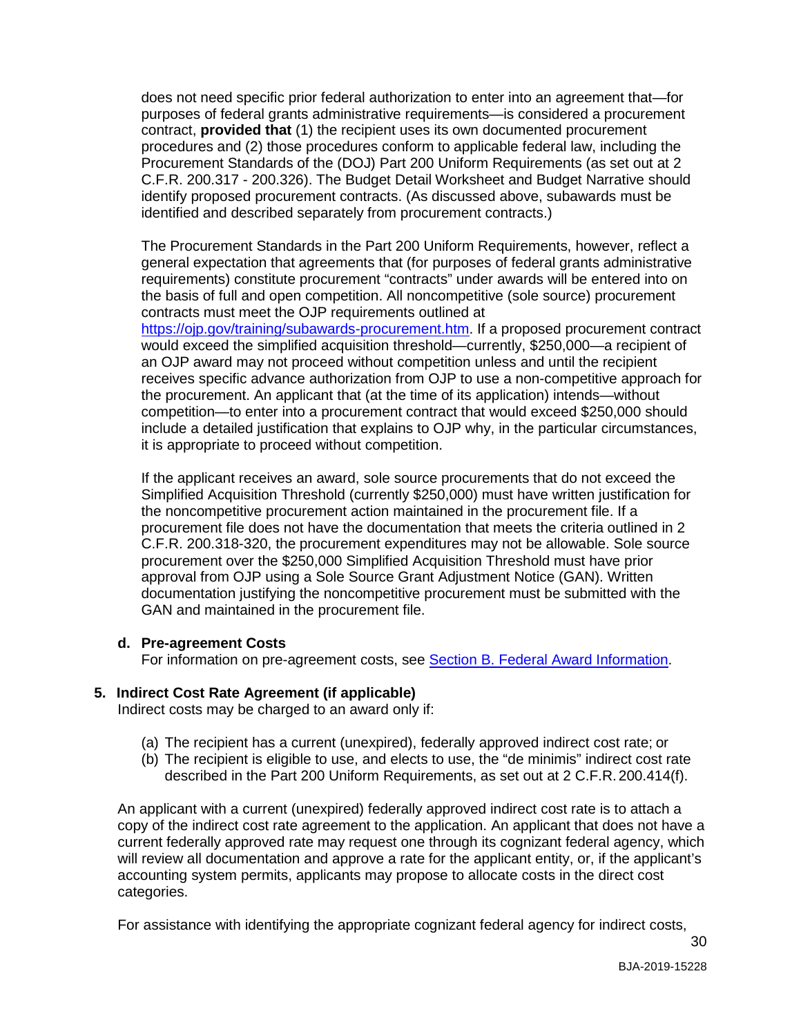does not need specific prior federal authorization to enter into an agreement that—for purposes of federal grants administrative requirements—is considered a procurement contract, **provided that** (1) the recipient uses its own documented procurement procedures and (2) those procedures conform to applicable federal law, including the Procurement Standards of the (DOJ) Part 200 Uniform Requirements (as set out at 2 C.F.R. 200.317 - 200.326). The Budget Detail Worksheet and Budget Narrative should identify proposed procurement contracts. (As discussed above, subawards must be identified and described separately from procurement contracts.)

The Procurement Standards in the Part 200 Uniform Requirements, however, reflect a general expectation that agreements that (for purposes of federal grants administrative requirements) constitute procurement "contracts" under awards will be entered into on the basis of full and open competition. All noncompetitive (sole source) procurement contracts must meet the OJP requirements outlined at [https://ojp.gov/training/subawards-procurement.htm](https://ojp.gov/training/subawards-procurement.htm). If a proposed procurement contract would exceed the simplified acquisition threshold—currently, $250,000—a recipient of an OJP award may not proceed without competition unless and until the recipient receives specific advance authorization from OJP to use a non-competitive approach for the procurement. An applicant that (at the time of its application) intends—without competition—to enter into a procurement contract that would exceed $250,000 should include a detailed justification that explains to OJP why, in the particular circumstances, it is appropriate to proceed without competition.

If the applicant receives an award, sole source procurements that do not exceed the Simplified Acquisition Threshold (currently $250,000) must have written justification for the noncompetitive procurement action maintained in the procurement file. If a procurement file does not have the documentation that meets the criteria outlined in 2 C.F.R. 200.318-320, the procurement expenditures may not be allowable. Sole source procurement over the $250,000 Simplified Acquisition Threshold must have prior approval from OJP using a Sole Source Grant Adjustment Notice (GAN). Written documentation justifying the noncompetitive procurement must be submitted with the GAN and maintained in the procurement file.

**d. Pre-agreement Costs**

For information on pre-agreement costs, see [Section B. Federal Award Information](#).

**5. Indirect Cost Rate Agreement (if applicable)**

Indirect costs may be charged to an award only if:

(a) The recipient has a current (unexpired), federally approved indirect cost rate; or
(b) The recipient is eligible to use, and elects to use, the "de minimis" indirect cost rate described in the Part 200 Uniform Requirements, as set out at 2 C.F.R. 200.414(f).

An applicant with a current (unexpired) federally approved indirect cost rate is to attach a copy of the indirect cost rate agreement to the application. An applicant that does not have a current federally approved rate may request one through its cognizant federal agency, which will review all documentation and approve a rate for the applicant entity, or, if the applicant's accounting system permits, applicants may propose to allocate costs in the direct cost categories.

For assistance with identifying the appropriate cognizant federal agency for indirect costs,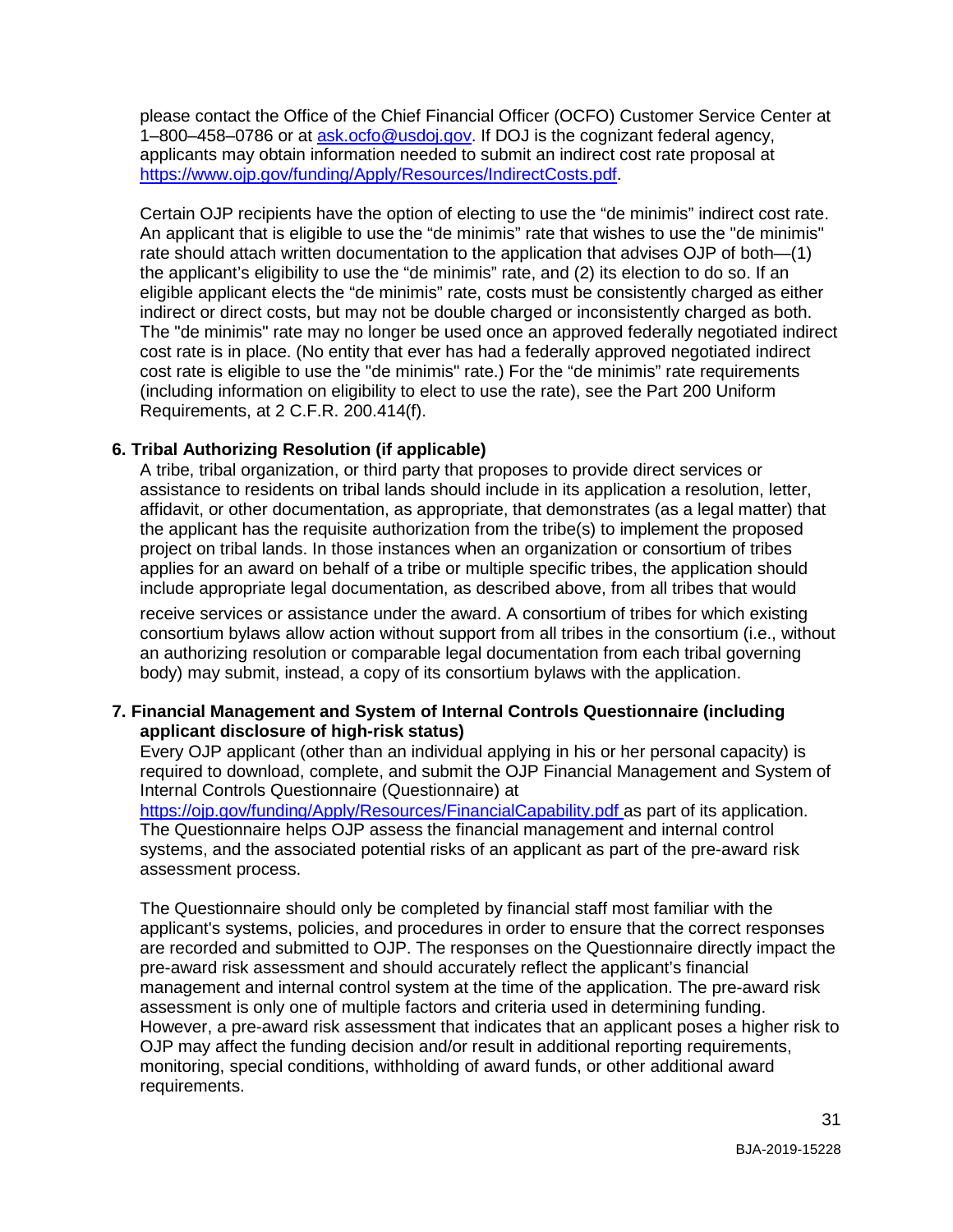please contact the Office of the Chief Financial Officer (OCFO) Customer Service Center at 1–800–458–0786 or at ask.ocfo@usdoj.gov. If DOJ is the cognizant federal agency, applicants may obtain information needed to submit an indirect cost rate proposal at https://www.ojp.gov/funding/Apply/Resources/IndirectCosts.pdf.

Certain OJP recipients have the option of electing to use the "de minimis" indirect cost rate. An applicant that is eligible to use the "de minimis" rate that wishes to use the "de minimis" rate should attach written documentation to the application that advises OJP of both—(1) the applicant's eligibility to use the "de minimis" rate, and (2) its election to do so. If an eligible applicant elects the "de minimis" rate, costs must be consistently charged as either indirect or direct costs, but may not be double charged or inconsistently charged as both. The "de minimis" rate may no longer be used once an approved federally negotiated indirect cost rate is in place. (No entity that ever has had a federally approved negotiated indirect cost rate is eligible to use the "de minimis" rate.) For the "de minimis" rate requirements (including information on eligibility to elect to use the rate), see the Part 200 Uniform Requirements, at 2 C.F.R. 200.414(f).

**6. Tribal Authorizing Resolution (if applicable)**

A tribe, tribal organization, or third party that proposes to provide direct services or assistance to residents on tribal lands should include in its application a resolution, letter, affidavit, or other documentation, as appropriate, that demonstrates (as a legal matter) that the applicant has the requisite authorization from the tribe(s) to implement the proposed project on tribal lands. In those instances when an organization or consortium of tribes applies for an award on behalf of a tribe or multiple specific tribes, the application should include appropriate legal documentation, as described above, from all tribes that would receive services or assistance under the award. A consortium of tribes for which existing consortium bylaws allow action without support from all tribes in the consortium (i.e., without an authorizing resolution or comparable legal documentation from each tribal governing body) may submit, instead, a copy of its consortium bylaws with the application.

**7. Financial Management and System of Internal Controls Questionnaire (including applicant disclosure of high-risk status)**

Every OJP applicant (other than an individual applying in his or her personal capacity) is required to download, complete, and submit the OJP Financial Management and System of Internal Controls Questionnaire (Questionnaire) at https://ojp.gov/funding/Apply/Resources/FinancialCapability.pdf as part of its application. The Questionnaire helps OJP assess the financial management and internal control systems, and the associated potential risks of an applicant as part of the pre-award risk assessment process.

The Questionnaire should only be completed by financial staff most familiar with the applicant's systems, policies, and procedures in order to ensure that the correct responses are recorded and submitted to OJP. The responses on the Questionnaire directly impact the pre-award risk assessment and should accurately reflect the applicant's financial management and internal control system at the time of the application. The pre-award risk assessment is only one of multiple factors and criteria used in determining funding. However, a pre-award risk assessment that indicates that an applicant poses a higher risk to OJP may affect the funding decision and/or result in additional reporting requirements, monitoring, special conditions, withholding of award funds, or other additional award requirements.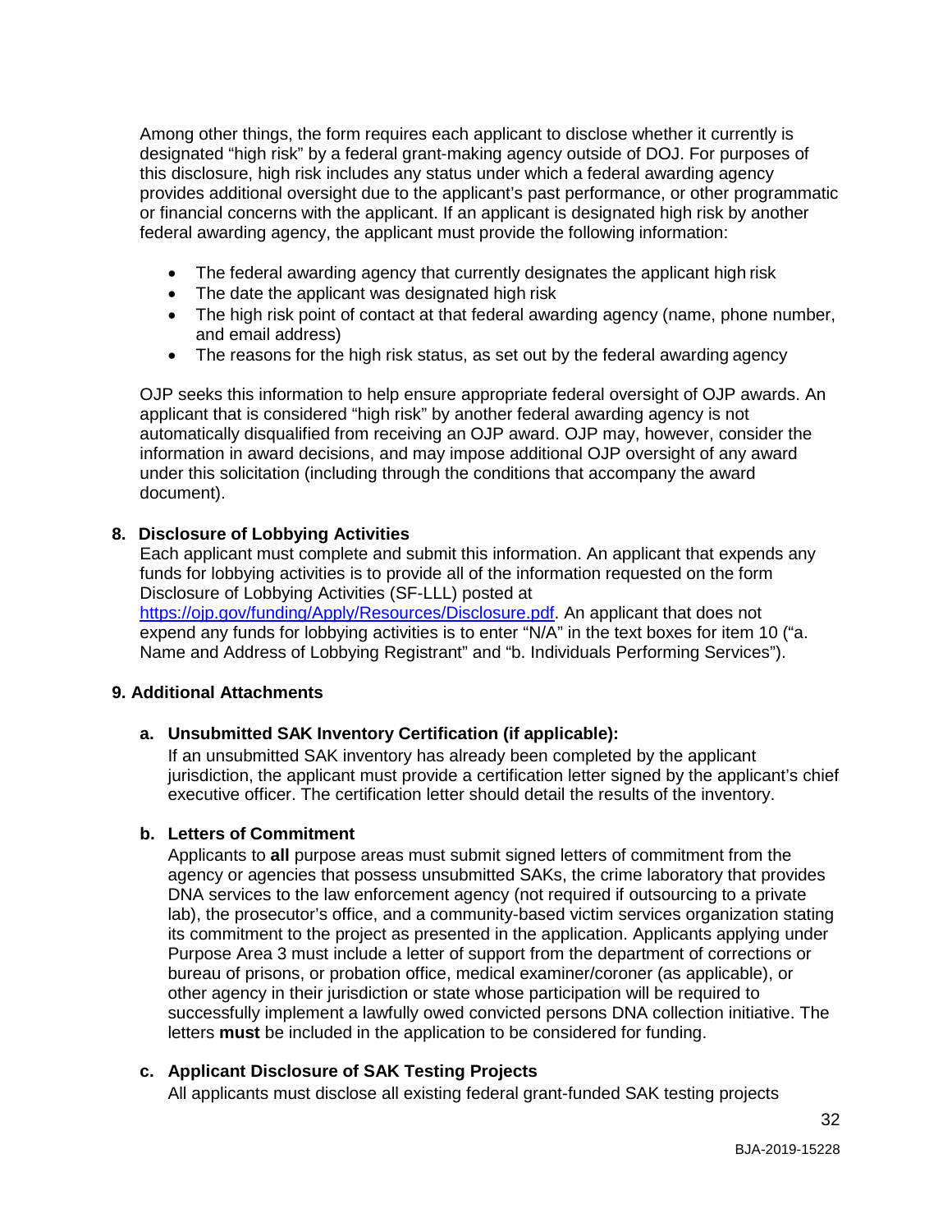Among other things, the form requires each applicant to disclose whether it currently is designated "high risk" by a federal grant-making agency outside of DOJ. For purposes of this disclosure, high risk includes any status under which a federal awarding agency provides additional oversight due to the applicant's past performance, or other programmatic or financial concerns with the applicant. If an applicant is designated high risk by another federal awarding agency, the applicant must provide the following information:

- The federal awarding agency that currently designates the applicant high risk
- The date the applicant was designated high risk
- The high risk point of contact at that federal awarding agency (name, phone number, and email address)
- The reasons for the high risk status, as set out by the federal awarding agency

OJP seeks this information to help ensure appropriate federal oversight of OJP awards. An applicant that is considered "high risk" by another federal awarding agency is not automatically disqualified from receiving an OJP award. OJP may, however, consider the information in award decisions, and may impose additional OJP oversight of any award under this solicitation (including through the conditions that accompany the award document).

**8. Disclosure of Lobbying Activities**

Each applicant must complete and submit this information. An applicant that expends any funds for lobbying activities is to provide all of the information requested on the form Disclosure of Lobbying Activities (SF-LLL) posted at https://ojp.gov/funding/Apply/Resources/Disclosure.pdf. An applicant that does not expend any funds for lobbying activities is to enter "N/A" in the text boxes for item 10 ("a. Name and Address of Lobbying Registrant" and "b. Individuals Performing Services").

**9. Additional Attachments**

**a. Unsubmitted SAK Inventory Certification (if applicable):**

If an unsubmitted SAK inventory has already been completed by the applicant jurisdiction, the applicant must provide a certification letter signed by the applicant's chief executive officer. The certification letter should detail the results of the inventory.

**b. Letters of Commitment**

Applicants to **all** purpose areas must submit signed letters of commitment from the agency or agencies that possess unsubmitted SAKs, the crime laboratory that provides DNA services to the law enforcement agency (not required if outsourcing to a private lab), the prosecutor's office, and a community-based victim services organization stating its commitment to the project as presented in the application. Applicants applying under Purpose Area 3 must include a letter of support from the department of corrections or bureau of prisons, or probation office, medical examiner/coroner (as applicable), or other agency in their jurisdiction or state whose participation will be required to successfully implement a lawfully owed convicted persons DNA collection initiative. The letters **must** be included in the application to be considered for funding.

**c. Applicant Disclosure of SAK Testing Projects**

All applicants must disclose all existing federal grant-funded SAK testing projects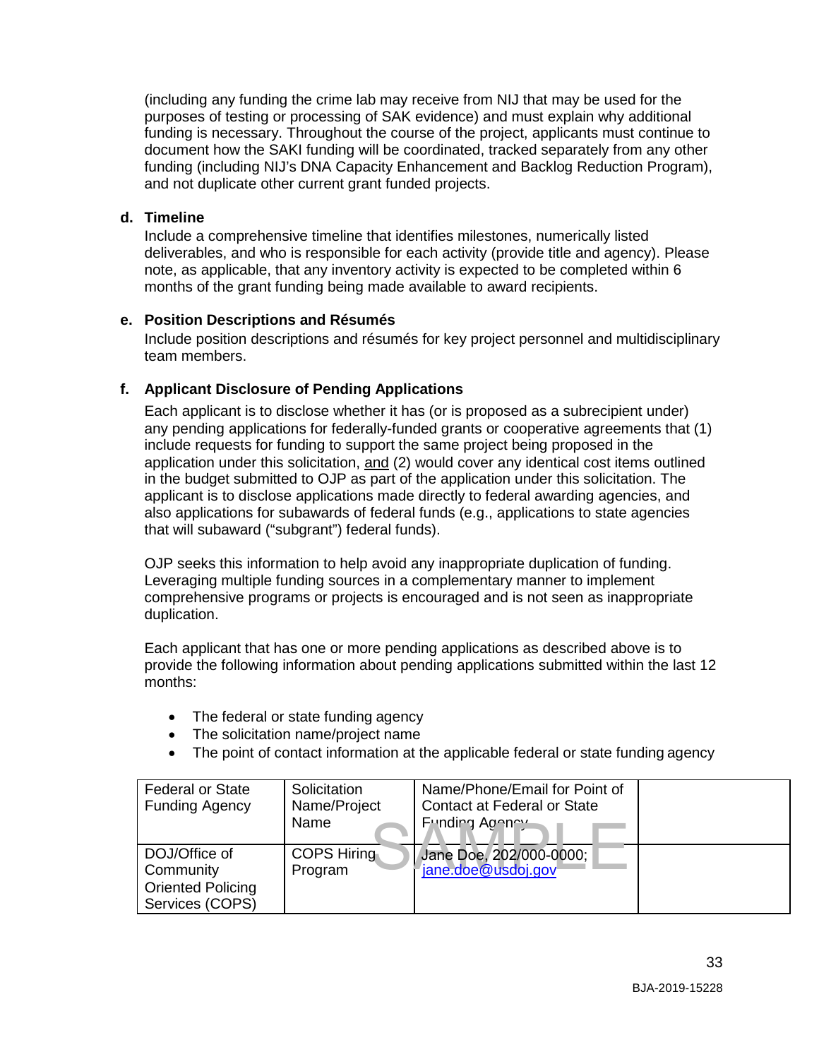(including any funding the crime lab may receive from NIJ that may be used for the purposes of testing or processing of SAK evidence) and must explain why additional funding is necessary. Throughout the course of the project, applicants must continue to document how the SAKI funding will be coordinated, tracked separately from any other funding (including NIJ's DNA Capacity Enhancement and Backlog Reduction Program), and not duplicate other current grant funded projects.

**d. Timeline**

Include a comprehensive timeline that identifies milestones, numerically listed deliverables, and who is responsible for each activity (provide title and agency). Please note, as applicable, that any inventory activity is expected to be completed within 6 months of the grant funding being made available to award recipients.

**e. Position Descriptions and Résumés**

Include position descriptions and résumés for key project personnel and multidisciplinary team members.

**f. Applicant Disclosure of Pending Applications**

Each applicant is to disclose whether it has (or is proposed as a subrecipient under) any pending applications for federally-funded grants or cooperative agreements that (1) include requests for funding to support the same project being proposed in the application under this solicitation, and (2) would cover any identical cost items outlined in the budget submitted to OJP as part of the application under this solicitation. The applicant is to disclose applications made directly to federal awarding agencies, and also applications for subawards of federal funds (e.g., applications to state agencies that will subaward ("subgrant") federal funds).

OJP seeks this information to help avoid any inappropriate duplication of funding. Leveraging multiple funding sources in a complementary manner to implement comprehensive programs or projects is encouraged and is not seen as inappropriate duplication.

Each applicant that has one or more pending applications as described above is to provide the following information about pending applications submitted within the last 12 months:

- The federal or state funding agency
- The solicitation name/project name
- The point of contact information at the applicable federal or state funding agency

| Federal or State Funding Agency | Solicitation Name/Project Name | Name/Phone/Email for Point of Contact at Federal or State Funding Agency | |
|---|---|---|---|
| DOJ/Office of Community Oriented Policing Services (COPS) | COPS Hiring Program | Jane Doe, 202/000-0000; jane.doe@usdoj.gov | |

SAMPLE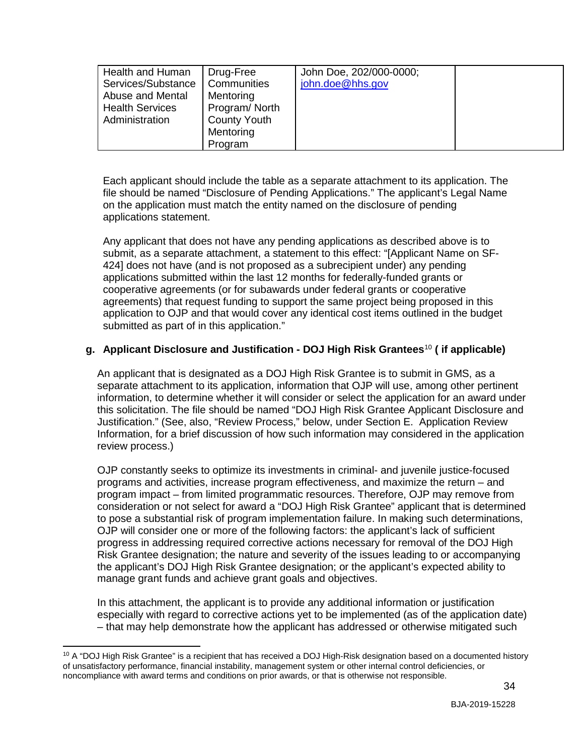| Health and Human Services/Substance Abuse and Mental Health Services Administration | Drug-Free Communities Mentoring Program/ North County Youth Mentoring Program | John Doe, 202/000-0000; john.doe@hhs.gov | |
|---|---|---|---|

Each applicant should include the table as a separate attachment to its application. The file should be named "Disclosure of Pending Applications." The applicant's Legal Name on the application must match the entity named on the disclosure of pending applications statement.

Any applicant that does not have any pending applications as described above is to submit, as a separate attachment, a statement to this effect: "[Applicant Name on SF-424] does not have (and is not proposed as a subrecipient under) any pending applications submitted within the last 12 months for federally-funded grants or cooperative agreements (or for subawards under federal grants or cooperative agreements) that request funding to support the same project being proposed in this application to OJP and that would cover any identical cost items outlined in the budget submitted as part of in this application."

**g. Applicant Disclosure and Justification - DOJ High Risk Grantees[10] ( if applicable)**

An applicant that is designated as a DOJ High Risk Grantee is to submit in GMS, as a separate attachment to its application, information that OJP will use, among other pertinent information, to determine whether it will consider or select the application for an award under this solicitation. The file should be named "DOJ High Risk Grantee Applicant Disclosure and Justification." (See, also, "Review Process," below, under Section E. Application Review Information, for a brief discussion of how such information may considered in the application review process.)

OJP constantly seeks to optimize its investments in criminal- and juvenile justice-focused programs and activities, increase program effectiveness, and maximize the return – and program impact – from limited programmatic resources. Therefore, OJP may remove from consideration or not select for award a "DOJ High Risk Grantee" applicant that is determined to pose a substantial risk of program implementation failure. In making such determinations, OJP will consider one or more of the following factors: the applicant's lack of sufficient progress in addressing required corrective actions necessary for removal of the DOJ High Risk Grantee designation; the nature and severity of the issues leading to or accompanying the applicant's DOJ High Risk Grantee designation; or the applicant's expected ability to manage grant funds and achieve grant goals and objectives.

In this attachment, the applicant is to provide any additional information or justification especially with regard to corrective actions yet to be implemented (as of the application date) – that may help demonstrate how the applicant has addressed or otherwise mitigated such

[10] A "DOJ High Risk Grantee" is a recipient that has received a DOJ High-Risk designation based on a documented history of unsatisfactory performance, financial instability, management system or other internal control deficiencies, or noncompliance with award terms and conditions on prior awards, or that is otherwise not responsible.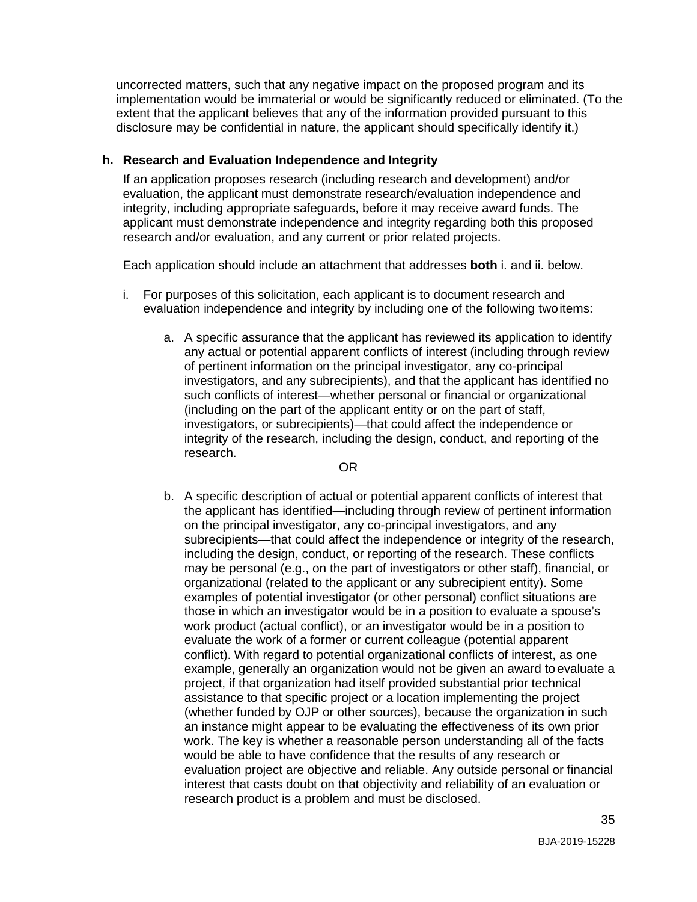uncorrected matters, such that any negative impact on the proposed program and its implementation would be immaterial or would be significantly reduced or eliminated. (To the extent that the applicant believes that any of the information provided pursuant to this disclosure may be confidential in nature, the applicant should specifically identify it.)

**h. Research and Evaluation Independence and Integrity**

If an application proposes research (including research and development) and/or evaluation, the applicant must demonstrate research/evaluation independence and integrity, including appropriate safeguards, before it may receive award funds. The applicant must demonstrate independence and integrity regarding both this proposed research and/or evaluation, and any current or prior related projects.

Each application should include an attachment that addresses **both** i. and ii. below.

i. For purposes of this solicitation, each applicant is to document research and evaluation independence and integrity by including one of the following two items:

   a. A specific assurance that the applicant has reviewed its application to identify any actual or potential apparent conflicts of interest (including through review of pertinent information on the principal investigator, any co-principal investigators, and any subrecipients), and that the applicant has identified no such conflicts of interest—whether personal or financial or organizational (including on the part of the applicant entity or on the part of staff, investigators, or subrecipients)—that could affect the independence or integrity of the research, including the design, conduct, and reporting of the research.

   OR

   b. A specific description of actual or potential apparent conflicts of interest that the applicant has identified—including through review of pertinent information on the principal investigator, any co-principal investigators, and any subrecipients—that could affect the independence or integrity of the research, including the design, conduct, or reporting of the research. These conflicts may be personal (e.g., on the part of investigators or other staff), financial, or organizational (related to the applicant or any subrecipient entity). Some examples of potential investigator (or other personal) conflict situations are those in which an investigator would be in a position to evaluate a spouse's work product (actual conflict), or an investigator would be in a position to evaluate the work of a former or current colleague (potential apparent conflict). With regard to potential organizational conflicts of interest, as one example, generally an organization would not be given an award to evaluate a project, if that organization had itself provided substantial prior technical assistance to that specific project or a location implementing the project (whether funded by OJP or other sources), because the organization in such an instance might appear to be evaluating the effectiveness of its own prior work. The key is whether a reasonable person understanding all of the facts would be able to have confidence that the results of any research or evaluation project are objective and reliable. Any outside personal or financial interest that casts doubt on that objectivity and reliability of an evaluation or research product is a problem and must be disclosed.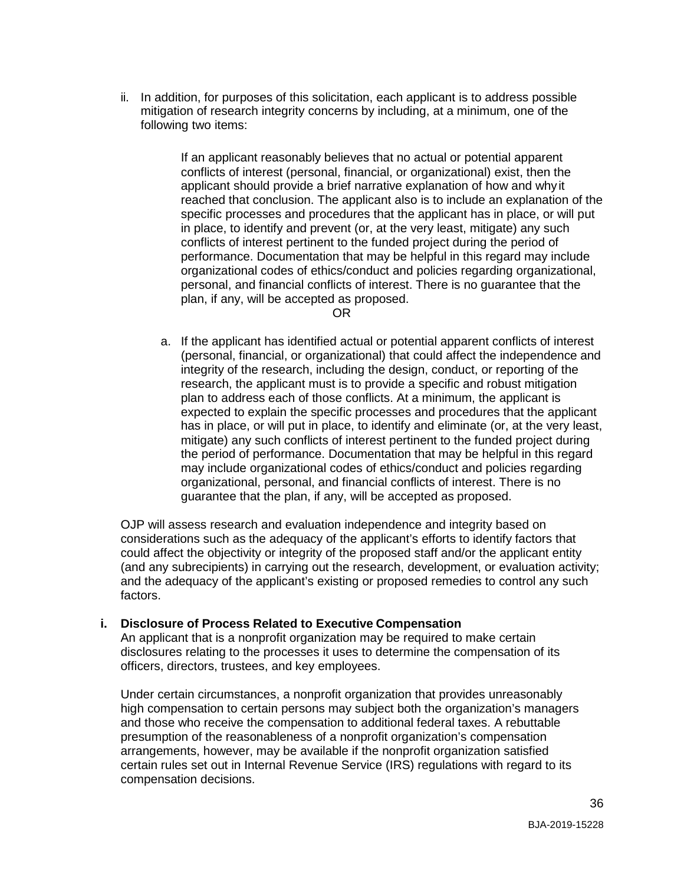ii. In addition, for purposes of this solicitation, each applicant is to address possible mitigation of research integrity concerns by including, at a minimum, one of the following two items:

If an applicant reasonably believes that no actual or potential apparent conflicts of interest (personal, financial, or organizational) exist, then the applicant should provide a brief narrative explanation of how and why it reached that conclusion. The applicant also is to include an explanation of the specific processes and procedures that the applicant has in place, or will put in place, to identify and prevent (or, at the very least, mitigate) any such conflicts of interest pertinent to the funded project during the period of performance. Documentation that may be helpful in this regard may include organizational codes of ethics/conduct and policies regarding organizational, personal, and financial conflicts of interest. There is no guarantee that the plan, if any, will be accepted as proposed.

OR

a. If the applicant has identified actual or potential apparent conflicts of interest (personal, financial, or organizational) that could affect the independence and integrity of the research, including the design, conduct, or reporting of the research, the applicant must is to provide a specific and robust mitigation plan to address each of those conflicts. At a minimum, the applicant is expected to explain the specific processes and procedures that the applicant has in place, or will put in place, to identify and eliminate (or, at the very least, mitigate) any such conflicts of interest pertinent to the funded project during the period of performance. Documentation that may be helpful in this regard may include organizational codes of ethics/conduct and policies regarding organizational, personal, and financial conflicts of interest. There is no guarantee that the plan, if any, will be accepted as proposed.

OJP will assess research and evaluation independence and integrity based on considerations such as the adequacy of the applicant's efforts to identify factors that could affect the objectivity or integrity of the proposed staff and/or the applicant entity (and any subrecipients) in carrying out the research, development, or evaluation activity; and the adequacy of the applicant's existing or proposed remedies to control any such factors.

**i. Disclosure of Process Related to Executive Compensation**

An applicant that is a nonprofit organization may be required to make certain disclosures relating to the processes it uses to determine the compensation of its officers, directors, trustees, and key employees.

Under certain circumstances, a nonprofit organization that provides unreasonably high compensation to certain persons may subject both the organization's managers and those who receive the compensation to additional federal taxes. A rebuttable presumption of the reasonableness of a nonprofit organization's compensation arrangements, however, may be available if the nonprofit organization satisfied certain rules set out in Internal Revenue Service (IRS) regulations with regard to its compensation decisions.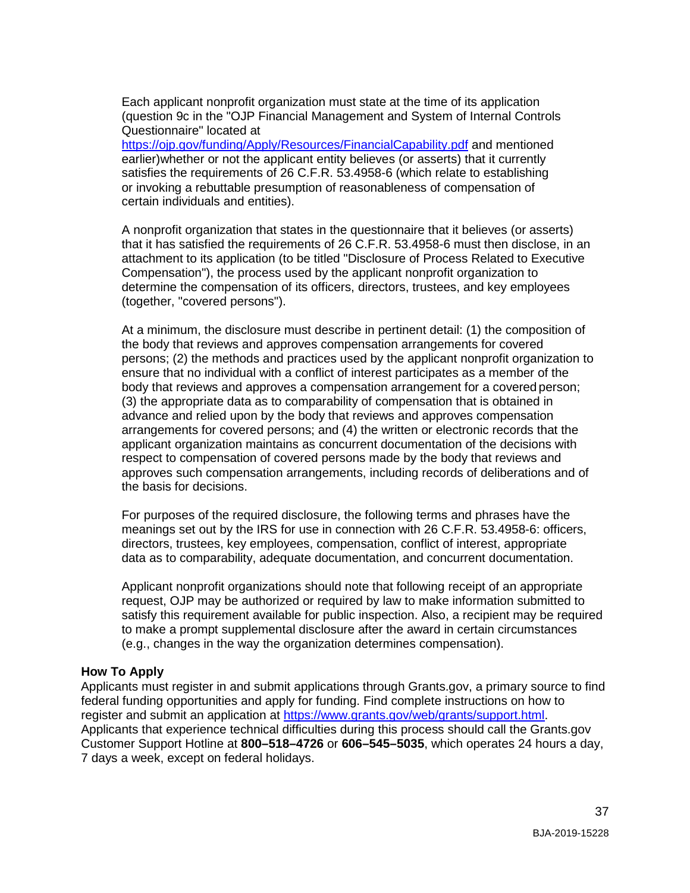Each applicant nonprofit organization must state at the time of its application (question 9c in the "OJP Financial Management and System of Internal Controls Questionnaire" located at https://ojp.gov/funding/Apply/Resources/FinancialCapability.pdf and mentioned earlier)whether or not the applicant entity believes (or asserts) that it currently satisfies the requirements of 26 C.F.R. 53.4958-6 (which relate to establishing or invoking a rebuttable presumption of reasonableness of compensation of certain individuals and entities).

A nonprofit organization that states in the questionnaire that it believes (or asserts) that it has satisfied the requirements of 26 C.F.R. 53.4958-6 must then disclose, in an attachment to its application (to be titled "Disclosure of Process Related to Executive Compensation"), the process used by the applicant nonprofit organization to determine the compensation of its officers, directors, trustees, and key employees (together, "covered persons").

At a minimum, the disclosure must describe in pertinent detail: (1) the composition of the body that reviews and approves compensation arrangements for covered persons; (2) the methods and practices used by the applicant nonprofit organization to ensure that no individual with a conflict of interest participates as a member of the body that reviews and approves a compensation arrangement for a covered person; (3) the appropriate data as to comparability of compensation that is obtained in advance and relied upon by the body that reviews and approves compensation arrangements for covered persons; and (4) the written or electronic records that the applicant organization maintains as concurrent documentation of the decisions with respect to compensation of covered persons made by the body that reviews and approves such compensation arrangements, including records of deliberations and of the basis for decisions.

For purposes of the required disclosure, the following terms and phrases have the meanings set out by the IRS for use in connection with 26 C.F.R. 53.4958-6: officers, directors, trustees, key employees, compensation, conflict of interest, appropriate data as to comparability, adequate documentation, and concurrent documentation.

Applicant nonprofit organizations should note that following receipt of an appropriate request, OJP may be authorized or required by law to make information submitted to satisfy this requirement available for public inspection. Also, a recipient may be required to make a prompt supplemental disclosure after the award in certain circumstances (e.g., changes in the way the organization determines compensation).

**How To Apply**

Applicants must register in and submit applications through Grants.gov, a primary source to find federal funding opportunities and apply for funding. Find complete instructions on how to register and submit an application at https://www.grants.gov/web/grants/support.html. Applicants that experience technical difficulties during this process should call the Grants.gov Customer Support Hotline at **800–518–4726** or **606–545–5035**, which operates 24 hours a day, 7 days a week, except on federal holidays.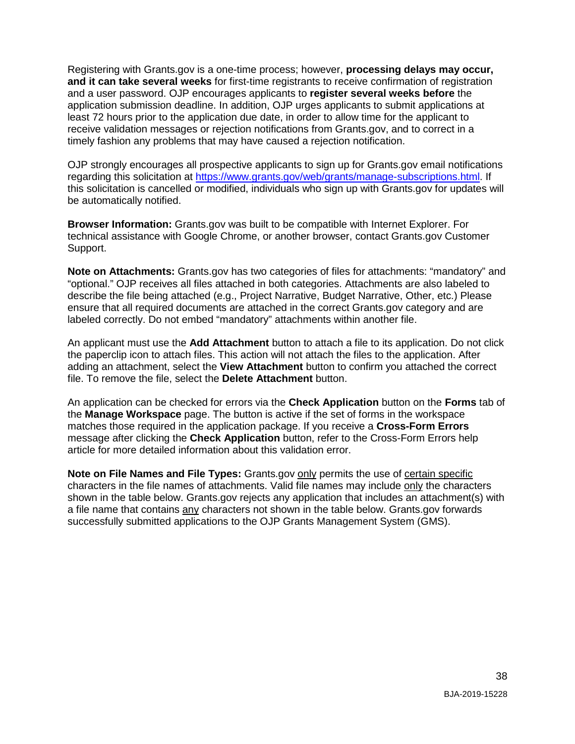Registering with Grants.gov is a one-time process; however, **processing delays may occur, and it can take several weeks** for first-time registrants to receive confirmation of registration and a user password. OJP encourages applicants to **register several weeks before** the application submission deadline. In addition, OJP urges applicants to submit applications at least 72 hours prior to the application due date, in order to allow time for the applicant to receive validation messages or rejection notifications from Grants.gov, and to correct in a timely fashion any problems that may have caused a rejection notification.

OJP strongly encourages all prospective applicants to sign up for Grants.gov email notifications regarding this solicitation at [https://www.grants.gov/web/grants/manage-subscriptions.html](https://www.grants.gov/web/grants/manage-subscriptions.html). If this solicitation is cancelled or modified, individuals who sign up with Grants.gov for updates will be automatically notified.

**Browser Information:** Grants.gov was built to be compatible with Internet Explorer. For technical assistance with Google Chrome, or another browser, contact Grants.gov Customer Support.

**Note on Attachments:** Grants.gov has two categories of files for attachments: "mandatory" and "optional." OJP receives all files attached in both categories. Attachments are also labeled to describe the file being attached (e.g., Project Narrative, Budget Narrative, Other, etc.) Please ensure that all required documents are attached in the correct Grants.gov category and are labeled correctly. Do not embed "mandatory" attachments within another file.

An applicant must use the **Add Attachment** button to attach a file to its application. Do not click the paperclip icon to attach files. This action will not attach the files to the application. After adding an attachment, select the **View Attachment** button to confirm you attached the correct file. To remove the file, select the **Delete Attachment** button.

An application can be checked for errors via the **Check Application** button on the **Forms** tab of the **Manage Workspace** page. The button is active if the set of forms in the workspace matches those required in the application package. If you receive a **Cross-Form Errors** message after clicking the **Check Application** button, refer to the Cross-Form Errors help article for more detailed information about this validation error.

**Note on File Names and File Types:** Grants.gov only permits the use of certain specific characters in the file names of attachments. Valid file names may include only the characters shown in the table below. Grants.gov rejects any application that includes an attachment(s) with a file name that contains any characters not shown in the table below. Grants.gov forwards successfully submitted applications to the OJP Grants Management System (GMS).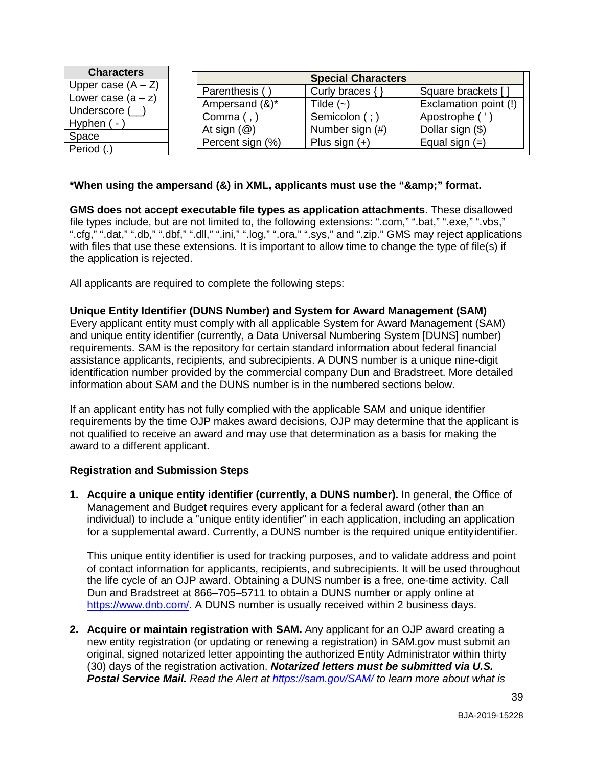| Characters |
| --- |
| Upper case (A – Z) |
| Lower case (a – z) |
| Underscore (__) |
| Hyphen ( - ) |
| Space |
| Period (.) |

| Special Characters | | |
| --- | --- | --- |
| Parenthesis ( ) | Curly braces { } | Square brackets [ ] |
| Ampersand (&)* | Tilde (~) | Exclamation point (!) |
| Comma ( , ) | Semicolon ( ; ) | Apostrophe ( ' ) |
| At sign (@) | Number sign (#) | Dollar sign ($) |
| Percent sign (%) | Plus sign (+) | Equal sign (=) |

**\*When using the ampersand (&) in XML, applicants must use the "&amp;" format.**

**GMS does not accept executable file types as application attachments**. These disallowed file types include, but are not limited to, the following extensions: ".com," ".bat," ".exe," ".vbs," ".cfg," ".dat," ".db," ".dbf," ".dll," ".ini," ".log," ".ora," ".sys," and ".zip." GMS may reject applications with files that use these extensions. It is important to allow time to change the type of file(s) if the application is rejected.

All applicants are required to complete the following steps:

**Unique Entity Identifier (DUNS Number) and System for Award Management (SAM)**
Every applicant entity must comply with all applicable System for Award Management (SAM) and unique entity identifier (currently, a Data Universal Numbering System [DUNS] number) requirements. SAM is the repository for certain standard information about federal financial assistance applicants, recipients, and subrecipients. A DUNS number is a unique nine-digit identification number provided by the commercial company Dun and Bradstreet. More detailed information about SAM and the DUNS number is in the numbered sections below.

If an applicant entity has not fully complied with the applicable SAM and unique identifier requirements by the time OJP makes award decisions, OJP may determine that the applicant is not qualified to receive an award and may use that determination as a basis for making the award to a different applicant.

**Registration and Submission Steps**

1. **Acquire a unique entity identifier (currently, a DUNS number).** In general, the Office of Management and Budget requires every applicant for a federal award (other than an individual) to include a "unique entity identifier" in each application, including an application for a supplemental award. Currently, a DUNS number is the required unique entity identifier.

   This unique entity identifier is used for tracking purposes, and to validate address and point of contact information for applicants, recipients, and subrecipients. It will be used throughout the life cycle of an OJP award. Obtaining a DUNS number is a free, one-time activity. Call Dun and Bradstreet at 866–705–5711 to obtain a DUNS number or apply online at https://www.dnb.com/. A DUNS number is usually received within 2 business days.

2. **Acquire or maintain registration with SAM.** Any applicant for an OJP award creating a new entity registration (or updating or renewing a registration) in SAM.gov must submit an original, signed notarized letter appointing the authorized Entity Administrator within thirty (30) days of the registration activation. ***Notarized letters must be submitted via U.S. Postal Service Mail.*** *Read the Alert at https://sam.gov/SAM/ to learn more about what is*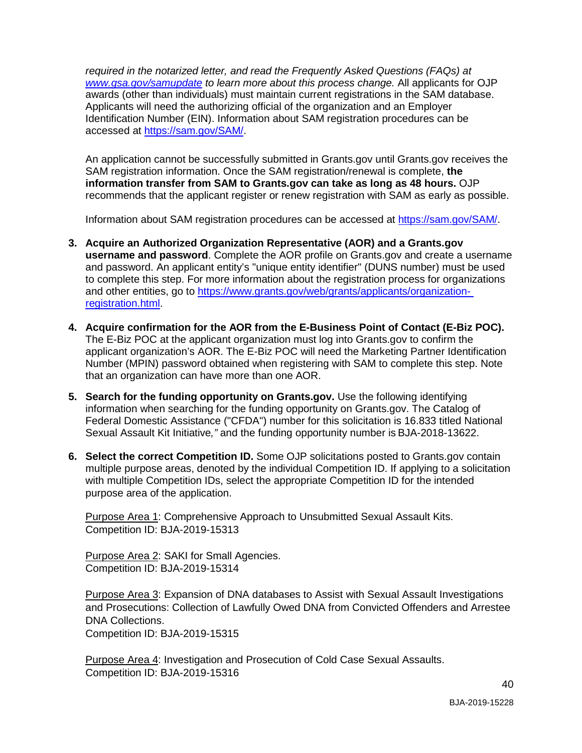*required in the notarized letter, and read the Frequently Asked Questions (FAQs) at [www.gsa.gov/samupdate](www.gsa.gov/samupdate) to learn more about this process change.* All applicants for OJP awards (other than individuals) must maintain current registrations in the SAM database. Applicants will need the authorizing official of the organization and an Employer Identification Number (EIN). Information about SAM registration procedures can be accessed at [https://sam.gov/SAM/](https://sam.gov/SAM/).

An application cannot be successfully submitted in Grants.gov until Grants.gov receives the SAM registration information. Once the SAM registration/renewal is complete, **the information transfer from SAM to Grants.gov can take as long as 48 hours.** OJP recommends that the applicant register or renew registration with SAM as early as possible.

Information about SAM registration procedures can be accessed at [https://sam.gov/SAM/](https://sam.gov/SAM/).

3. **Acquire an Authorized Organization Representative (AOR) and a Grants.gov username and password**. Complete the AOR profile on Grants.gov and create a username and password. An applicant entity's "unique entity identifier" (DUNS number) must be used to complete this step. For more information about the registration process for organizations and other entities, go to [https://www.grants.gov/web/grants/applicants/organization-registration.html](https://www.grants.gov/web/grants/applicants/organization-registration.html).

4. **Acquire confirmation for the AOR from the E-Business Point of Contact (E-Biz POC).** The E-Biz POC at the applicant organization must log into Grants.gov to confirm the applicant organization's AOR. The E-Biz POC will need the Marketing Partner Identification Number (MPIN) password obtained when registering with SAM to complete this step. Note that an organization can have more than one AOR.

5. **Search for the funding opportunity on Grants.gov.** Use the following identifying information when searching for the funding opportunity on Grants.gov. The Catalog of Federal Domestic Assistance ("CFDA") number for this solicitation is 16.833 titled National Sexual Assault Kit Initiative*,"* and the funding opportunity number is BJA-2018-13622.

6. **Select the correct Competition ID.** Some OJP solicitations posted to Grants.gov contain multiple purpose areas, denoted by the individual Competition ID. If applying to a solicitation with multiple Competition IDs, select the appropriate Competition ID for the intended purpose area of the application.

   Purpose Area 1: Comprehensive Approach to Unsubmitted Sexual Assault Kits.
   Competition ID: BJA-2019-15313

   Purpose Area 2: SAKI for Small Agencies.
   Competition ID: BJA-2019-15314

   Purpose Area 3: Expansion of DNA databases to Assist with Sexual Assault Investigations and Prosecutions: Collection of Lawfully Owed DNA from Convicted Offenders and Arrestee DNA Collections.
   Competition ID: BJA-2019-15315

   Purpose Area 4: Investigation and Prosecution of Cold Case Sexual Assaults.
   Competition ID: BJA-2019-15316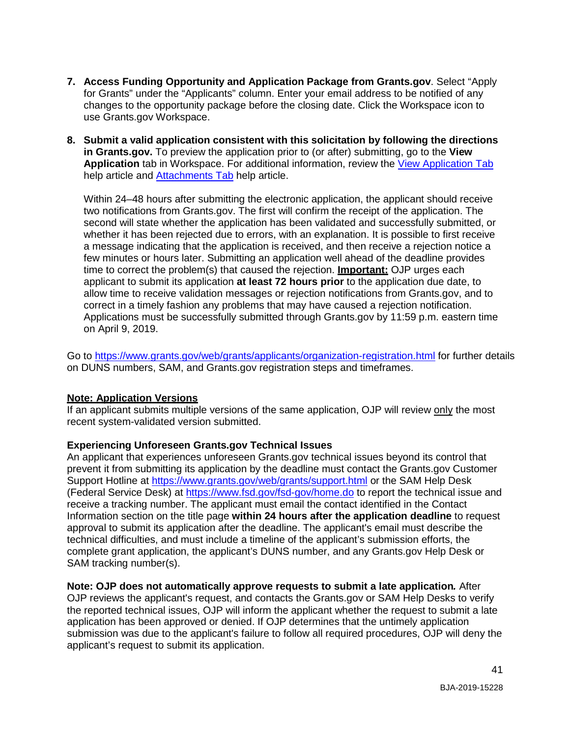7. **Access Funding Opportunity and Application Package from Grants.gov**. Select "Apply for Grants" under the "Applicants" column. Enter your email address to be notified of any changes to the opportunity package before the closing date. Click the Workspace icon to use Grants.gov Workspace.

8. **Submit a valid application consistent with this solicitation by following the directions in Grants.gov.** To preview the application prior to (or after) submitting, go to the **View Application** tab in Workspace. For additional information, review the [View Application Tab](View Application Tab) help article and [Attachments Tab](Attachments Tab) help article.

   Within 24–48 hours after submitting the electronic application, the applicant should receive two notifications from Grants.gov. The first will confirm the receipt of the application. The second will state whether the application has been validated and successfully submitted, or whether it has been rejected due to errors, with an explanation. It is possible to first receive a message indicating that the application is received, and then receive a rejection notice a few minutes or hours later. Submitting an application well ahead of the deadline provides time to correct the problem(s) that caused the rejection. **Important:** OJP urges each applicant to submit its application **at least 72 hours prior** to the application due date, to allow time to receive validation messages or rejection notifications from Grants.gov, and to correct in a timely fashion any problems that may have caused a rejection notification. Applications must be successfully submitted through Grants.gov by 11:59 p.m. eastern time on April 9, 2019.

Go to https://www.grants.gov/web/grants/applicants/organization-registration.html for further details on DUNS numbers, SAM, and Grants.gov registration steps and timeframes.

**Note: Application Versions**
If an applicant submits multiple versions of the same application, OJP will review only the most recent system-validated version submitted.

**Experiencing Unforeseen Grants.gov Technical Issues**
An applicant that experiences unforeseen Grants.gov technical issues beyond its control that prevent it from submitting its application by the deadline must contact the Grants.gov Customer Support Hotline at https://www.grants.gov/web/grants/support.html or the SAM Help Desk (Federal Service Desk) at https://www.fsd.gov/fsd-gov/home.do to report the technical issue and receive a tracking number. The applicant must email the contact identified in the Contact Information section on the title page **within 24 hours after the application deadline** to request approval to submit its application after the deadline. The applicant's email must describe the technical difficulties, and must include a timeline of the applicant's submission efforts, the complete grant application, the applicant's DUNS number, and any Grants.gov Help Desk or SAM tracking number(s).

**Note: OJP does not automatically approve requests to submit a late application.** After OJP reviews the applicant's request, and contacts the Grants.gov or SAM Help Desks to verify the reported technical issues, OJP will inform the applicant whether the request to submit a late application has been approved or denied. If OJP determines that the untimely application submission was due to the applicant's failure to follow all required procedures, OJP will deny the applicant's request to submit its application.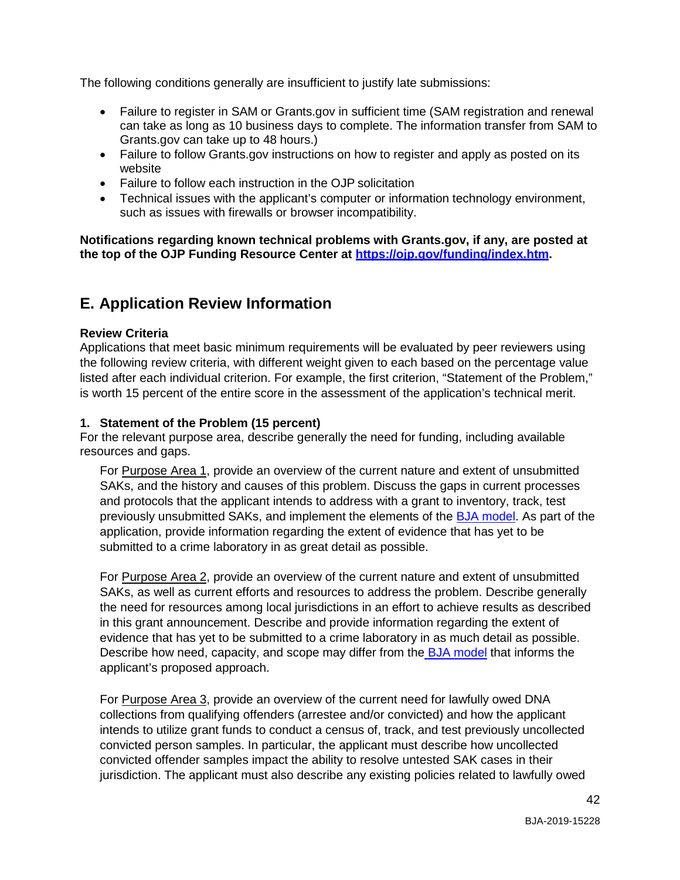The following conditions generally are insufficient to justify late submissions:

- Failure to register in SAM or Grants.gov in sufficient time (SAM registration and renewal can take as long as 10 business days to complete. The information transfer from SAM to Grants.gov can take up to 48 hours.)
- Failure to follow Grants.gov instructions on how to register and apply as posted on its website
- Failure to follow each instruction in the OJP solicitation
- Technical issues with the applicant's computer or information technology environment, such as issues with firewalls or browser incompatibility.

**Notifications regarding known technical problems with Grants.gov, if any, are posted at the top of the OJP Funding Resource Center at [https://ojp.gov/funding/index.htm](https://ojp.gov/funding/index.htm).**

## E. Application Review Information

**Review Criteria**
Applications that meet basic minimum requirements will be evaluated by peer reviewers using the following review criteria, with different weight given to each based on the percentage value listed after each individual criterion. For example, the first criterion, "Statement of the Problem," is worth 15 percent of the entire score in the assessment of the application's technical merit.

**1. Statement of the Problem (15 percent)**
For the relevant purpose area, describe generally the need for funding, including available resources and gaps.

For Purpose Area 1, provide an overview of the current nature and extent of unsubmitted SAKs, and the history and causes of this problem. Discuss the gaps in current processes and protocols that the applicant intends to address with a grant to inventory, track, test previously unsubmitted SAKs, and implement the elements of the [BJA model](). As part of the application, provide information regarding the extent of evidence that has yet to be submitted to a crime laboratory in as great detail as possible.

For Purpose Area 2, provide an overview of the current nature and extent of unsubmitted SAKs, as well as current efforts and resources to address the problem. Describe generally the need for resources among local jurisdictions in an effort to achieve results as described in this grant announcement. Describe and provide information regarding the extent of evidence that has yet to be submitted to a crime laboratory in as much detail as possible. Describe how need, capacity, and scope may differ from the [BJA model]() that informs the applicant's proposed approach.

For Purpose Area 3, provide an overview of the current need for lawfully owed DNA collections from qualifying offenders (arrestee and/or convicted) and how the applicant intends to utilize grant funds to conduct a census of, track, and test previously uncollected convicted person samples. In particular, the applicant must describe how uncollected convicted offender samples impact the ability to resolve untested SAK cases in their jurisdiction. The applicant must also describe any existing policies related to lawfully owed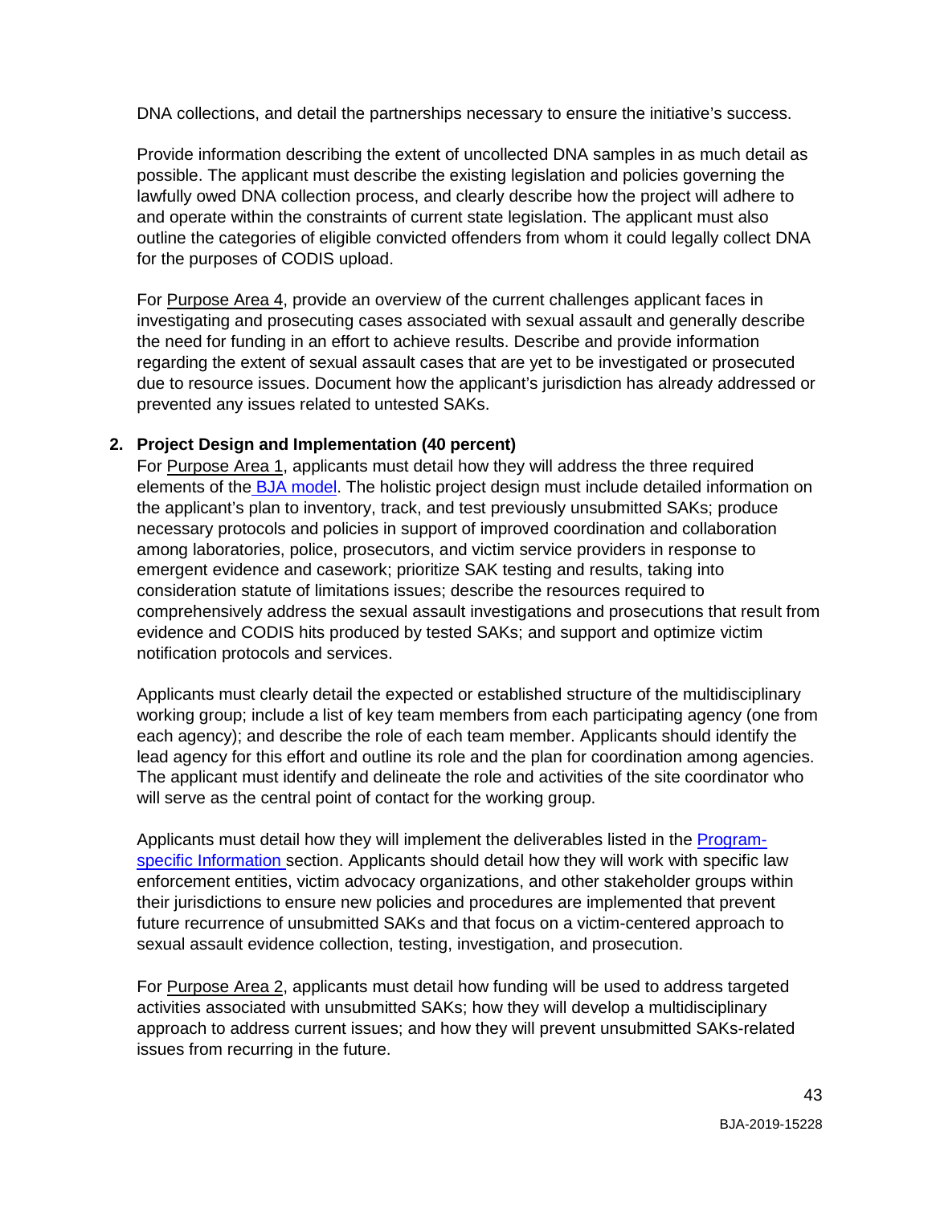DNA collections, and detail the partnerships necessary to ensure the initiative's success.

Provide information describing the extent of uncollected DNA samples in as much detail as possible. The applicant must describe the existing legislation and policies governing the lawfully owed DNA collection process, and clearly describe how the project will adhere to and operate within the constraints of current state legislation. The applicant must also outline the categories of eligible convicted offenders from whom it could legally collect DNA for the purposes of CODIS upload.

For Purpose Area 4, provide an overview of the current challenges applicant faces in investigating and prosecuting cases associated with sexual assault and generally describe the need for funding in an effort to achieve results. Describe and provide information regarding the extent of sexual assault cases that are yet to be investigated or prosecuted due to resource issues. Document how the applicant's jurisdiction has already addressed or prevented any issues related to untested SAKs.

2. **Project Design and Implementation (40 percent)**
For Purpose Area 1, applicants must detail how they will address the three required elements of the BJA model. The holistic project design must include detailed information on the applicant's plan to inventory, track, and test previously unsubmitted SAKs; produce necessary protocols and policies in support of improved coordination and collaboration among laboratories, police, prosecutors, and victim service providers in response to emergent evidence and casework; prioritize SAK testing and results, taking into consideration statute of limitations issues; describe the resources required to comprehensively address the sexual assault investigations and prosecutions that result from evidence and CODIS hits produced by tested SAKs; and support and optimize victim notification protocols and services.

Applicants must clearly detail the expected or established structure of the multidisciplinary working group; include a list of key team members from each participating agency (one from each agency); and describe the role of each team member. Applicants should identify the lead agency for this effort and outline its role and the plan for coordination among agencies. The applicant must identify and delineate the role and activities of the site coordinator who will serve as the central point of contact for the working group.

Applicants must detail how they will implement the deliverables listed in the Program-specific Information section. Applicants should detail how they will work with specific law enforcement entities, victim advocacy organizations, and other stakeholder groups within their jurisdictions to ensure new policies and procedures are implemented that prevent future recurrence of unsubmitted SAKs and that focus on a victim-centered approach to sexual assault evidence collection, testing, investigation, and prosecution.

For Purpose Area 2, applicants must detail how funding will be used to address targeted activities associated with unsubmitted SAKs; how they will develop a multidisciplinary approach to address current issues; and how they will prevent unsubmitted SAKs-related issues from recurring in the future.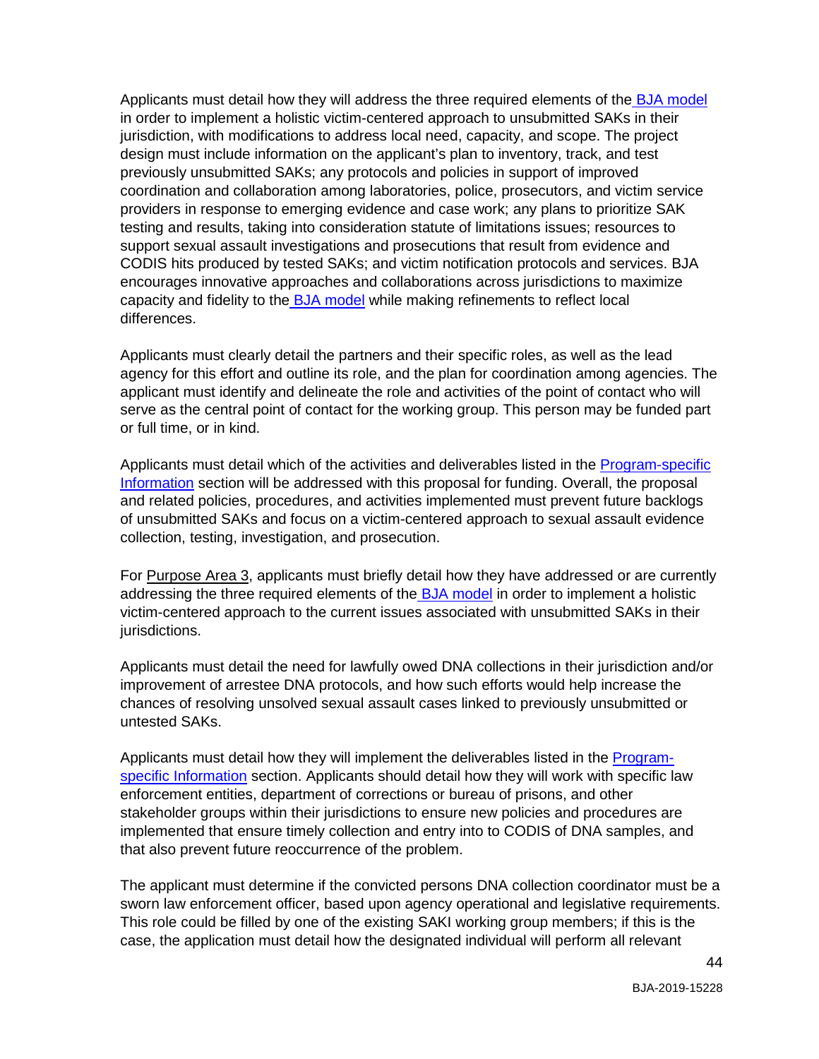Applicants must detail how they will address the three required elements of the BJA model in order to implement a holistic victim-centered approach to unsubmitted SAKs in their jurisdiction, with modifications to address local need, capacity, and scope. The project design must include information on the applicant's plan to inventory, track, and test previously unsubmitted SAKs; any protocols and policies in support of improved coordination and collaboration among laboratories, police, prosecutors, and victim service providers in response to emerging evidence and case work; any plans to prioritize SAK testing and results, taking into consideration statute of limitations issues; resources to support sexual assault investigations and prosecutions that result from evidence and CODIS hits produced by tested SAKs; and victim notification protocols and services. BJA encourages innovative approaches and collaborations across jurisdictions to maximize capacity and fidelity to the BJA model while making refinements to reflect local differences.

Applicants must clearly detail the partners and their specific roles, as well as the lead agency for this effort and outline its role, and the plan for coordination among agencies. The applicant must identify and delineate the role and activities of the point of contact who will serve as the central point of contact for the working group. This person may be funded part or full time, or in kind.

Applicants must detail which of the activities and deliverables listed in the Program-specific Information section will be addressed with this proposal for funding. Overall, the proposal and related policies, procedures, and activities implemented must prevent future backlogs of unsubmitted SAKs and focus on a victim-centered approach to sexual assault evidence collection, testing, investigation, and prosecution.

For Purpose Area 3, applicants must briefly detail how they have addressed or are currently addressing the three required elements of the BJA model in order to implement a holistic victim-centered approach to the current issues associated with unsubmitted SAKs in their jurisdictions.

Applicants must detail the need for lawfully owed DNA collections in their jurisdiction and/or improvement of arrestee DNA protocols, and how such efforts would help increase the chances of resolving unsolved sexual assault cases linked to previously unsubmitted or untested SAKs.

Applicants must detail how they will implement the deliverables listed in the Program-specific Information section. Applicants should detail how they will work with specific law enforcement entities, department of corrections or bureau of prisons, and other stakeholder groups within their jurisdictions to ensure new policies and procedures are implemented that ensure timely collection and entry into to CODIS of DNA samples, and that also prevent future reoccurrence of the problem.

The applicant must determine if the convicted persons DNA collection coordinator must be a sworn law enforcement officer, based upon agency operational and legislative requirements. This role could be filled by one of the existing SAKI working group members; if this is the case, the application must detail how the designated individual will perform all relevant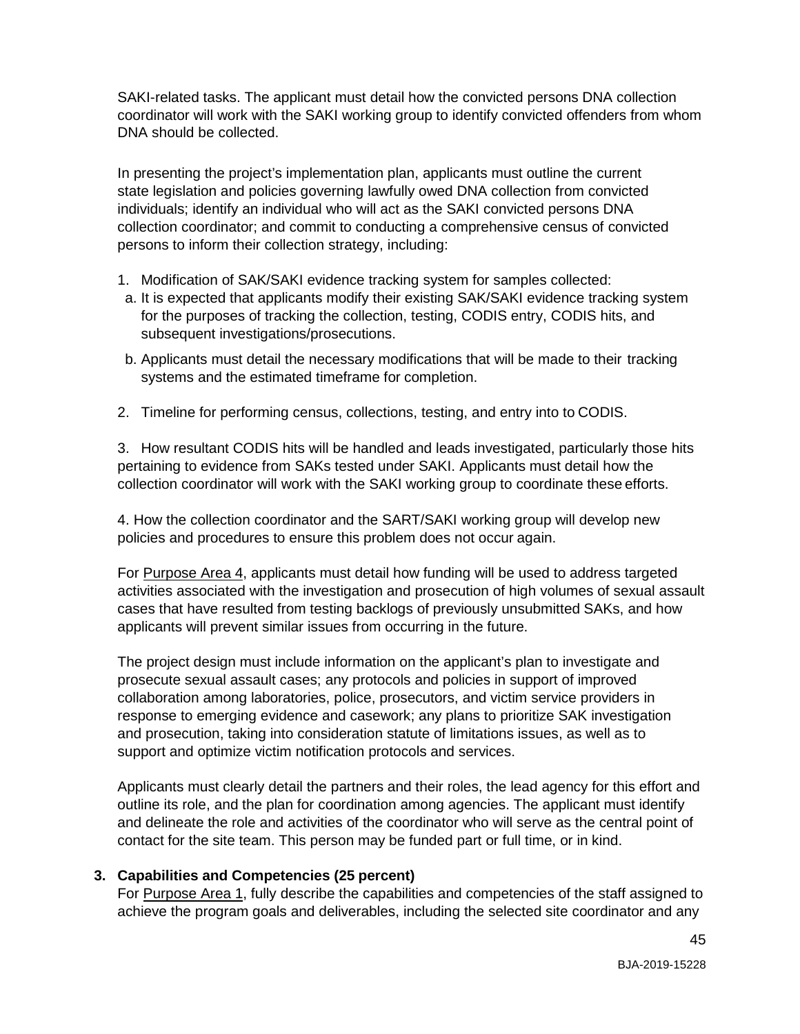SAKI-related tasks. The applicant must detail how the convicted persons DNA collection coordinator will work with the SAKI working group to identify convicted offenders from whom DNA should be collected.

In presenting the project's implementation plan, applicants must outline the current state legislation and policies governing lawfully owed DNA collection from convicted individuals; identify an individual who will act as the SAKI convicted persons DNA collection coordinator; and commit to conducting a comprehensive census of convicted persons to inform their collection strategy, including:

1. Modification of SAK/SAKI evidence tracking system for samples collected:
   a. It is expected that applicants modify their existing SAK/SAKI evidence tracking system for the purposes of tracking the collection, testing, CODIS entry, CODIS hits, and subsequent investigations/prosecutions.

   b. Applicants must detail the necessary modifications that will be made to their tracking systems and the estimated timeframe for completion.

2. Timeline for performing census, collections, testing, and entry into to CODIS.

3. How resultant CODIS hits will be handled and leads investigated, particularly those hits pertaining to evidence from SAKs tested under SAKI. Applicants must detail how the collection coordinator will work with the SAKI working group to coordinate these efforts.

4. How the collection coordinator and the SART/SAKI working group will develop new policies and procedures to ensure this problem does not occur again.

For Purpose Area 4, applicants must detail how funding will be used to address targeted activities associated with the investigation and prosecution of high volumes of sexual assault cases that have resulted from testing backlogs of previously unsubmitted SAKs, and how applicants will prevent similar issues from occurring in the future.

The project design must include information on the applicant's plan to investigate and prosecute sexual assault cases; any protocols and policies in support of improved collaboration among laboratories, police, prosecutors, and victim service providers in response to emerging evidence and casework; any plans to prioritize SAK investigation and prosecution, taking into consideration statute of limitations issues, as well as to support and optimize victim notification protocols and services.

Applicants must clearly detail the partners and their roles, the lead agency for this effort and outline its role, and the plan for coordination among agencies. The applicant must identify and delineate the role and activities of the coordinator who will serve as the central point of contact for the site team. This person may be funded part or full time, or in kind.

**3. Capabilities and Competencies (25 percent)**

For Purpose Area 1, fully describe the capabilities and competencies of the staff assigned to achieve the program goals and deliverables, including the selected site coordinator and any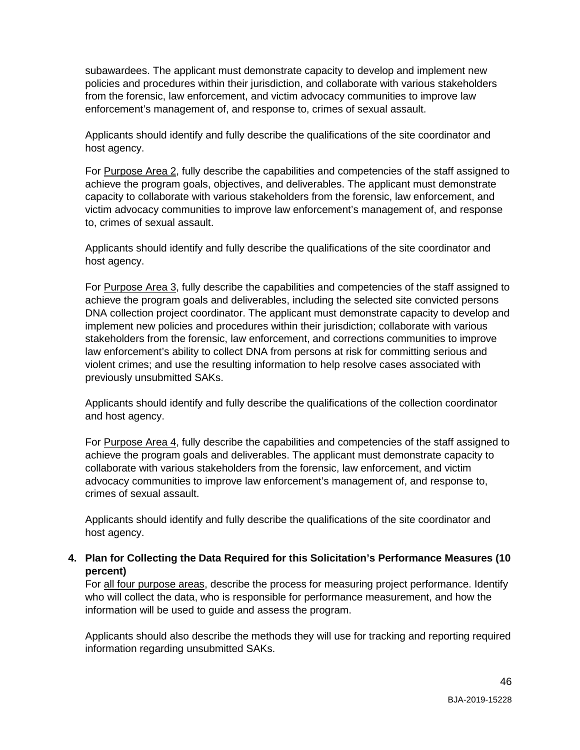subawardees. The applicant must demonstrate capacity to develop and implement new policies and procedures within their jurisdiction, and collaborate with various stakeholders from the forensic, law enforcement, and victim advocacy communities to improve law enforcement's management of, and response to, crimes of sexual assault.

Applicants should identify and fully describe the qualifications of the site coordinator and host agency.

For Purpose Area 2, fully describe the capabilities and competencies of the staff assigned to achieve the program goals, objectives, and deliverables. The applicant must demonstrate capacity to collaborate with various stakeholders from the forensic, law enforcement, and victim advocacy communities to improve law enforcement's management of, and response to, crimes of sexual assault.

Applicants should identify and fully describe the qualifications of the site coordinator and host agency.

For Purpose Area 3, fully describe the capabilities and competencies of the staff assigned to achieve the program goals and deliverables, including the selected site convicted persons DNA collection project coordinator. The applicant must demonstrate capacity to develop and implement new policies and procedures within their jurisdiction; collaborate with various stakeholders from the forensic, law enforcement, and corrections communities to improve law enforcement's ability to collect DNA from persons at risk for committing serious and violent crimes; and use the resulting information to help resolve cases associated with previously unsubmitted SAKs.

Applicants should identify and fully describe the qualifications of the collection coordinator and host agency.

For Purpose Area 4, fully describe the capabilities and competencies of the staff assigned to achieve the program goals and deliverables. The applicant must demonstrate capacity to collaborate with various stakeholders from the forensic, law enforcement, and victim advocacy communities to improve law enforcement's management of, and response to, crimes of sexual assault.

Applicants should identify and fully describe the qualifications of the site coordinator and host agency.

**4. Plan for Collecting the Data Required for this Solicitation's Performance Measures (10 percent)**

For all four purpose areas, describe the process for measuring project performance. Identify who will collect the data, who is responsible for performance measurement, and how the information will be used to guide and assess the program.

Applicants should also describe the methods they will use for tracking and reporting required information regarding unsubmitted SAKs.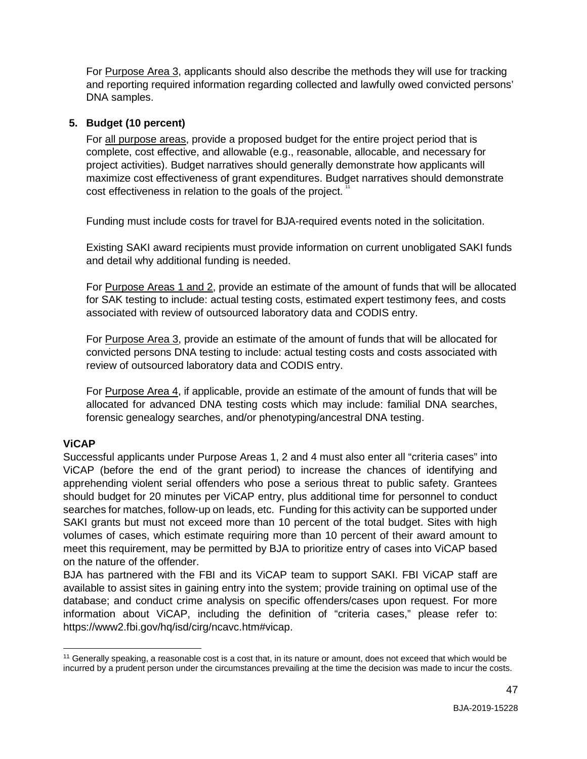For Purpose Area 3, applicants should also describe the methods they will use for tracking and reporting required information regarding collected and lawfully owed convicted persons' DNA samples.

**5. Budget (10 percent)**

For all purpose areas, provide a proposed budget for the entire project period that is complete, cost effective, and allowable (e.g., reasonable, allocable, and necessary for project activities). Budget narratives should generally demonstrate how applicants will maximize cost effectiveness of grant expenditures. Budget narratives should demonstrate cost effectiveness in relation to the goals of the project.[11]

Funding must include costs for travel for BJA-required events noted in the solicitation.

Existing SAKI award recipients must provide information on current unobligated SAKI funds and detail why additional funding is needed.

For Purpose Areas 1 and 2, provide an estimate of the amount of funds that will be allocated for SAK testing to include: actual testing costs, estimated expert testimony fees, and costs associated with review of outsourced laboratory data and CODIS entry.

For Purpose Area 3, provide an estimate of the amount of funds that will be allocated for convicted persons DNA testing to include: actual testing costs and costs associated with review of outsourced laboratory data and CODIS entry.

For Purpose Area 4, if applicable, provide an estimate of the amount of funds that will be allocated for advanced DNA testing costs which may include: familial DNA searches, forensic genealogy searches, and/or phenotyping/ancestral DNA testing.

**ViCAP**

Successful applicants under Purpose Areas 1, 2 and 4 must also enter all "criteria cases" into ViCAP (before the end of the grant period) to increase the chances of identifying and apprehending violent serial offenders who pose a serious threat to public safety. Grantees should budget for 20 minutes per ViCAP entry, plus additional time for personnel to conduct searches for matches, follow-up on leads, etc. Funding for this activity can be supported under SAKI grants but must not exceed more than 10 percent of the total budget. Sites with high volumes of cases, which estimate requiring more than 10 percent of their award amount to meet this requirement, may be permitted by BJA to prioritize entry of cases into ViCAP based on the nature of the offender.

BJA has partnered with the FBI and its ViCAP team to support SAKI. FBI ViCAP staff are available to assist sites in gaining entry into the system; provide training on optimal use of the database; and conduct crime analysis on specific offenders/cases upon request. For more information about ViCAP, including the definition of "criteria cases," please refer to: https://www2.fbi.gov/hq/isd/cirg/ncavc.htm#vicap.

[11] Generally speaking, a reasonable cost is a cost that, in its nature or amount, does not exceed that which would be incurred by a prudent person under the circumstances prevailing at the time the decision was made to incur the costs.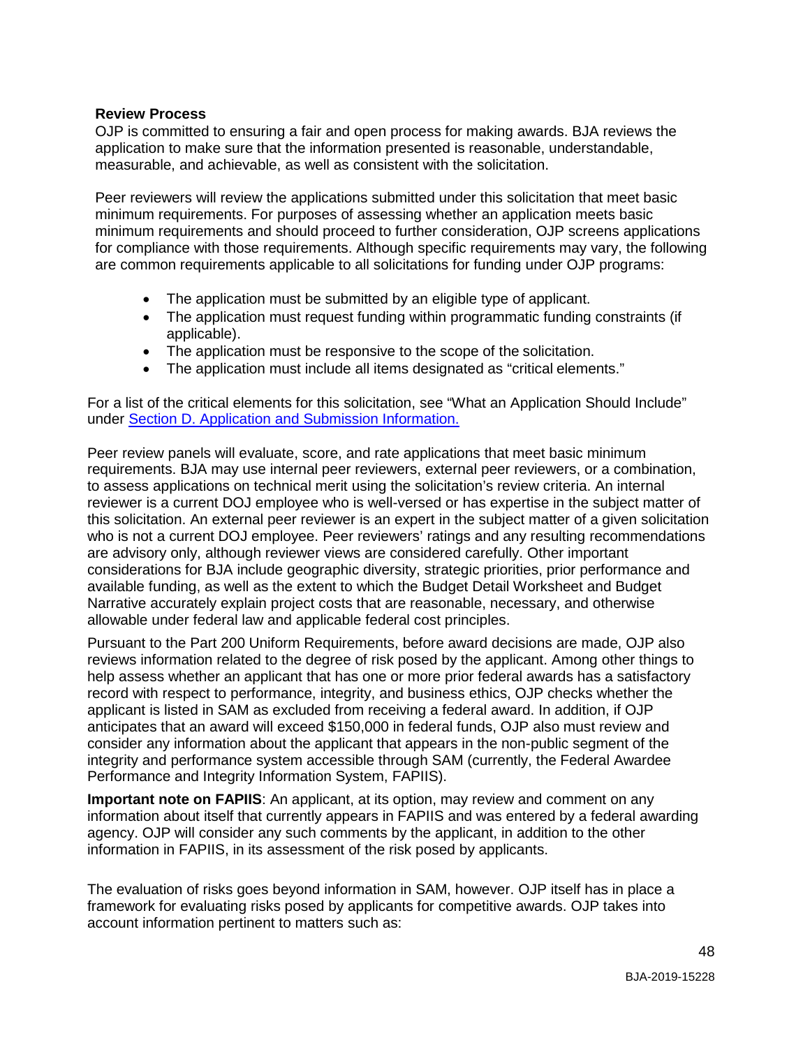**Review Process**

OJP is committed to ensuring a fair and open process for making awards. BJA reviews the application to make sure that the information presented is reasonable, understandable, measurable, and achievable, as well as consistent with the solicitation.

Peer reviewers will review the applications submitted under this solicitation that meet basic minimum requirements. For purposes of assessing whether an application meets basic minimum requirements and should proceed to further consideration, OJP screens applications for compliance with those requirements. Although specific requirements may vary, the following are common requirements applicable to all solicitations for funding under OJP programs:

- The application must be submitted by an eligible type of applicant.
- The application must request funding within programmatic funding constraints (if applicable).
- The application must be responsive to the scope of the solicitation.
- The application must include all items designated as "critical elements."

For a list of the critical elements for this solicitation, see "What an Application Should Include" under Section D. Application and Submission Information.

Peer review panels will evaluate, score, and rate applications that meet basic minimum requirements. BJA may use internal peer reviewers, external peer reviewers, or a combination, to assess applications on technical merit using the solicitation's review criteria. An internal reviewer is a current DOJ employee who is well-versed or has expertise in the subject matter of this solicitation. An external peer reviewer is an expert in the subject matter of a given solicitation who is not a current DOJ employee. Peer reviewers' ratings and any resulting recommendations are advisory only, although reviewer views are considered carefully. Other important considerations for BJA include geographic diversity, strategic priorities, prior performance and available funding, as well as the extent to which the Budget Detail Worksheet and Budget Narrative accurately explain project costs that are reasonable, necessary, and otherwise allowable under federal law and applicable federal cost principles.

Pursuant to the Part 200 Uniform Requirements, before award decisions are made, OJP also reviews information related to the degree of risk posed by the applicant. Among other things to help assess whether an applicant that has one or more prior federal awards has a satisfactory record with respect to performance, integrity, and business ethics, OJP checks whether the applicant is listed in SAM as excluded from receiving a federal award. In addition, if OJP anticipates that an award will exceed $150,000 in federal funds, OJP also must review and consider any information about the applicant that appears in the non-public segment of the integrity and performance system accessible through SAM (currently, the Federal Awardee Performance and Integrity Information System, FAPIIS).

**Important note on FAPIIS**: An applicant, at its option, may review and comment on any information about itself that currently appears in FAPIIS and was entered by a federal awarding agency. OJP will consider any such comments by the applicant, in addition to the other information in FAPIIS, in its assessment of the risk posed by applicants.

The evaluation of risks goes beyond information in SAM, however. OJP itself has in place a framework for evaluating risks posed by applicants for competitive awards. OJP takes into account information pertinent to matters such as: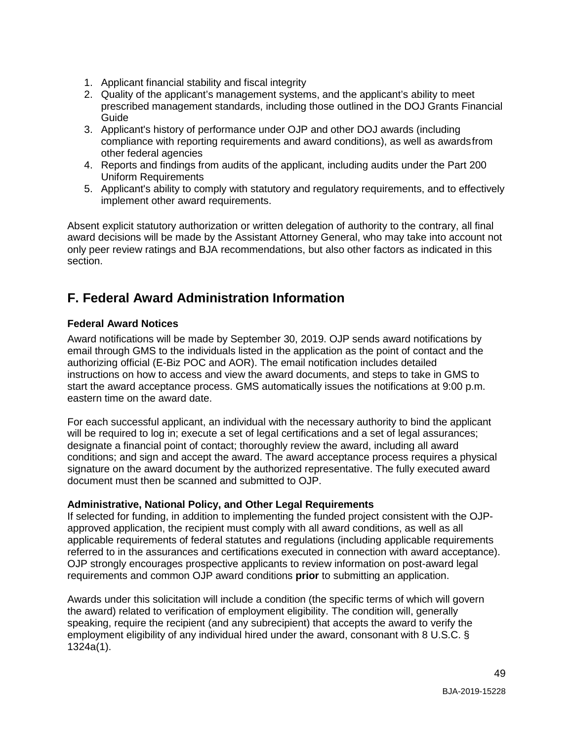1. Applicant financial stability and fiscal integrity
2. Quality of the applicant's management systems, and the applicant's ability to meet prescribed management standards, including those outlined in the DOJ Grants Financial Guide
3. Applicant's history of performance under OJP and other DOJ awards (including compliance with reporting requirements and award conditions), as well as awards from other federal agencies
4. Reports and findings from audits of the applicant, including audits under the Part 200 Uniform Requirements
5. Applicant's ability to comply with statutory and regulatory requirements, and to effectively implement other award requirements.

Absent explicit statutory authorization or written delegation of authority to the contrary, all final award decisions will be made by the Assistant Attorney General, who may take into account not only peer review ratings and BJA recommendations, but also other factors as indicated in this section.

## F. Federal Award Administration Information

### Federal Award Notices

Award notifications will be made by September 30, 2019. OJP sends award notifications by email through GMS to the individuals listed in the application as the point of contact and the authorizing official (E-Biz POC and AOR). The email notification includes detailed instructions on how to access and view the award documents, and steps to take in GMS to start the award acceptance process. GMS automatically issues the notifications at 9:00 p.m. eastern time on the award date.

For each successful applicant, an individual with the necessary authority to bind the applicant will be required to log in; execute a set of legal certifications and a set of legal assurances; designate a financial point of contact; thoroughly review the award, including all award conditions; and sign and accept the award. The award acceptance process requires a physical signature on the award document by the authorized representative. The fully executed award document must then be scanned and submitted to OJP.

### Administrative, National Policy, and Other Legal Requirements

If selected for funding, in addition to implementing the funded project consistent with the OJP-approved application, the recipient must comply with all award conditions, as well as all applicable requirements of federal statutes and regulations (including applicable requirements referred to in the assurances and certifications executed in connection with award acceptance). OJP strongly encourages prospective applicants to review information on post-award legal requirements and common OJP award conditions **prior** to submitting an application.

Awards under this solicitation will include a condition (the specific terms of which will govern the award) related to verification of employment eligibility. The condition will, generally speaking, require the recipient (and any subrecipient) that accepts the award to verify the employment eligibility of any individual hired under the award, consonant with 8 U.S.C. § 1324a(1).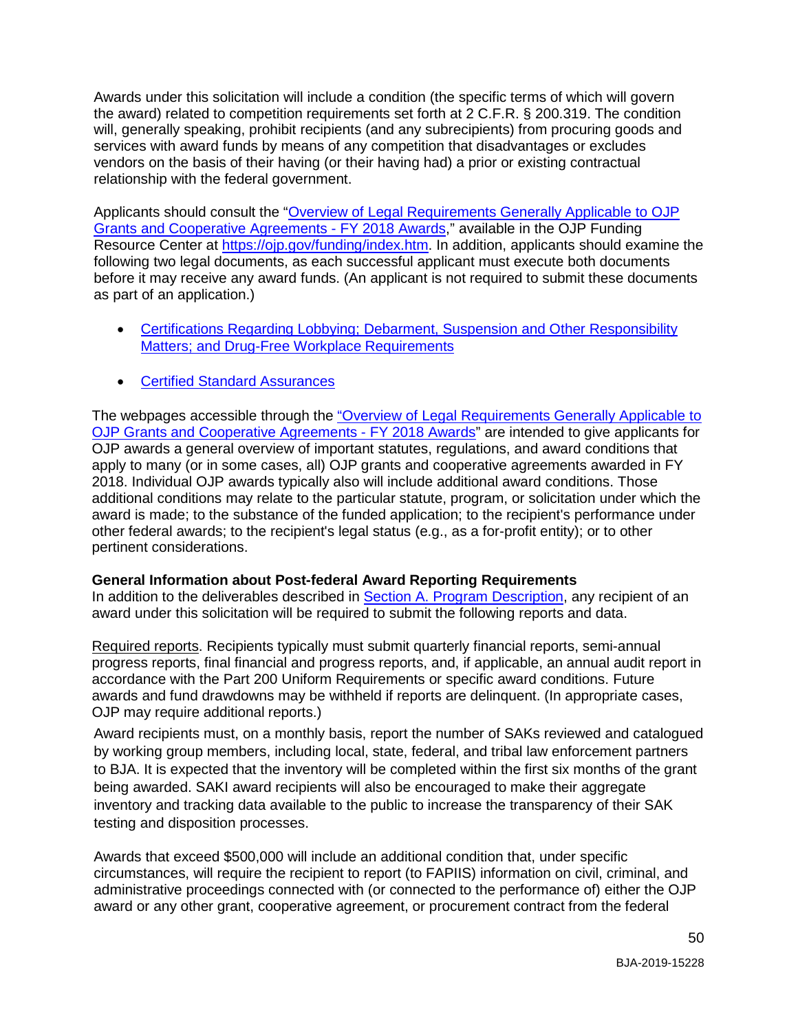Awards under this solicitation will include a condition (the specific terms of which will govern the award) related to competition requirements set forth at 2 C.F.R. § 200.319. The condition will, generally speaking, prohibit recipients (and any subrecipients) from procuring goods and services with award funds by means of any competition that disadvantages or excludes vendors on the basis of their having (or their having had) a prior or existing contractual relationship with the federal government.

Applicants should consult the "Overview of Legal Requirements Generally Applicable to OJP Grants and Cooperative Agreements - FY 2018 Awards," available in the OJP Funding Resource Center at https://ojp.gov/funding/index.htm. In addition, applicants should examine the following two legal documents, as each successful applicant must execute both documents before it may receive any award funds. (An applicant is not required to submit these documents as part of an application.)

- Certifications Regarding Lobbying; Debarment, Suspension and Other Responsibility Matters; and Drug-Free Workplace Requirements
- Certified Standard Assurances

The webpages accessible through the "Overview of Legal Requirements Generally Applicable to OJP Grants and Cooperative Agreements - FY 2018 Awards" are intended to give applicants for OJP awards a general overview of important statutes, regulations, and award conditions that apply to many (or in some cases, all) OJP grants and cooperative agreements awarded in FY 2018. Individual OJP awards typically also will include additional award conditions. Those additional conditions may relate to the particular statute, program, or solicitation under which the award is made; to the substance of the funded application; to the recipient's performance under other federal awards; to the recipient's legal status (e.g., as a for-profit entity); or to other pertinent considerations.

**General Information about Post-federal Award Reporting Requirements**
In addition to the deliverables described in Section A. Program Description, any recipient of an award under this solicitation will be required to submit the following reports and data.

Required reports. Recipients typically must submit quarterly financial reports, semi-annual progress reports, final financial and progress reports, and, if applicable, an annual audit report in accordance with the Part 200 Uniform Requirements or specific award conditions. Future awards and fund drawdowns may be withheld if reports are delinquent. (In appropriate cases, OJP may require additional reports.)

Award recipients must, on a monthly basis, report the number of SAKs reviewed and catalogued by working group members, including local, state, federal, and tribal law enforcement partners to BJA. It is expected that the inventory will be completed within the first six months of the grant being awarded. SAKI award recipients will also be encouraged to make their aggregate inventory and tracking data available to the public to increase the transparency of their SAK testing and disposition processes.

Awards that exceed $500,000 will include an additional condition that, under specific circumstances, will require the recipient to report (to FAPIIS) information on civil, criminal, and administrative proceedings connected with (or connected to the performance of) either the OJP award or any other grant, cooperative agreement, or procurement contract from the federal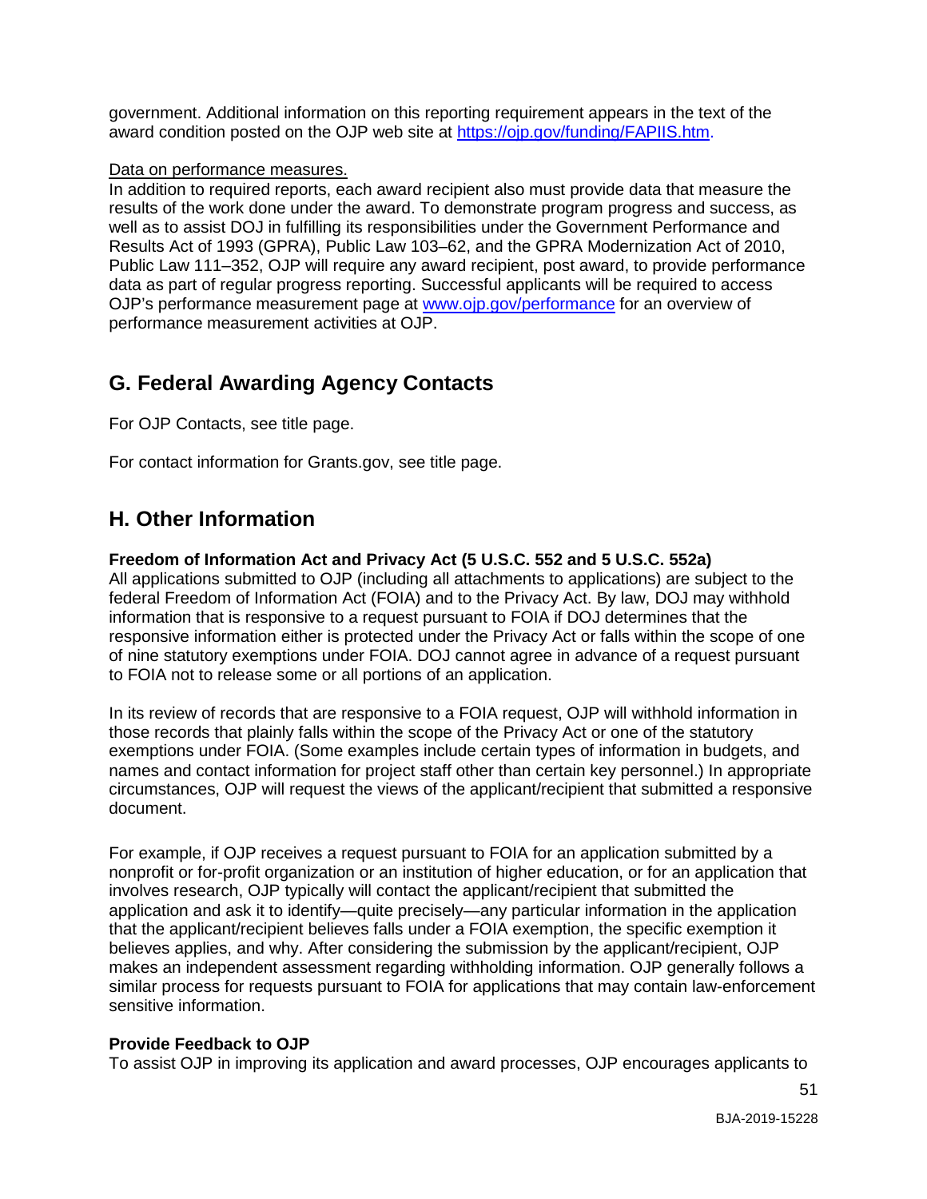government. Additional information on this reporting requirement appears in the text of the award condition posted on the OJP web site at [https://ojp.gov/funding/FAPIIS.htm](https://ojp.gov/funding/FAPIIS.htm).

Data on performance measures.

In addition to required reports, each award recipient also must provide data that measure the results of the work done under the award. To demonstrate program progress and success, as well as to assist DOJ in fulfilling its responsibilities under the Government Performance and Results Act of 1993 (GPRA), Public Law 103–62, and the GPRA Modernization Act of 2010, Public Law 111–352, OJP will require any award recipient, post award, to provide performance data as part of regular progress reporting. Successful applicants will be required to access OJP's performance measurement page at [www.ojp.gov/performance](www.ojp.gov/performance) for an overview of performance measurement activities at OJP.

## G. Federal Awarding Agency Contacts

For OJP Contacts, see title page.

For contact information for Grants.gov, see title page.

## H. Other Information

**Freedom of Information Act and Privacy Act (5 U.S.C. 552 and 5 U.S.C. 552a)**

All applications submitted to OJP (including all attachments to applications) are subject to the federal Freedom of Information Act (FOIA) and to the Privacy Act. By law, DOJ may withhold information that is responsive to a request pursuant to FOIA if DOJ determines that the responsive information either is protected under the Privacy Act or falls within the scope of one of nine statutory exemptions under FOIA. DOJ cannot agree in advance of a request pursuant to FOIA not to release some or all portions of an application.

In its review of records that are responsive to a FOIA request, OJP will withhold information in those records that plainly falls within the scope of the Privacy Act or one of the statutory exemptions under FOIA. (Some examples include certain types of information in budgets, and names and contact information for project staff other than certain key personnel.) In appropriate circumstances, OJP will request the views of the applicant/recipient that submitted a responsive document.

For example, if OJP receives a request pursuant to FOIA for an application submitted by a nonprofit or for-profit organization or an institution of higher education, or for an application that involves research, OJP typically will contact the applicant/recipient that submitted the application and ask it to identify—quite precisely—any particular information in the application that the applicant/recipient believes falls under a FOIA exemption, the specific exemption it believes applies, and why. After considering the submission by the applicant/recipient, OJP makes an independent assessment regarding withholding information. OJP generally follows a similar process for requests pursuant to FOIA for applications that may contain law-enforcement sensitive information.

**Provide Feedback to OJP**

To assist OJP in improving its application and award processes, OJP encourages applicants to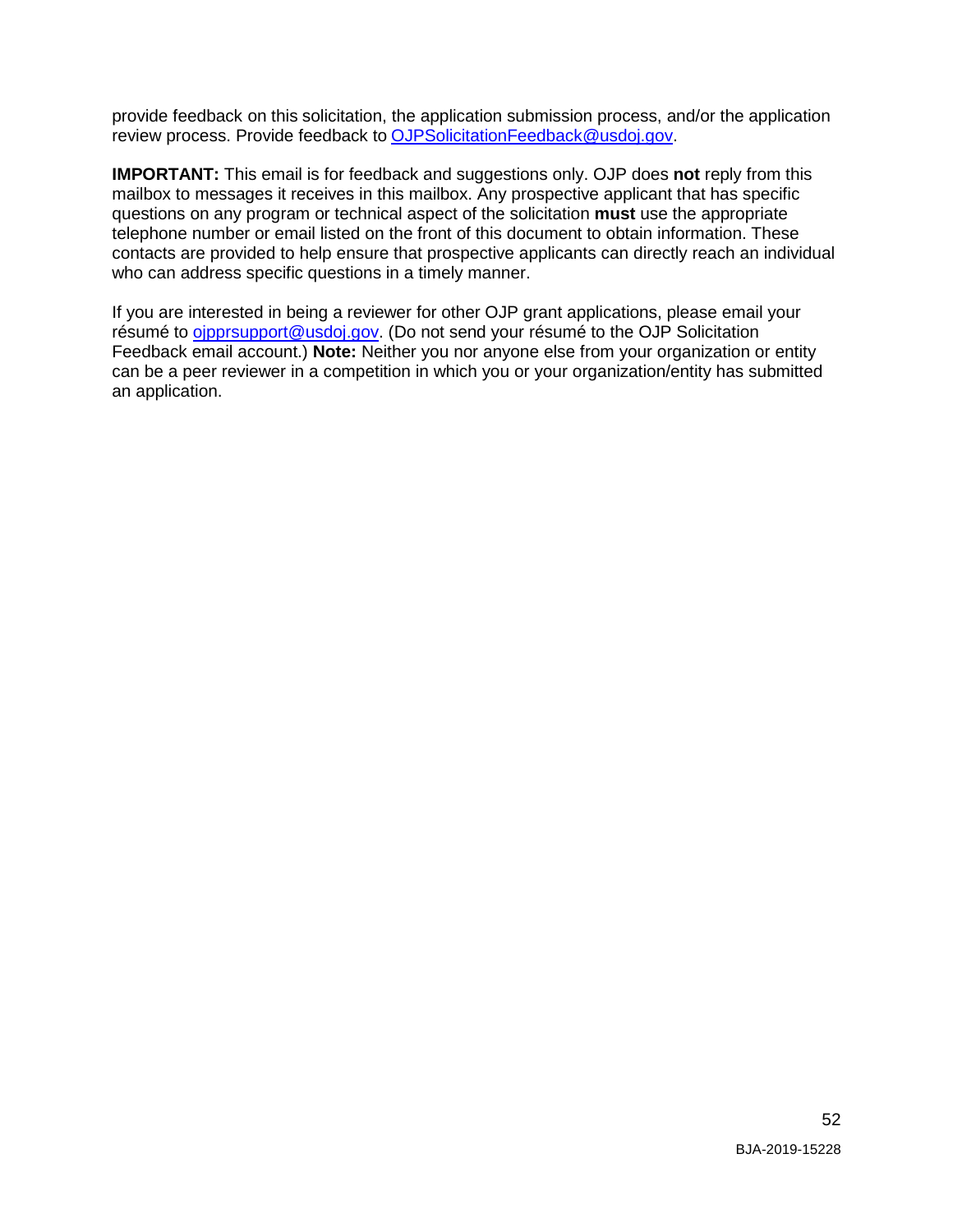provide feedback on this solicitation, the application submission process, and/or the application review process. Provide feedback to OJPSolicitationFeedback@usdoj.gov.

**IMPORTANT:** This email is for feedback and suggestions only. OJP does **not** reply from this mailbox to messages it receives in this mailbox. Any prospective applicant that has specific questions on any program or technical aspect of the solicitation **must** use the appropriate telephone number or email listed on the front of this document to obtain information. These contacts are provided to help ensure that prospective applicants can directly reach an individual who can address specific questions in a timely manner.

If you are interested in being a reviewer for other OJP grant applications, please email your résumé to ojpprsupport@usdoj.gov. (Do not send your résumé to the OJP Solicitation Feedback email account.) **Note:** Neither you nor anyone else from your organization or entity can be a peer reviewer in a competition in which you or your organization/entity has submitted an application.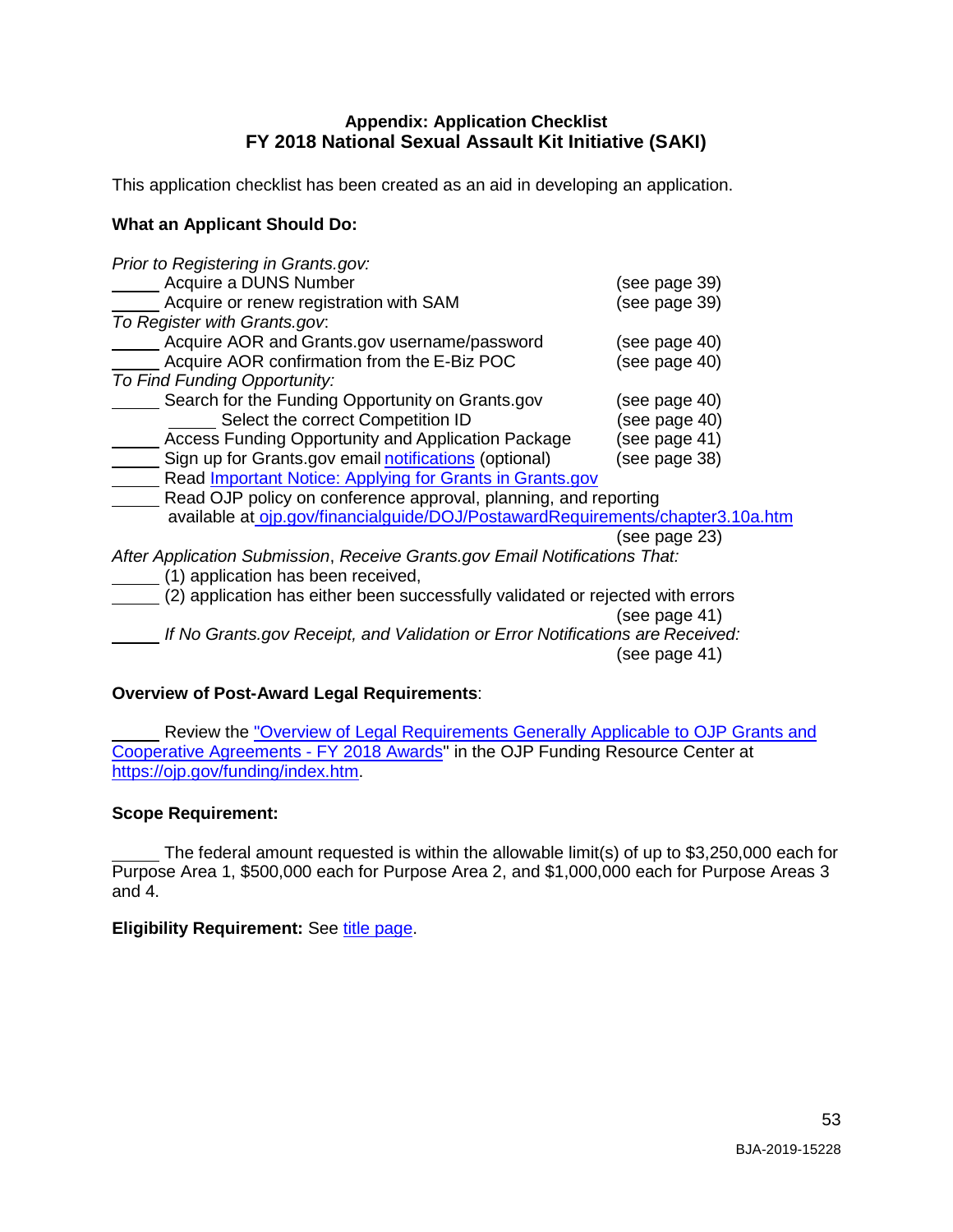## Appendix: Application Checklist
## FY 2018 National Sexual Assault Kit Initiative (SAKI)

This application checklist has been created as an aid in developing an application.

**What an Applicant Should Do:**

*Prior to Registering in Grants.gov:*

_____ Acquire a DUNS Number (see page 39)
_____ Acquire or renew registration with SAM (see page 39)

*To Register with Grants.gov*:

_____ Acquire AOR and Grants.gov username/password (see page 40)
_____ Acquire AOR confirmation from the E-Biz POC (see page 40)

*To Find Funding Opportunity:*

_____ Search for the Funding Opportunity on Grants.gov (see page 40)
    _____ Select the correct Competition ID (see page 40)
_____ Access Funding Opportunity and Application Package (see page 41)
_____ Sign up for Grants.gov email notifications (optional) (see page 38)
_____ Read Important Notice: Applying for Grants in Grants.gov
_____ Read OJP policy on conference approval, planning, and reporting available at ojp.gov/financialguide/DOJ/PostawardRequirements/chapter3.10a.htm (see page 23)

*After Application Submission, Receive Grants.gov Email Notifications That:*

_____ (1) application has been received,
_____ (2) application has either been successfully validated or rejected with errors (see page 41)
_____ *If No Grants.gov Receipt, and Validation or Error Notifications are Received:* (see page 41)

**Overview of Post-Award Legal Requirements**:

_____ Review the "Overview of Legal Requirements Generally Applicable to OJP Grants and Cooperative Agreements - FY 2018 Awards" in the OJP Funding Resource Center at https://ojp.gov/funding/index.htm.

**Scope Requirement:**

_____ The federal amount requested is within the allowable limit(s) of up to $3,250,000 each for Purpose Area 1, $500,000 each for Purpose Area 2, and $1,000,000 each for Purpose Areas 3 and 4.

**Eligibility Requirement:** See title page.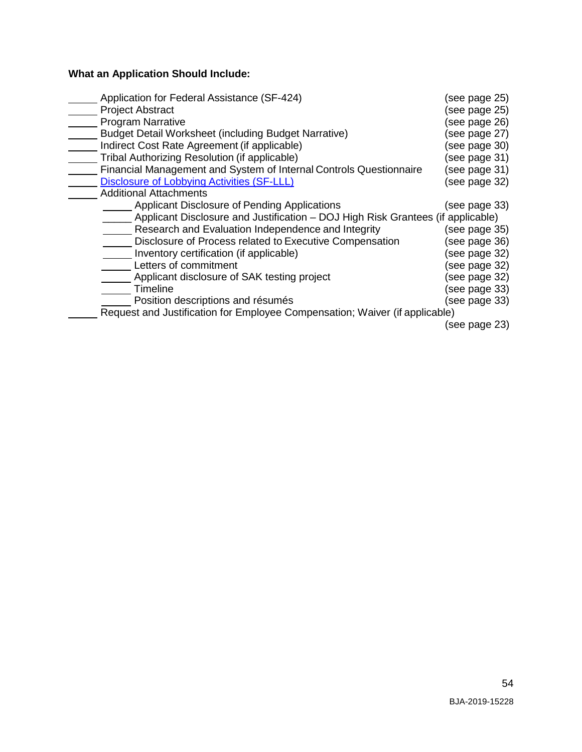**What an Application Should Include:**

- _____ Application for Federal Assistance (SF-424) (see page 25)
- _____ Project Abstract (see page 25)
- _____ Program Narrative (see page 26)
- _____ Budget Detail Worksheet (including Budget Narrative) (see page 27)
- _____ Indirect Cost Rate Agreement (if applicable) (see page 30)
- _____ Tribal Authorizing Resolution (if applicable) (see page 31)
- _____ Financial Management and System of Internal Controls Questionnaire (see page 31)
- _____ Disclosure of Lobbying Activities (SF-LLL) (see page 32)
- _____ Additional Attachments
  - _____ Applicant Disclosure of Pending Applications (see page 33)
  - _____ Applicant Disclosure and Justification – DOJ High Risk Grantees (if applicable)
  - _____ Research and Evaluation Independence and Integrity (see page 35)
  - _____ Disclosure of Process related to Executive Compensation (see page 36)
  - _____ Inventory certification (if applicable) (see page 32)
  - _____ Letters of commitment (see page 32)
  - _____ Applicant disclosure of SAK testing project (see page 32)
  - _____ Timeline (see page 33)
  - _____ Position descriptions and résumés (see page 33)
- _____ Request and Justification for Employee Compensation; Waiver (if applicable) (see page 23)